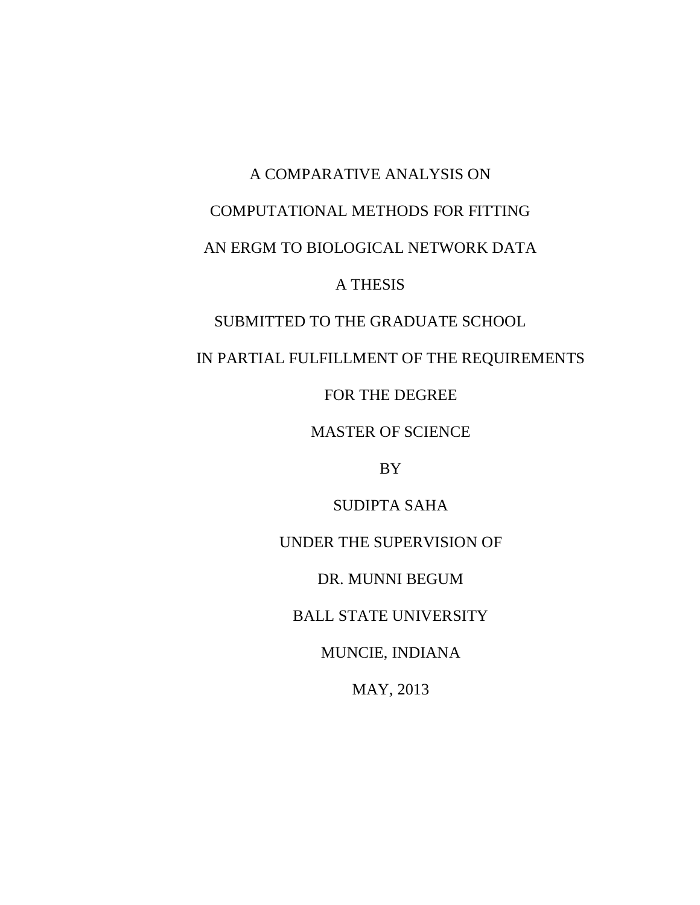# A COMPARATIVE ANALYSIS ON COMPUTATIONAL METHODS FOR FITTING AN ERGM TO BIOLOGICAL NETWORK DATA

A THESIS

SUBMITTED TO THE GRADUATE SCHOOL

IN PARTIAL FULFILLMENT OF THE REQUIREMENTS

FOR THE DEGREE

MASTER OF SCIENCE

BY

SUDIPTA SAHA

UNDER THE SUPERVISION OF

DR. MUNNI BEGUM

BALL STATE UNIVERSITY

MUNCIE, INDIANA

MAY, 2013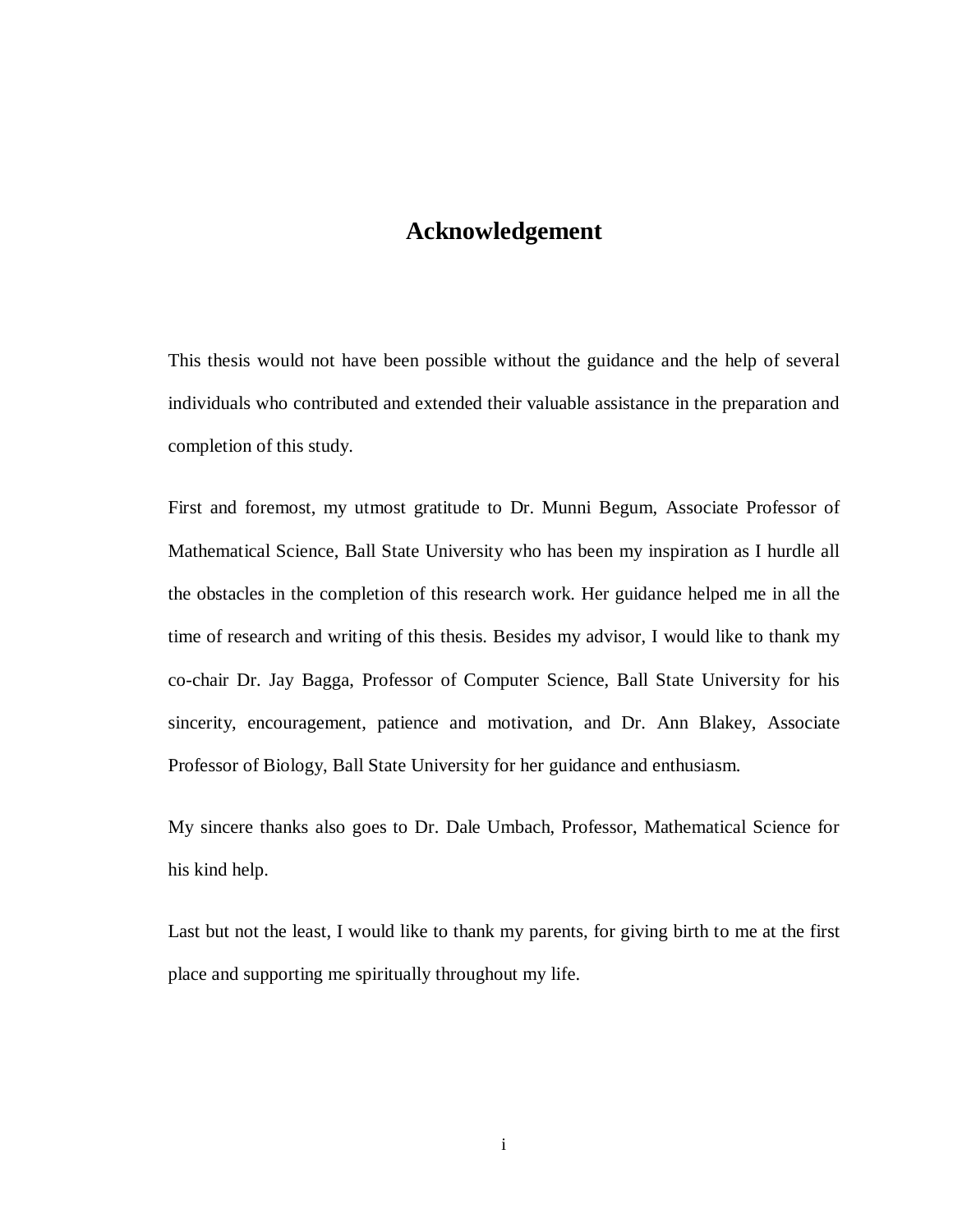# Acknowledgement

This thesis would not have been possible without the guidance and the help of several individuals who contributed and extended their valuable assistance in the preparation and completion of this study.

First and foremost, my utmost gratitude to Dr. Munni Begum, Associate Professor of Mathematical Science, Ball State University who has been my inspiration as I hurdle all the obstacles in the completion of this research work. Her guidance helped me in all the time of research and writing of this thesis. Besides my advisor, I would like to thank my co-chair Dr. Jay Bagga, Professor of Computer Science, Ball State University for his sincerity, encouragement, patience and motivation, and Dr. Ann Blakey, Associate Professor of Biology, Ball State University for her guidance and enthusiasm.

My sincere thanks also goes to Dr. Dale Umbach, Professor, Mathematical Science for his kind help.

Last but not the least, I would like to thank my parents, for giving birth to me at the first place and supporting me spiritually throughout my life.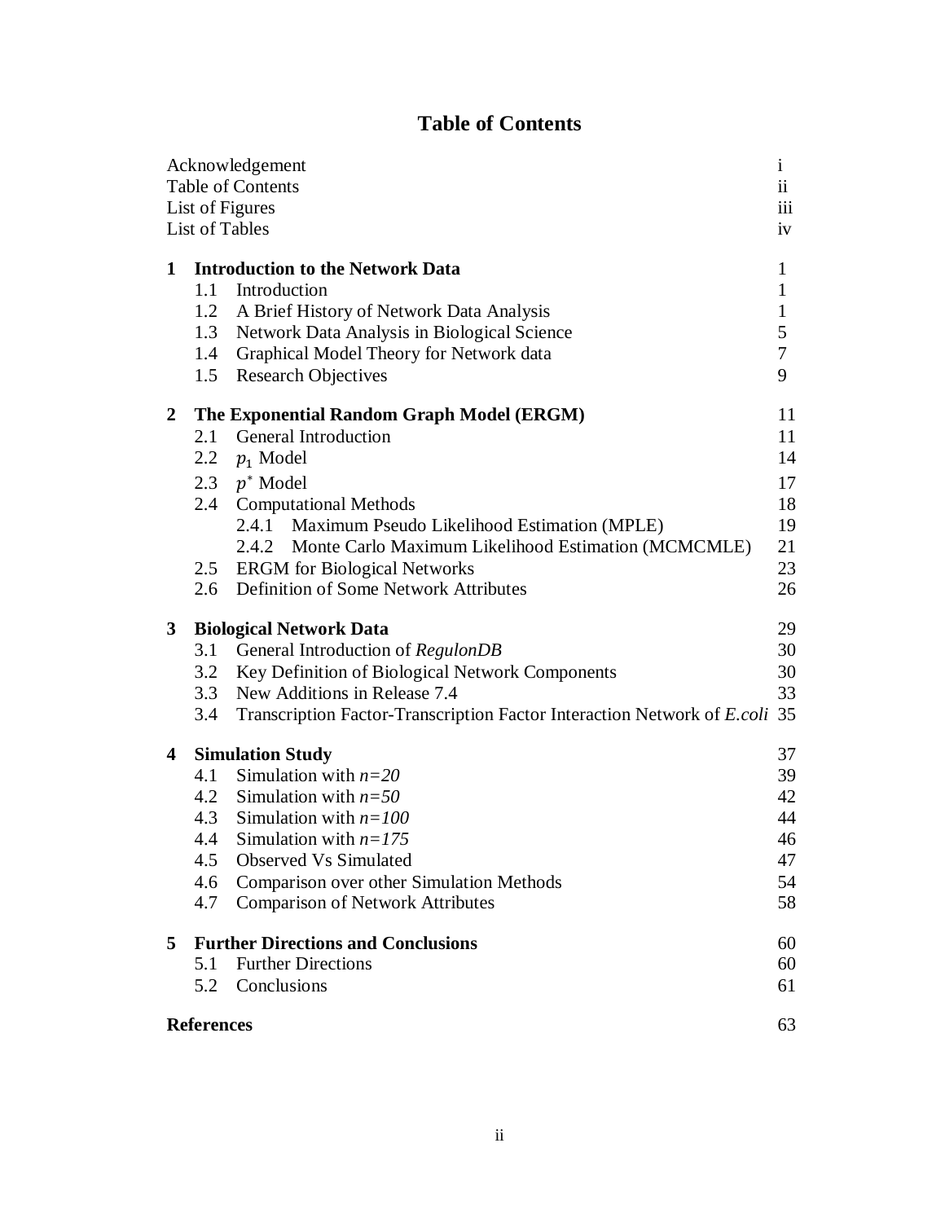# Table of Contents

| | | |
|---|---|---|
| Acknowledgement | | i |
| Table of Contents | | ii |
| List of Figures | | iii |
| List of Tables | | iv |
| **1** | **Introduction to the Network Data** | 1 |
| 1.1 | Introduction | 1 |
| 1.2 | A Brief History of Network Data Analysis | 1 |
| 1.3 | Network Data Analysis in Biological Science | 5 |
| 1.4 | Graphical Model Theory for Network data | 7 |
| 1.5 | Research Objectives | 9 |
| **2** | **The Exponential Random Graph Model (ERGM)** | 11 |
| 2.1 | General Introduction | 11 |
| 2.2 | $p_1$ Model | 14 |
| 2.3 | $p^*$ Model | 17 |
| 2.4 | Computational Methods | 18 |
| 2.4.1 | Maximum Pseudo Likelihood Estimation (MPLE) | 19 |
| 2.4.2 | Monte Carlo Maximum Likelihood Estimation (MCMCMLE) | 21 |
| 2.5 | ERGM for Biological Networks | 23 |
| 2.6 | Definition of Some Network Attributes | 26 |
| **3** | **Biological Network Data** | 29 |
| 3.1 | General Introduction of *RegulonDB* | 30 |
| 3.2 | Key Definition of Biological Network Components | 30 |
| 3.3 | New Additions in Release 7.4 | 33 |
| 3.4 | Transcription Factor-Transcription Factor Interaction Network of *E.coli* | 35 |
| **4** | **Simulation Study** | 37 |
| 4.1 | Simulation with $n=20$ | 39 |
| 4.2 | Simulation with $n=50$ | 42 |
| 4.3 | Simulation with $n=100$ | 44 |
| 4.4 | Simulation with $n=175$ | 46 |
| 4.5 | Observed Vs Simulated | 47 |
| 4.6 | Comparison over other Simulation Methods | 54 |
| 4.7 | Comparison of Network Attributes | 58 |
| **5** | **Further Directions and Conclusions** | 60 |
| 5.1 | Further Directions | 60 |
| 5.2 | Conclusions | 61 |
| **References** | | 63 |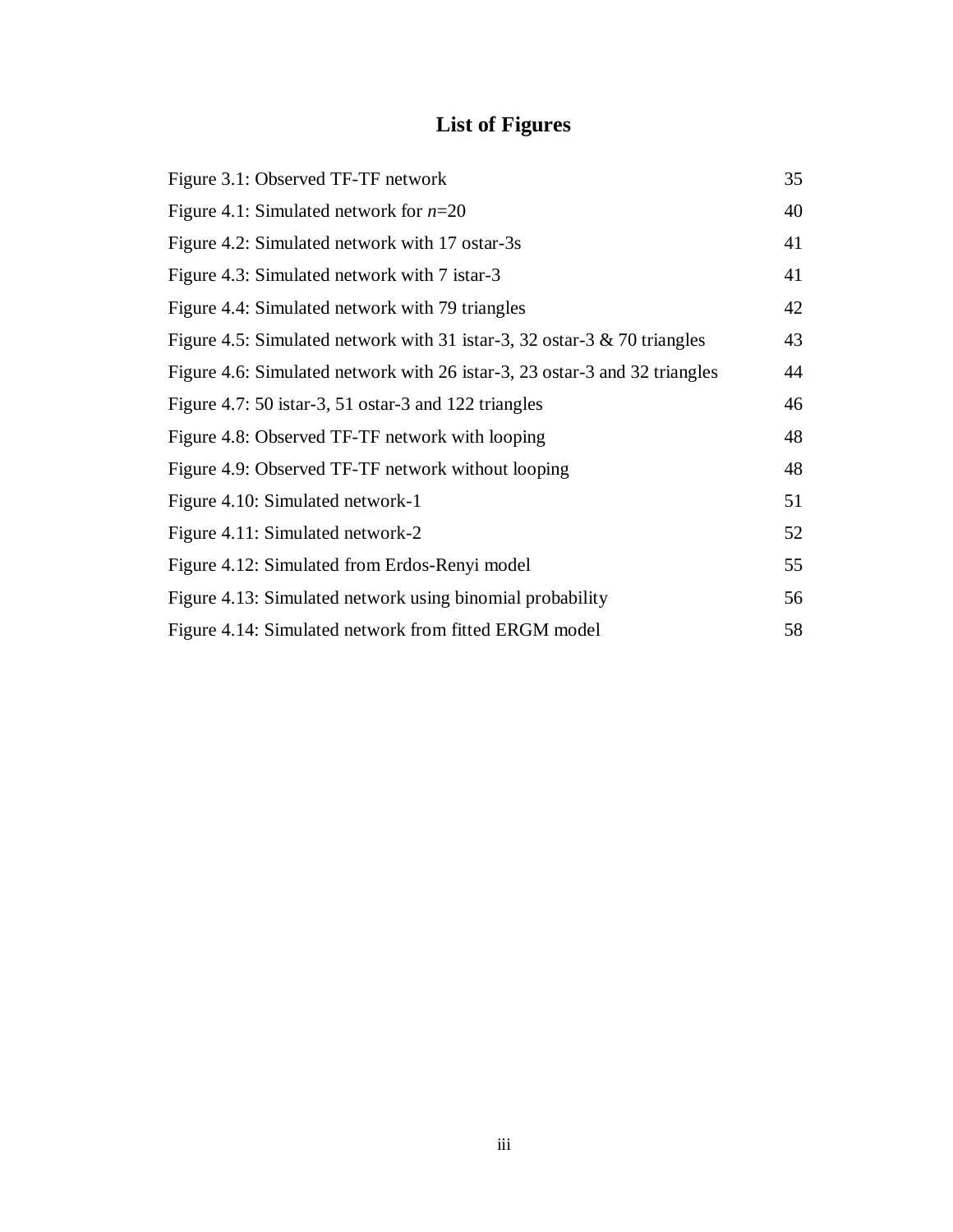# List of Figures

| | |
|---|---|
| Figure 3.1: Observed TF-TF network | 35 |
| Figure 4.1: Simulated network for $n$=20 | 40 |
| Figure 4.2: Simulated network with 17 ostar-3s | 41 |
| Figure 4.3: Simulated network with 7 istar-3 | 41 |
| Figure 4.4: Simulated network with 79 triangles | 42 |
| Figure 4.5: Simulated network with 31 istar-3, 32 ostar-3 & 70 triangles | 43 |
| Figure 4.6: Simulated network with 26 istar-3, 23 ostar-3 and 32 triangles | 44 |
| Figure 4.7: 50 istar-3, 51 ostar-3 and 122 triangles | 46 |
| Figure 4.8: Observed TF-TF network with looping | 48 |
| Figure 4.9: Observed TF-TF network without looping | 48 |
| Figure 4.10: Simulated network-1 | 51 |
| Figure 4.11: Simulated network-2 | 52 |
| Figure 4.12: Simulated from Erdos-Renyi model | 55 |
| Figure 4.13: Simulated network using binomial probability | 56 |
| Figure 4.14: Simulated network from fitted ERGM model | 58 |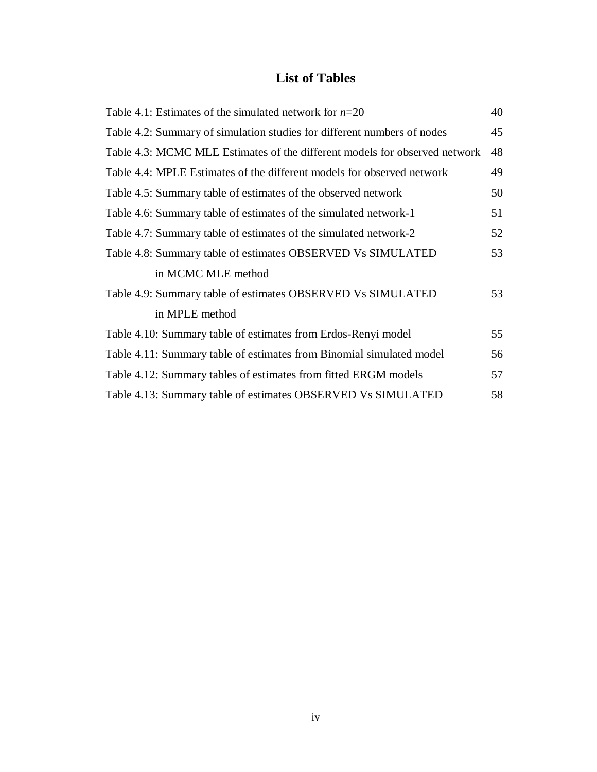# List of Tables

| | |
|---|---|
| Table 4.1: Estimates of the simulated network for $n$=20 | 40 |
| Table 4.2: Summary of simulation studies for different numbers of nodes | 45 |
| Table 4.3: MCMC MLE Estimates of the different models for observed network | 48 |
| Table 4.4: MPLE Estimates of the different models for observed network | 49 |
| Table 4.5: Summary table of estimates of the observed network | 50 |
| Table 4.6: Summary table of estimates of the simulated network-1 | 51 |
| Table 4.7: Summary table of estimates of the simulated network-2 | 52 |
| Table 4.8: Summary table of estimates OBSERVED Vs SIMULATED in MCMC MLE method | 53 |
| Table 4.9: Summary table of estimates OBSERVED Vs SIMULATED in MPLE method | 53 |
| Table 4.10: Summary table of estimates from Erdos-Renyi model | 55 |
| Table 4.11: Summary table of estimates from Binomial simulated model | 56 |
| Table 4.12: Summary tables of estimates from fitted ERGM models | 57 |
| Table 4.13: Summary table of estimates OBSERVED Vs SIMULATED | 58 |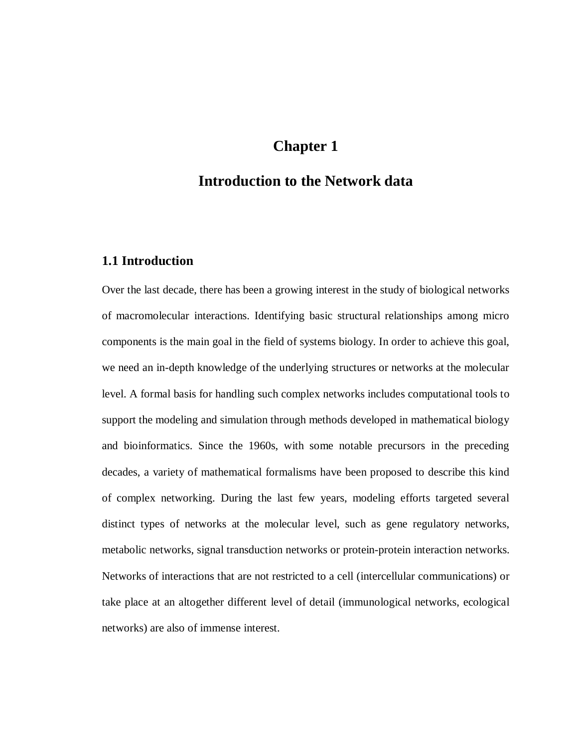# Chapter 1

# Introduction to the Network data

## 1.1 Introduction

Over the last decade, there has been a growing interest in the study of biological networks of macromolecular interactions. Identifying basic structural relationships among micro components is the main goal in the field of systems biology. In order to achieve this goal, we need an in-depth knowledge of the underlying structures or networks at the molecular level. A formal basis for handling such complex networks includes computational tools to support the modeling and simulation through methods developed in mathematical biology and bioinformatics. Since the 1960s, with some notable precursors in the preceding decades, a variety of mathematical formalisms have been proposed to describe this kind of complex networking. During the last few years, modeling efforts targeted several distinct types of networks at the molecular level, such as gene regulatory networks, metabolic networks, signal transduction networks or protein-protein interaction networks. Networks of interactions that are not restricted to a cell (intercellular communications) or take place at an altogether different level of detail (immunological networks, ecological networks) are also of immense interest.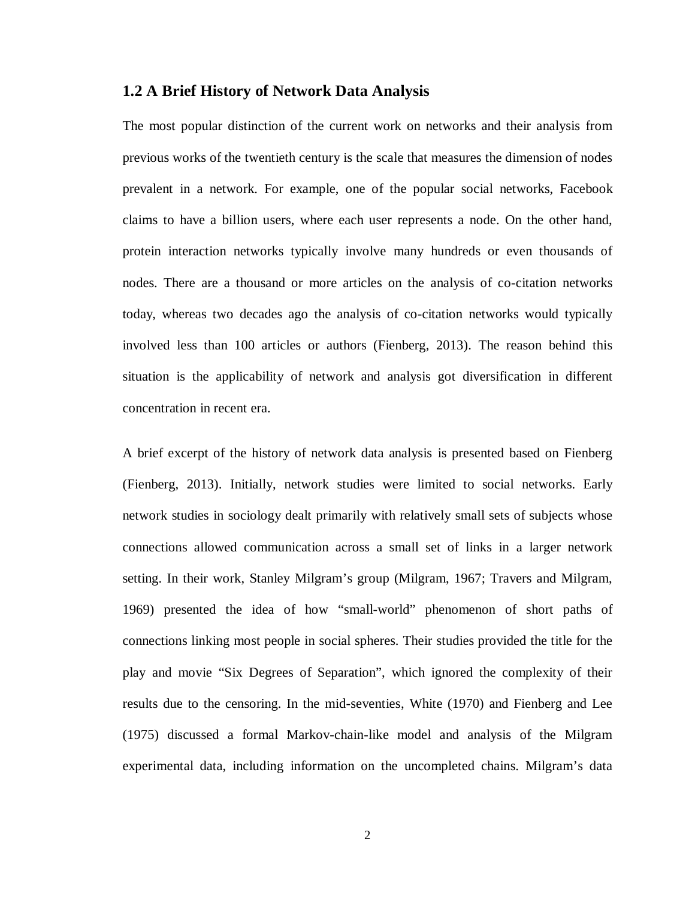## 1.2 A Brief History of Network Data Analysis

The most popular distinction of the current work on networks and their analysis from previous works of the twentieth century is the scale that measures the dimension of nodes prevalent in a network. For example, one of the popular social networks, Facebook claims to have a billion users, where each user represents a node. On the other hand, protein interaction networks typically involve many hundreds or even thousands of nodes. There are a thousand or more articles on the analysis of co-citation networks today, whereas two decades ago the analysis of co-citation networks would typically involved less than 100 articles or authors (Fienberg, 2013). The reason behind this situation is the applicability of network and analysis got diversification in different concentration in recent era.

A brief excerpt of the history of network data analysis is presented based on Fienberg (Fienberg, 2013). Initially, network studies were limited to social networks. Early network studies in sociology dealt primarily with relatively small sets of subjects whose connections allowed communication across a small set of links in a larger network setting. In their work, Stanley Milgram's group (Milgram, 1967; Travers and Milgram, 1969) presented the idea of how "small-world" phenomenon of short paths of connections linking most people in social spheres. Their studies provided the title for the play and movie "Six Degrees of Separation", which ignored the complexity of their results due to the censoring. In the mid-seventies, White (1970) and Fienberg and Lee (1975) discussed a formal Markov-chain-like model and analysis of the Milgram experimental data, including information on the uncompleted chains. Milgram's data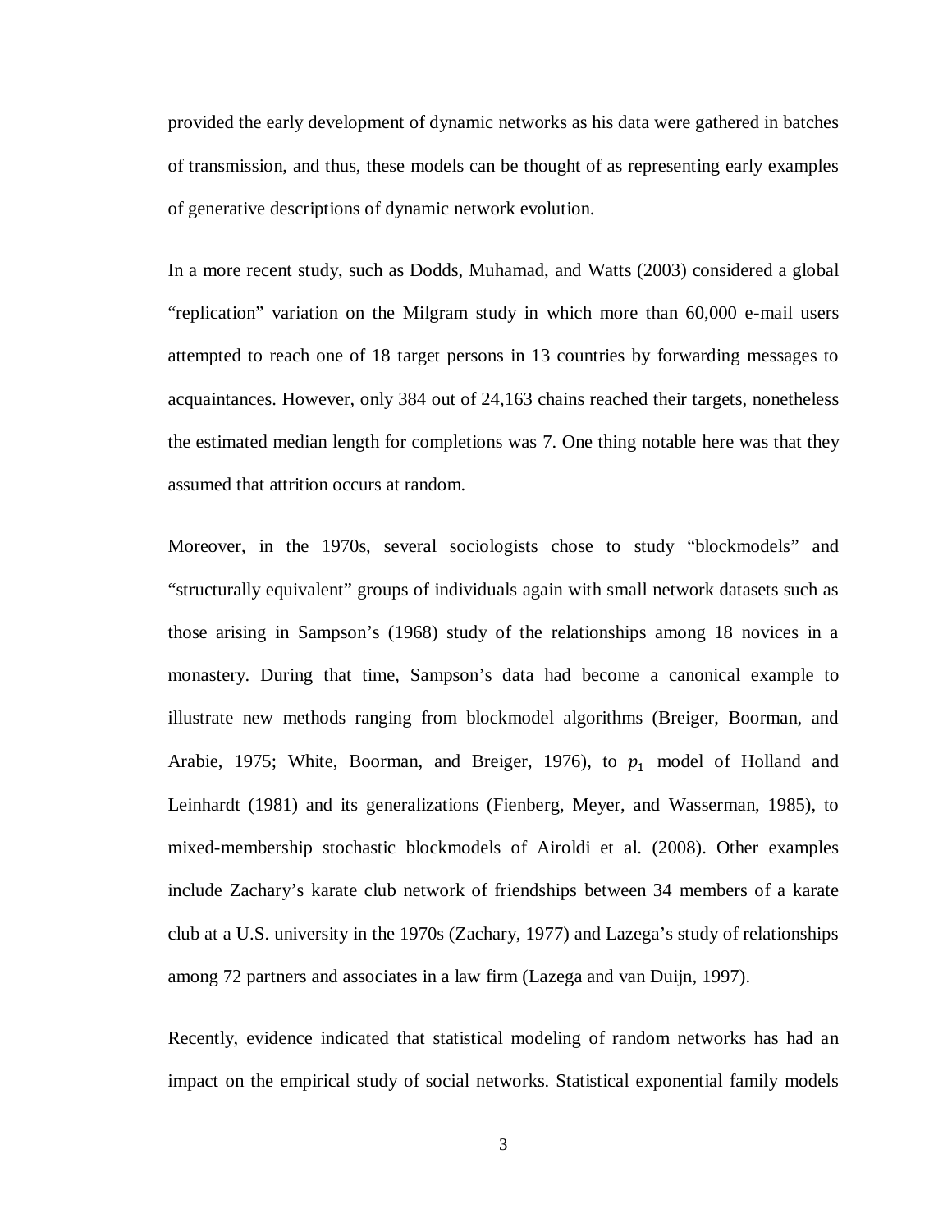provided the early development of dynamic networks as his data were gathered in batches of transmission, and thus, these models can be thought of as representing early examples of generative descriptions of dynamic network evolution.

In a more recent study, such as Dodds, Muhamad, and Watts (2003) considered a global "replication" variation on the Milgram study in which more than 60,000 e-mail users attempted to reach one of 18 target persons in 13 countries by forwarding messages to acquaintances. However, only 384 out of 24,163 chains reached their targets, nonetheless the estimated median length for completions was 7. One thing notable here was that they assumed that attrition occurs at random.

Moreover, in the 1970s, several sociologists chose to study "blockmodels" and "structurally equivalent" groups of individuals again with small network datasets such as those arising in Sampson's (1968) study of the relationships among 18 novices in a monastery. During that time, Sampson's data had become a canonical example to illustrate new methods ranging from blockmodel algorithms (Breiger, Boorman, and Arabie, 1975; White, Boorman, and Breiger, 1976), to $p_1$ model of Holland and Leinhardt (1981) and its generalizations (Fienberg, Meyer, and Wasserman, 1985), to mixed-membership stochastic blockmodels of Airoldi et al. (2008). Other examples include Zachary's karate club network of friendships between 34 members of a karate club at a U.S. university in the 1970s (Zachary, 1977) and Lazega's study of relationships among 72 partners and associates in a law firm (Lazega and van Duijn, 1997).

Recently, evidence indicated that statistical modeling of random networks has had an impact on the empirical study of social networks. Statistical exponential family models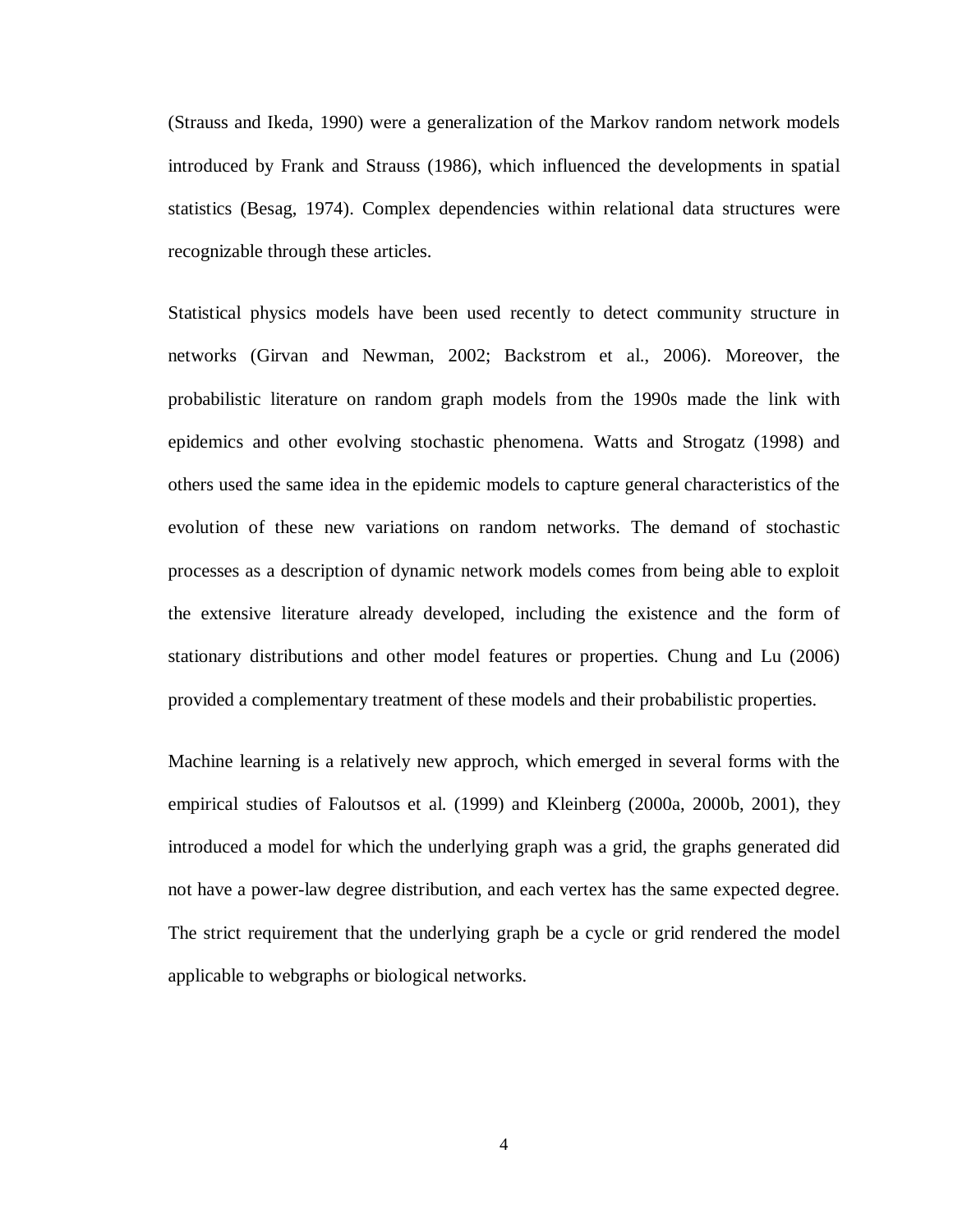(Strauss and Ikeda, 1990) were a generalization of the Markov random network models introduced by Frank and Strauss (1986), which influenced the developments in spatial statistics (Besag, 1974). Complex dependencies within relational data structures were recognizable through these articles.

Statistical physics models have been used recently to detect community structure in networks (Girvan and Newman, 2002; Backstrom et al., 2006). Moreover, the probabilistic literature on random graph models from the 1990s made the link with epidemics and other evolving stochastic phenomena. Watts and Strogatz (1998) and others used the same idea in the epidemic models to capture general characteristics of the evolution of these new variations on random networks. The demand of stochastic processes as a description of dynamic network models comes from being able to exploit the extensive literature already developed, including the existence and the form of stationary distributions and other model features or properties. Chung and Lu (2006) provided a complementary treatment of these models and their probabilistic properties.

Machine learning is a relatively new approch, which emerged in several forms with the empirical studies of Faloutsos et al. (1999) and Kleinberg (2000a, 2000b, 2001), they introduced a model for which the underlying graph was a grid, the graphs generated did not have a power-law degree distribution, and each vertex has the same expected degree. The strict requirement that the underlying graph be a cycle or grid rendered the model applicable to webgraphs or biological networks.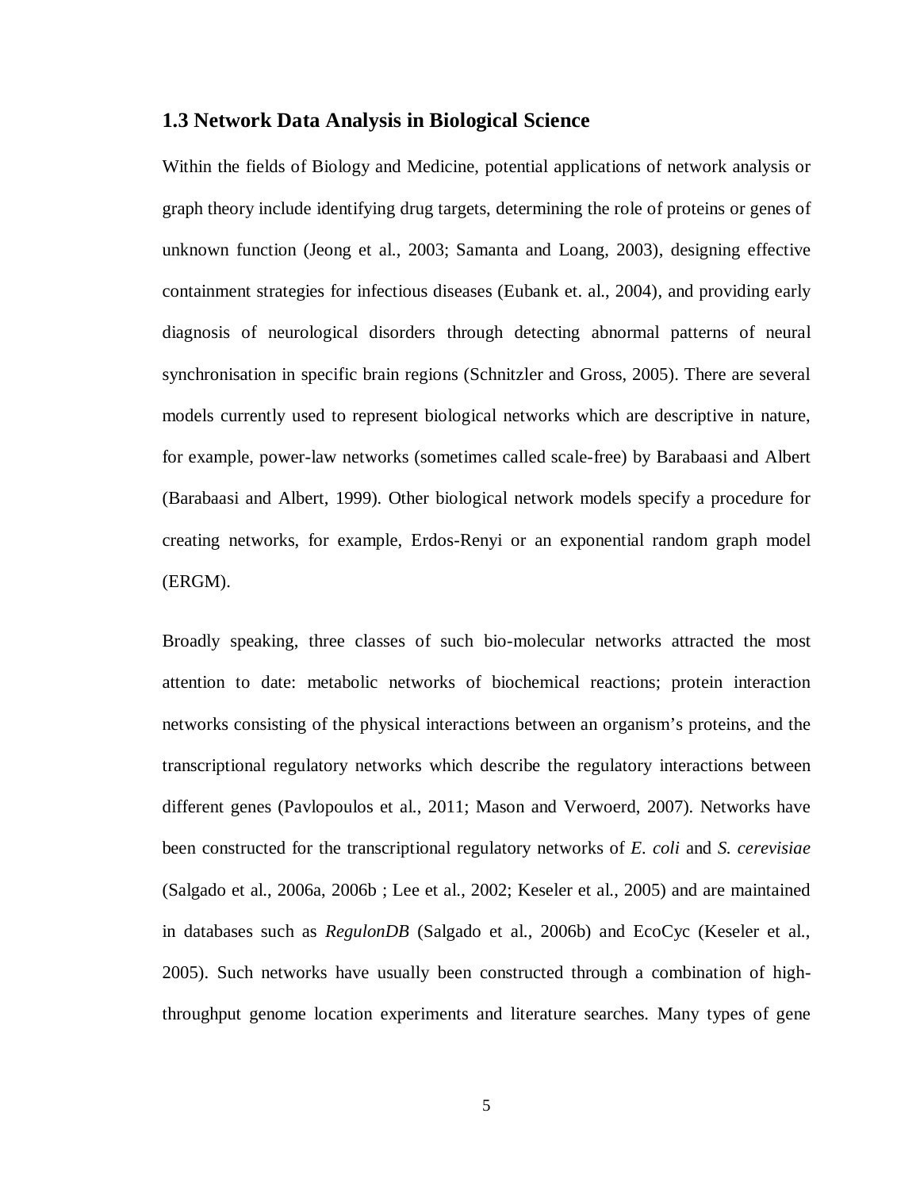## 1.3 Network Data Analysis in Biological Science

Within the fields of Biology and Medicine, potential applications of network analysis or graph theory include identifying drug targets, determining the role of proteins or genes of unknown function (Jeong et al., 2003; Samanta and Loang, 2003), designing effective containment strategies for infectious diseases (Eubank et. al., 2004), and providing early diagnosis of neurological disorders through detecting abnormal patterns of neural synchronisation in specific brain regions (Schnitzler and Gross, 2005). There are several models currently used to represent biological networks which are descriptive in nature, for example, power-law networks (sometimes called scale-free) by Barabaasi and Albert (Barabaasi and Albert, 1999). Other biological network models specify a procedure for creating networks, for example, Erdos-Renyi or an exponential random graph model (ERGM).

Broadly speaking, three classes of such bio-molecular networks attracted the most attention to date: metabolic networks of biochemical reactions; protein interaction networks consisting of the physical interactions between an organism's proteins, and the transcriptional regulatory networks which describe the regulatory interactions between different genes (Pavlopoulos et al., 2011; Mason and Verwoerd, 2007). Networks have been constructed for the transcriptional regulatory networks of *E. coli* and *S. cerevisiae* (Salgado et al., 2006a, 2006b ; Lee et al., 2002; Keseler et al., 2005) and are maintained in databases such as *RegulonDB* (Salgado et al., 2006b) and EcoCyc (Keseler et al., 2005). Such networks have usually been constructed through a combination of high-throughput genome location experiments and literature searches. Many types of gene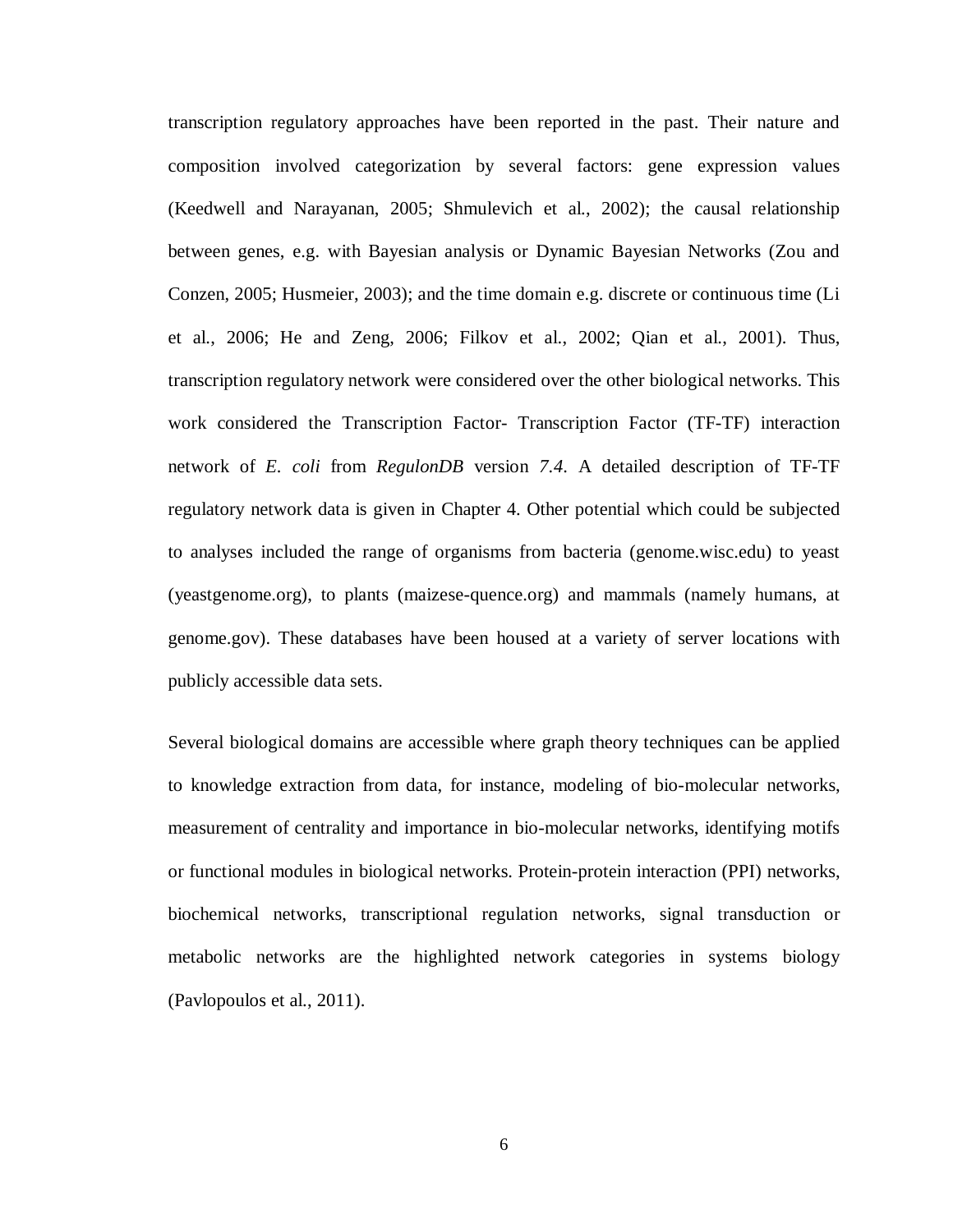transcription regulatory approaches have been reported in the past. Their nature and composition involved categorization by several factors: gene expression values (Keedwell and Narayanan, 2005; Shmulevich et al., 2002); the causal relationship between genes, e.g. with Bayesian analysis or Dynamic Bayesian Networks (Zou and Conzen, 2005; Husmeier, 2003); and the time domain e.g. discrete or continuous time (Li et al., 2006; He and Zeng, 2006; Filkov et al., 2002; Qian et al., 2001). Thus, transcription regulatory network were considered over the other biological networks. This work considered the Transcription Factor- Transcription Factor (TF-TF) interaction network of *E. coli* from *RegulonDB* version *7.4*. A detailed description of TF-TF regulatory network data is given in Chapter 4. Other potential which could be subjected to analyses included the range of organisms from bacteria (genome.wisc.edu) to yeast (yeastgenome.org), to plants (maizese-quence.org) and mammals (namely humans, at genome.gov). These databases have been housed at a variety of server locations with publicly accessible data sets.

Several biological domains are accessible where graph theory techniques can be applied to knowledge extraction from data, for instance, modeling of bio-molecular networks, measurement of centrality and importance in bio-molecular networks, identifying motifs or functional modules in biological networks. Protein-protein interaction (PPI) networks, biochemical networks, transcriptional regulation networks, signal transduction or metabolic networks are the highlighted network categories in systems biology (Pavlopoulos et al., 2011).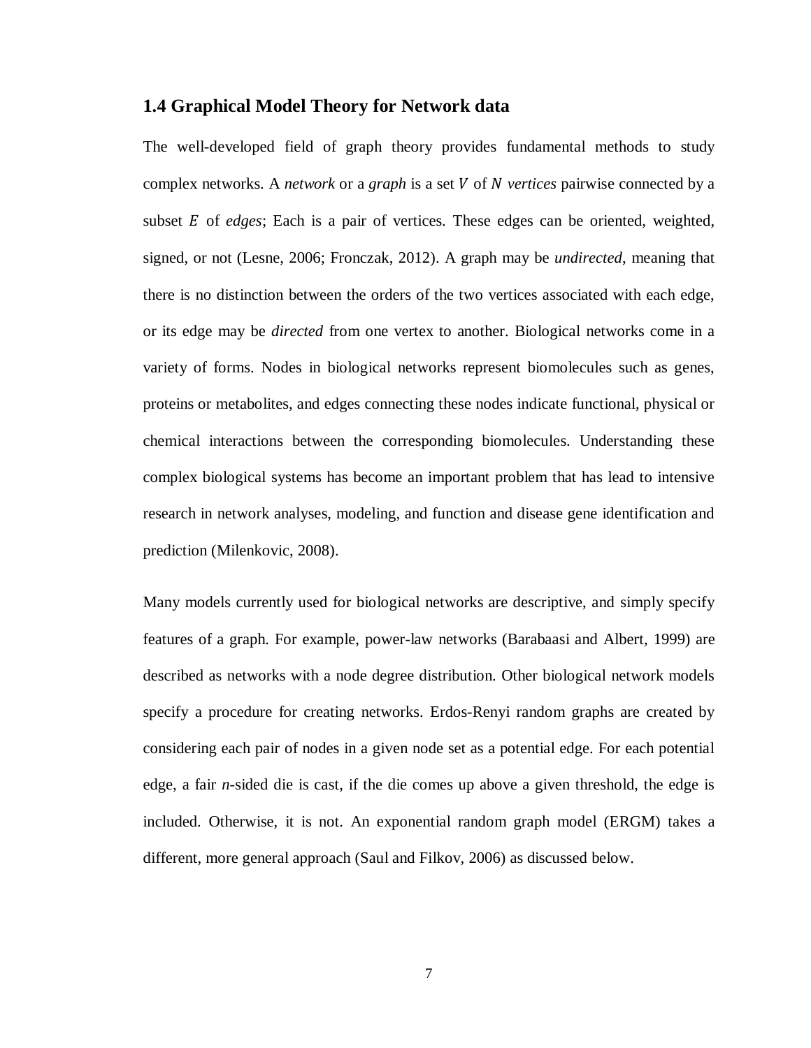## 1.4 Graphical Model Theory for Network data

The well-developed field of graph theory provides fundamental methods to study complex networks. A *network* or a *graph* is a set $V$ of $N$ *vertices* pairwise connected by a subset $E$ of *edges*; Each is a pair of vertices. These edges can be oriented, weighted, signed, or not (Lesne, 2006; Fronczak, 2012). A graph may be *undirected*, meaning that there is no distinction between the orders of the two vertices associated with each edge, or its edge may be *directed* from one vertex to another. Biological networks come in a variety of forms. Nodes in biological networks represent biomolecules such as genes, proteins or metabolites, and edges connecting these nodes indicate functional, physical or chemical interactions between the corresponding biomolecules. Understanding these complex biological systems has become an important problem that has lead to intensive research in network analyses, modeling, and function and disease gene identification and prediction (Milenkovic, 2008).

Many models currently used for biological networks are descriptive, and simply specify features of a graph. For example, power-law networks (Barabaasi and Albert, 1999) are described as networks with a node degree distribution. Other biological network models specify a procedure for creating networks. Erdos-Renyi random graphs are created by considering each pair of nodes in a given node set as a potential edge. For each potential edge, a fair *n*-sided die is cast, if the die comes up above a given threshold, the edge is included. Otherwise, it is not. An exponential random graph model (ERGM) takes a different, more general approach (Saul and Filkov, 2006) as discussed below.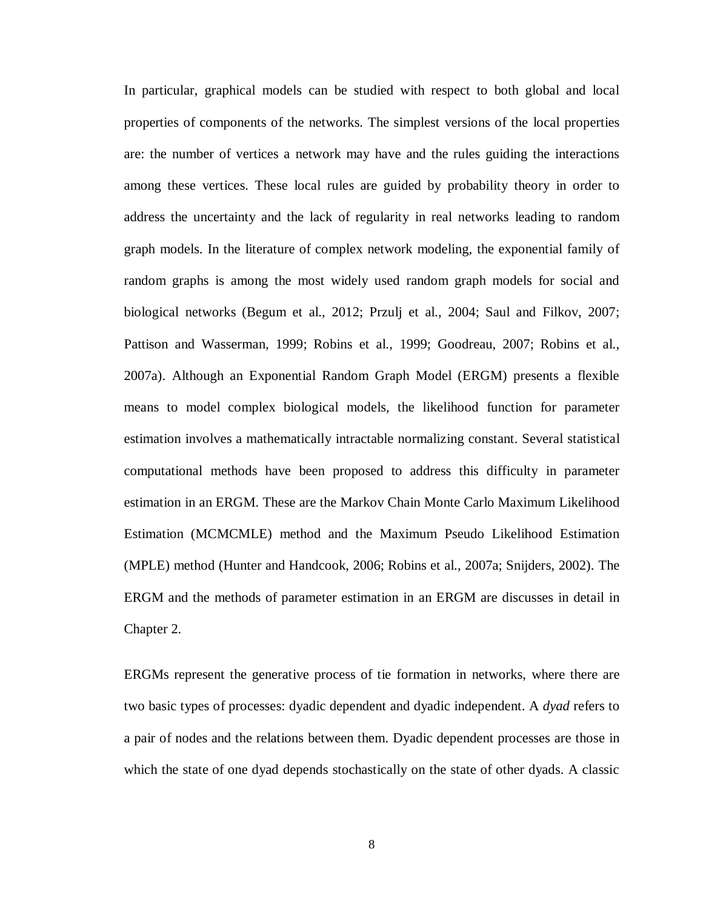In particular, graphical models can be studied with respect to both global and local properties of components of the networks. The simplest versions of the local properties are: the number of vertices a network may have and the rules guiding the interactions among these vertices. These local rules are guided by probability theory in order to address the uncertainty and the lack of regularity in real networks leading to random graph models. In the literature of complex network modeling, the exponential family of random graphs is among the most widely used random graph models for social and biological networks (Begum et al., 2012; Przulj et al., 2004; Saul and Filkov, 2007; Pattison and Wasserman, 1999; Robins et al., 1999; Goodreau, 2007; Robins et al., 2007a). Although an Exponential Random Graph Model (ERGM) presents a flexible means to model complex biological models, the likelihood function for parameter estimation involves a mathematically intractable normalizing constant. Several statistical computational methods have been proposed to address this difficulty in parameter estimation in an ERGM. These are the Markov Chain Monte Carlo Maximum Likelihood Estimation (MCMCMLE) method and the Maximum Pseudo Likelihood Estimation (MPLE) method (Hunter and Handcook, 2006; Robins et al., 2007a; Snijders, 2002). The ERGM and the methods of parameter estimation in an ERGM are discusses in detail in Chapter 2.

ERGMs represent the generative process of tie formation in networks, where there are two basic types of processes: dyadic dependent and dyadic independent. A *dyad* refers to a pair of nodes and the relations between them. Dyadic dependent processes are those in which the state of one dyad depends stochastically on the state of other dyads. A classic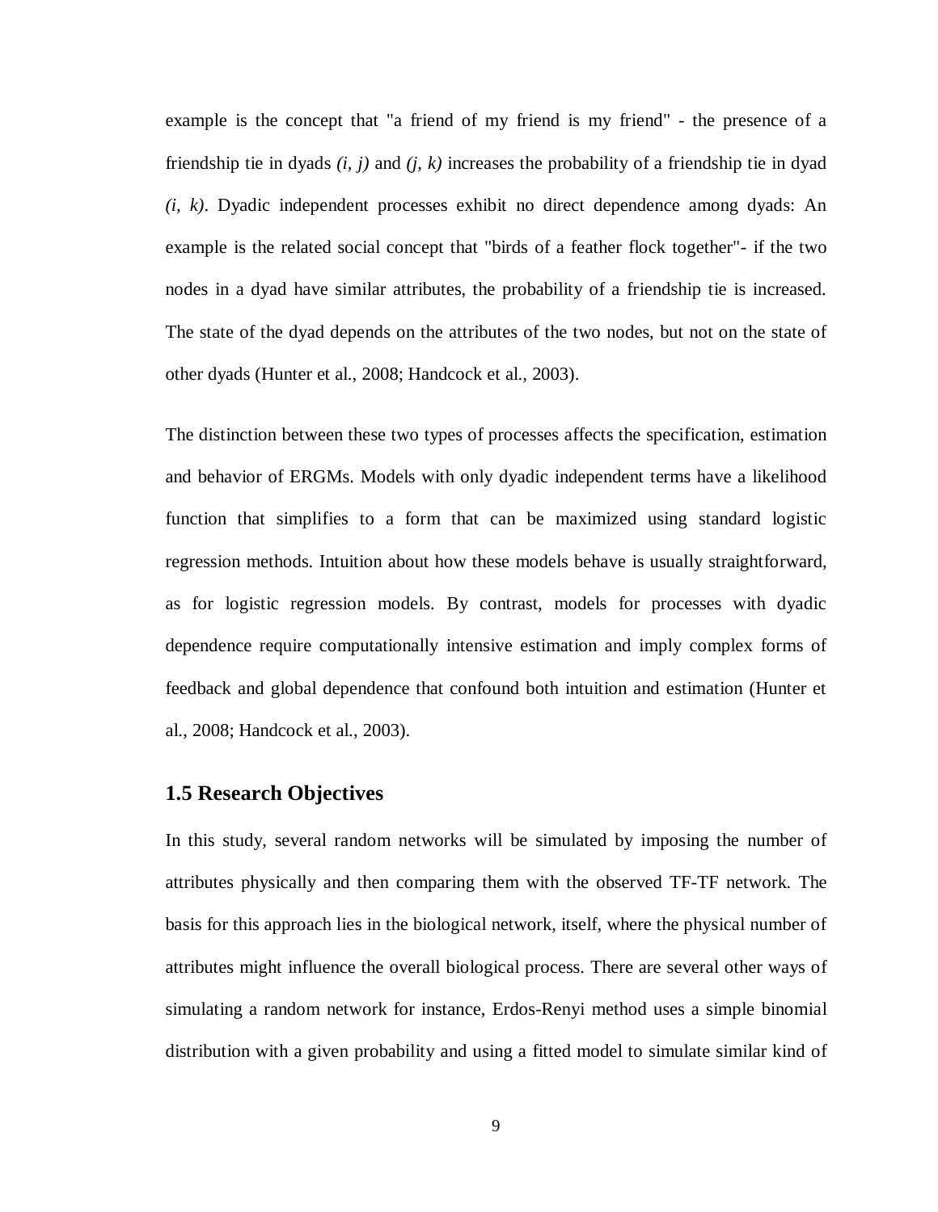example is the concept that "a friend of my friend is my friend" - the presence of a friendship tie in dyads *(i, j)* and *(j, k)* increases the probability of a friendship tie in dyad *(i, k)*. Dyadic independent processes exhibit no direct dependence among dyads: An example is the related social concept that "birds of a feather flock together"- if the two nodes in a dyad have similar attributes, the probability of a friendship tie is increased. The state of the dyad depends on the attributes of the two nodes, but not on the state of other dyads (Hunter et al., 2008; Handcock et al., 2003).

The distinction between these two types of processes affects the specification, estimation and behavior of ERGMs. Models with only dyadic independent terms have a likelihood function that simplifies to a form that can be maximized using standard logistic regression methods. Intuition about how these models behave is usually straightforward, as for logistic regression models. By contrast, models for processes with dyadic dependence require computationally intensive estimation and imply complex forms of feedback and global dependence that confound both intuition and estimation (Hunter et al., 2008; Handcock et al., 2003).

## 1.5 Research Objectives

In this study, several random networks will be simulated by imposing the number of attributes physically and then comparing them with the observed TF-TF network. The basis for this approach lies in the biological network, itself, where the physical number of attributes might influence the overall biological process. There are several other ways of simulating a random network for instance, Erdos-Renyi method uses a simple binomial distribution with a given probability and using a fitted model to simulate similar kind of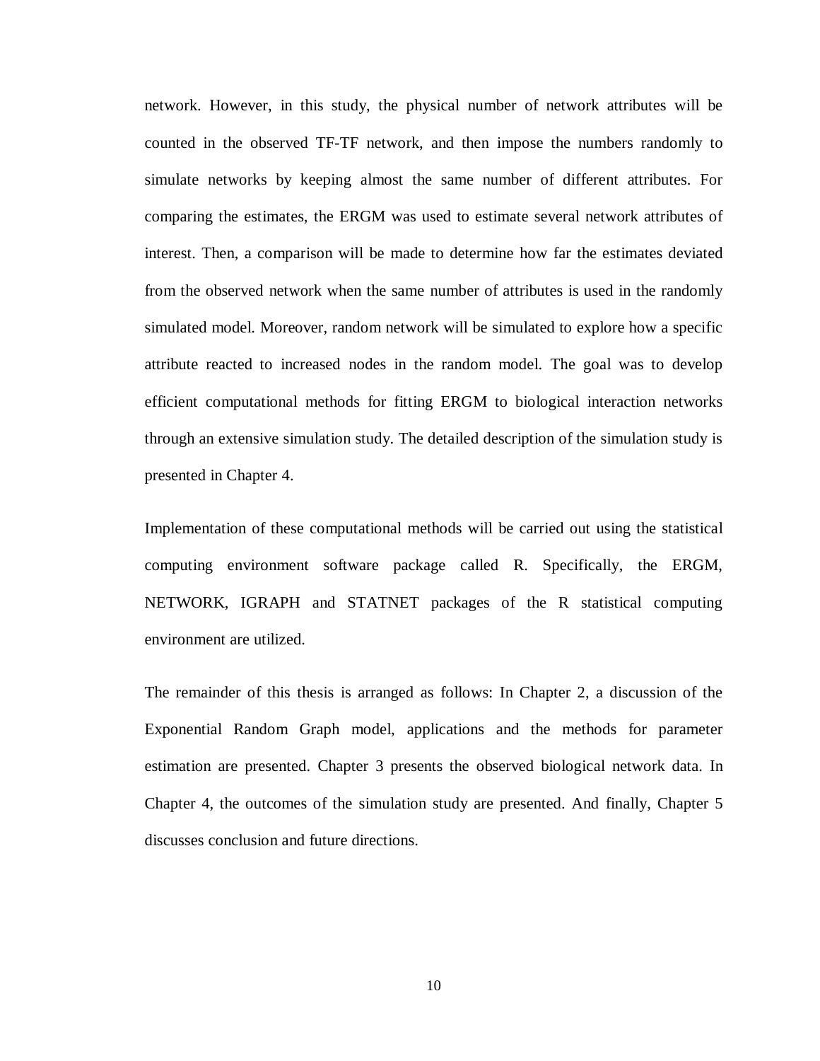network. However, in this study, the physical number of network attributes will be counted in the observed TF-TF network, and then impose the numbers randomly to simulate networks by keeping almost the same number of different attributes. For comparing the estimates, the ERGM was used to estimate several network attributes of interest. Then, a comparison will be made to determine how far the estimates deviated from the observed network when the same number of attributes is used in the randomly simulated model. Moreover, random network will be simulated to explore how a specific attribute reacted to increased nodes in the random model. The goal was to develop efficient computational methods for fitting ERGM to biological interaction networks through an extensive simulation study. The detailed description of the simulation study is presented in Chapter 4.

Implementation of these computational methods will be carried out using the statistical computing environment software package called R. Specifically, the ERGM, NETWORK, IGRAPH and STATNET packages of the R statistical computing environment are utilized.

The remainder of this thesis is arranged as follows: In Chapter 2, a discussion of the Exponential Random Graph model, applications and the methods for parameter estimation are presented. Chapter 3 presents the observed biological network data. In Chapter 4, the outcomes of the simulation study are presented. And finally, Chapter 5 discusses conclusion and future directions.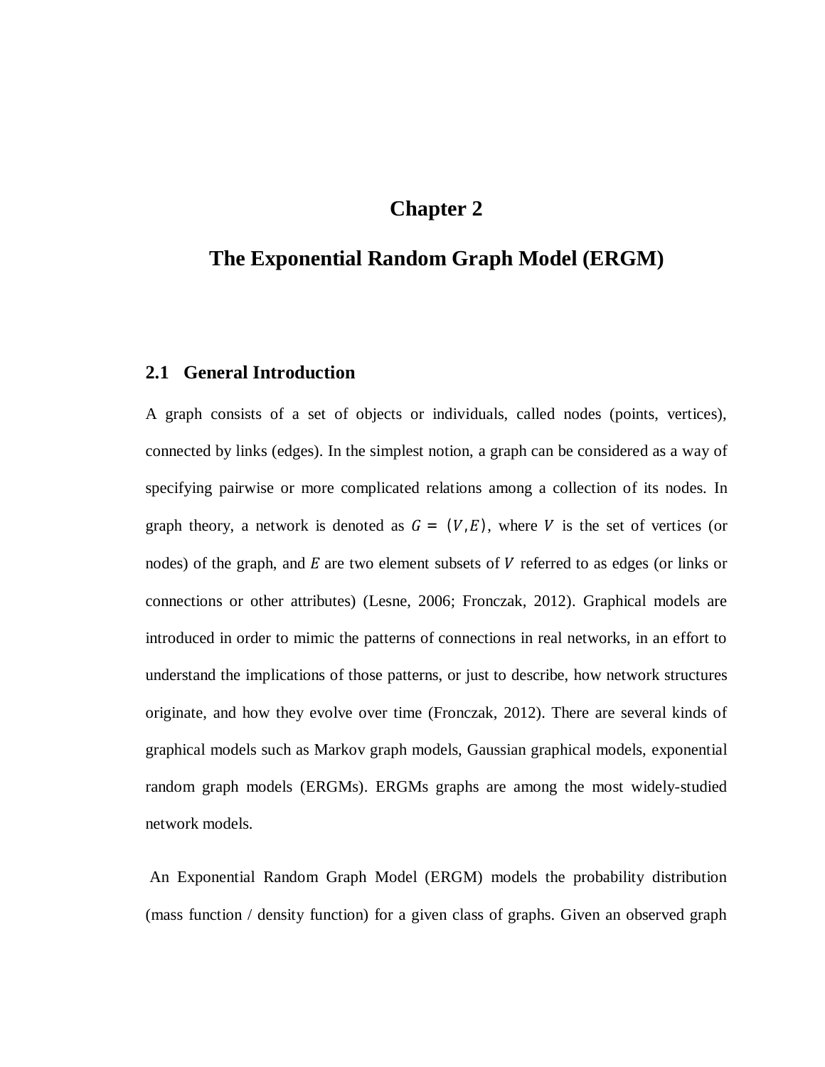# Chapter 2

# The Exponential Random Graph Model (ERGM)

## 2.1 General Introduction

A graph consists of a set of objects or individuals, called nodes (points, vertices), connected by links (edges). In the simplest notion, a graph can be considered as a way of specifying pairwise or more complicated relations among a collection of its nodes. In graph theory, a network is denoted as $G = (V, E)$, where $V$ is the set of vertices (or nodes) of the graph, and $E$ are two element subsets of $V$ referred to as edges (or links or connections or other attributes) (Lesne, 2006; Fronczak, 2012). Graphical models are introduced in order to mimic the patterns of connections in real networks, in an effort to understand the implications of those patterns, or just to describe, how network structures originate, and how they evolve over time (Fronczak, 2012). There are several kinds of graphical models such as Markov graph models, Gaussian graphical models, exponential random graph models (ERGMs). ERGMs graphs are among the most widely-studied network models.

An Exponential Random Graph Model (ERGM) models the probability distribution (mass function / density function) for a given class of graphs. Given an observed graph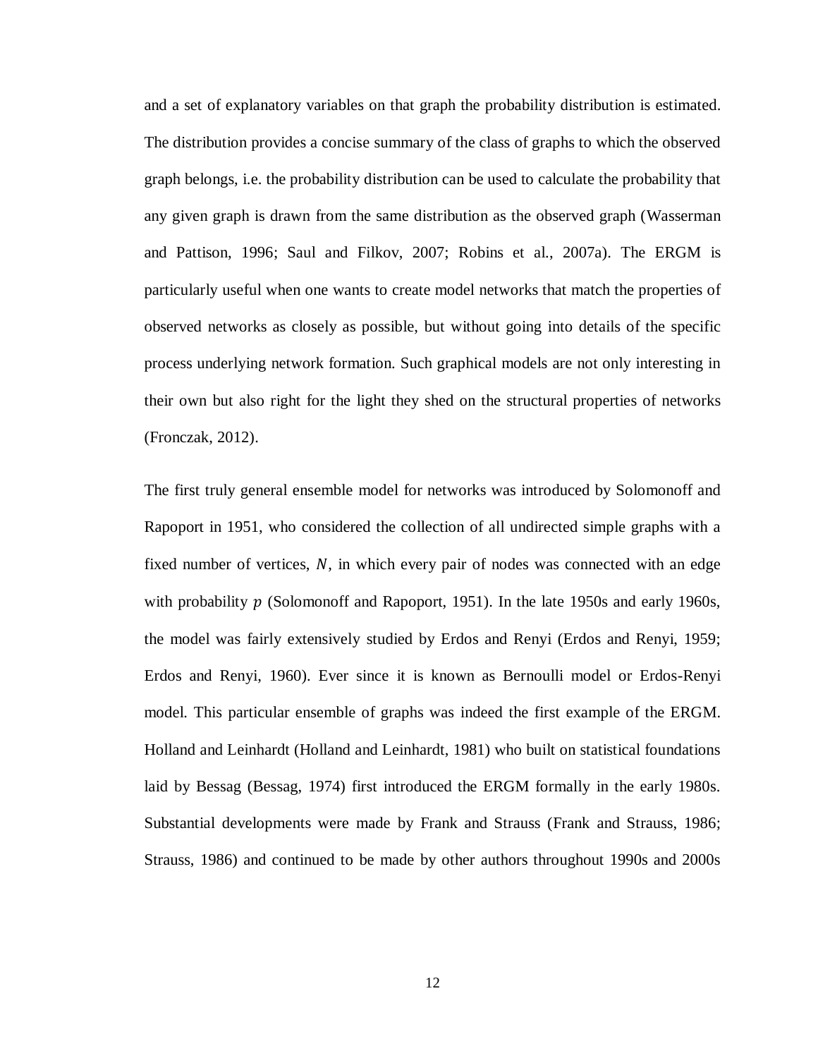and a set of explanatory variables on that graph the probability distribution is estimated. The distribution provides a concise summary of the class of graphs to which the observed graph belongs, i.e. the probability distribution can be used to calculate the probability that any given graph is drawn from the same distribution as the observed graph (Wasserman and Pattison, 1996; Saul and Filkov, 2007; Robins et al., 2007a). The ERGM is particularly useful when one wants to create model networks that match the properties of observed networks as closely as possible, but without going into details of the specific process underlying network formation. Such graphical models are not only interesting in their own but also right for the light they shed on the structural properties of networks (Fronczak, 2012).

The first truly general ensemble model for networks was introduced by Solomonoff and Rapoport in 1951, who considered the collection of all undirected simple graphs with a fixed number of vertices, $N$, in which every pair of nodes was connected with an edge with probability $p$ (Solomonoff and Rapoport, 1951). In the late 1950s and early 1960s, the model was fairly extensively studied by Erdos and Renyi (Erdos and Renyi, 1959; Erdos and Renyi, 1960). Ever since it is known as Bernoulli model or Erdos-Renyi model. This particular ensemble of graphs was indeed the first example of the ERGM. Holland and Leinhardt (Holland and Leinhardt, 1981) who built on statistical foundations laid by Bessag (Bessag, 1974) first introduced the ERGM formally in the early 1980s. Substantial developments were made by Frank and Strauss (Frank and Strauss, 1986; Strauss, 1986) and continued to be made by other authors throughout 1990s and 2000s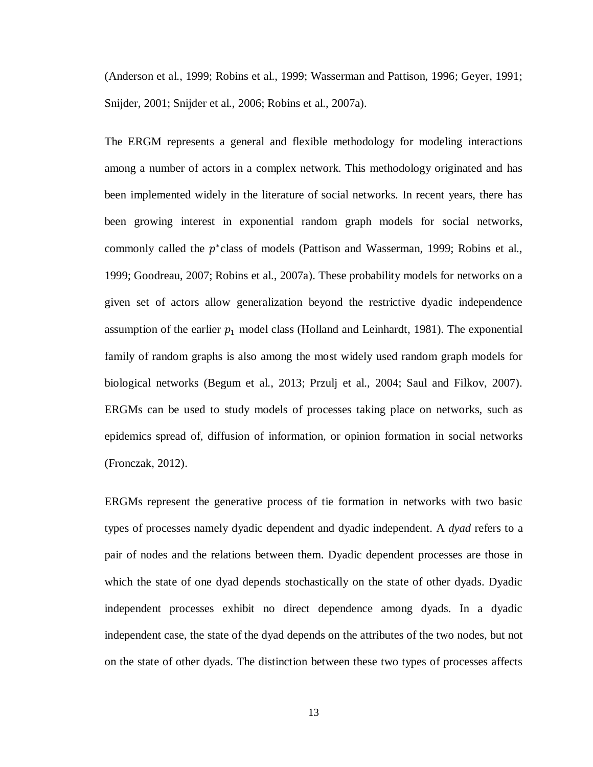(Anderson et al., 1999; Robins et al., 1999; Wasserman and Pattison, 1996; Geyer, 1991; Snijder, 2001; Snijder et al., 2006; Robins et al., 2007a).

The ERGM represents a general and flexible methodology for modeling interactions among a number of actors in a complex network. This methodology originated and has been implemented widely in the literature of social networks. In recent years, there has been growing interest in exponential random graph models for social networks, commonly called the $p^*$ class of models (Pattison and Wasserman, 1999; Robins et al., 1999; Goodreau, 2007; Robins et al., 2007a). These probability models for networks on a given set of actors allow generalization beyond the restrictive dyadic independence assumption of the earlier $p_1$ model class (Holland and Leinhardt, 1981). The exponential family of random graphs is also among the most widely used random graph models for biological networks (Begum et al., 2013; Przulj et al., 2004; Saul and Filkov, 2007). ERGMs can be used to study models of processes taking place on networks, such as epidemics spread of, diffusion of information, or opinion formation in social networks (Fronczak, 2012).

ERGMs represent the generative process of tie formation in networks with two basic types of processes namely dyadic dependent and dyadic independent. A *dyad* refers to a pair of nodes and the relations between them. Dyadic dependent processes are those in which the state of one dyad depends stochastically on the state of other dyads. Dyadic independent processes exhibit no direct dependence among dyads. In a dyadic independent case, the state of the dyad depends on the attributes of the two nodes, but not on the state of other dyads. The distinction between these two types of processes affects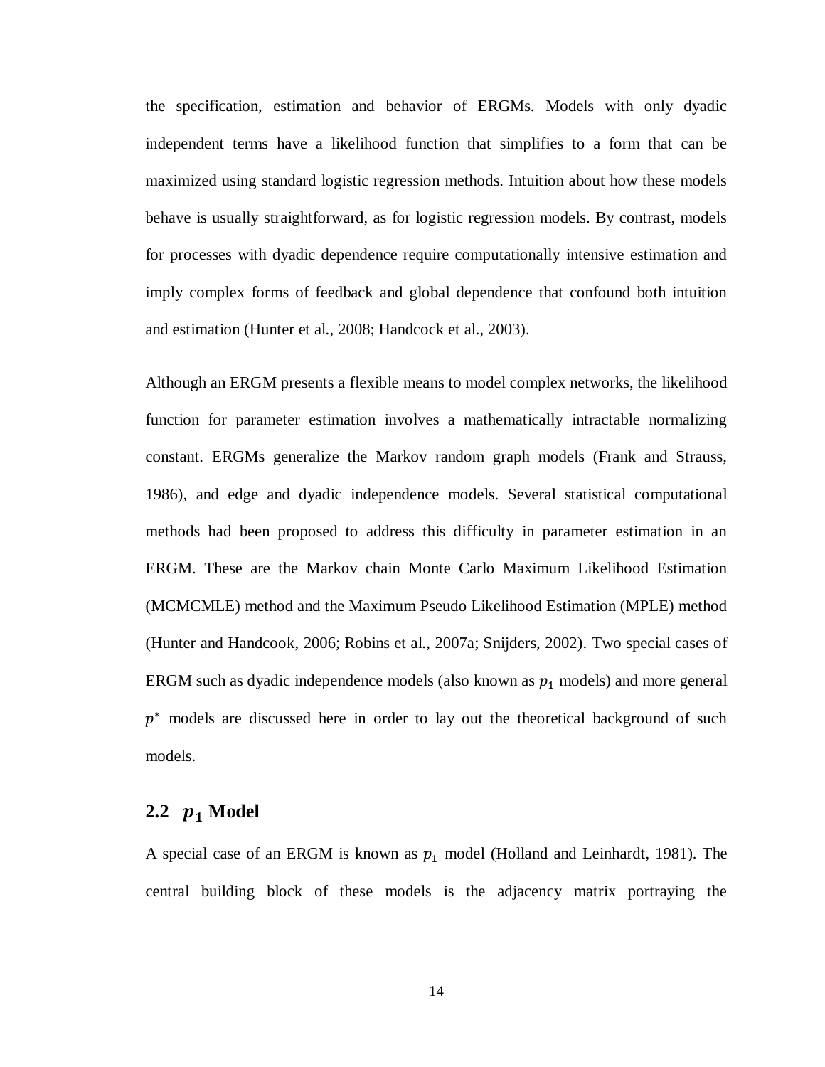the specification, estimation and behavior of ERGMs. Models with only dyadic independent terms have a likelihood function that simplifies to a form that can be maximized using standard logistic regression methods. Intuition about how these models behave is usually straightforward, as for logistic regression models. By contrast, models for processes with dyadic dependence require computationally intensive estimation and imply complex forms of feedback and global dependence that confound both intuition and estimation (Hunter et al., 2008; Handcock et al., 2003).

Although an ERGM presents a flexible means to model complex networks, the likelihood function for parameter estimation involves a mathematically intractable normalizing constant. ERGMs generalize the Markov random graph models (Frank and Strauss, 1986), and edge and dyadic independence models. Several statistical computational methods had been proposed to address this difficulty in parameter estimation in an ERGM. These are the Markov chain Monte Carlo Maximum Likelihood Estimation (MCMCMLE) method and the Maximum Pseudo Likelihood Estimation (MPLE) method (Hunter and Handcook, 2006; Robins et al., 2007a; Snijders, 2002). Two special cases of ERGM such as dyadic independence models (also known as $p_1$ models) and more general $p^*$ models are discussed here in order to lay out the theoretical background of such models.

## 2.2 $p_1$ Model

A special case of an ERGM is known as $p_1$ model (Holland and Leinhardt, 1981). The central building block of these models is the adjacency matrix portraying the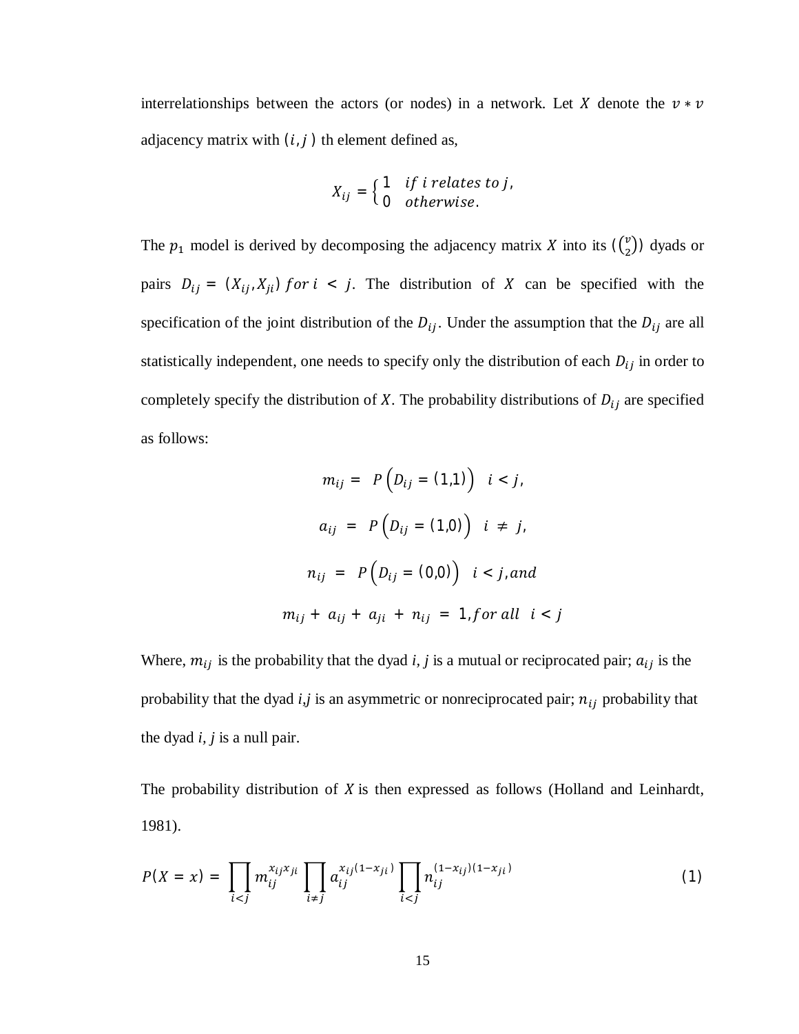interrelationships between the actors (or nodes) in a network. Let $X$ denote the $v * v$ adjacency matrix with $(i, j)$ th element defined as,

$$X_{ij} = \begin{cases} 1 & if\ i\ relates\ to\ j, \\ 0 & otherwise. \end{cases}$$

The $p_1$ model is derived by decomposing the adjacency matrix $X$ into its ($\binom{v}{2}$) dyads or pairs $D_{ij} = (X_{ij}, X_{ji})\ for\ i < j$. The distribution of $X$ can be specified with the specification of the joint distribution of the $D_{ij}$. Under the assumption that the $D_{ij}$ are all statistically independent, one needs to specify only the distribution of each $D_{ij}$ in order to completely specify the distribution of $X$. The probability distributions of $D_{ij}$ are specified as follows:

$$m_{ij} = P\left(D_{ij} = (1,1)\right) \quad i < j,$$

$$a_{ij} = P\left(D_{ij} = (1,0)\right) \quad i \neq j,$$

$$n_{ij} = P\left(D_{ij} = (0,0)\right) \quad i < j, and$$

$$m_{ij} + a_{ij} + a_{ji} + n_{ij} = 1, for\ all \quad i < j$$

Where, $m_{ij}$ is the probability that the dyad *i*, *j* is a mutual or reciprocated pair; $a_{ij}$ is the probability that the dyad *i*,*j* is an asymmetric or nonreciprocated pair; $n_{ij}$ probability that the dyad *i*, *j* is a null pair.

The probability distribution of *X* is then expressed as follows (Holland and Leinhardt, 1981).

$$P(X = x) = \prod_{i<j} m_{ij}^{x_{ij}x_{ji}} \prod_{i \neq j} a_{ij}^{x_{ij}(1-x_{ji})} \prod_{i<j} n_{ij}^{(1-x_{ij})(1-x_{ji})} \tag{1}$$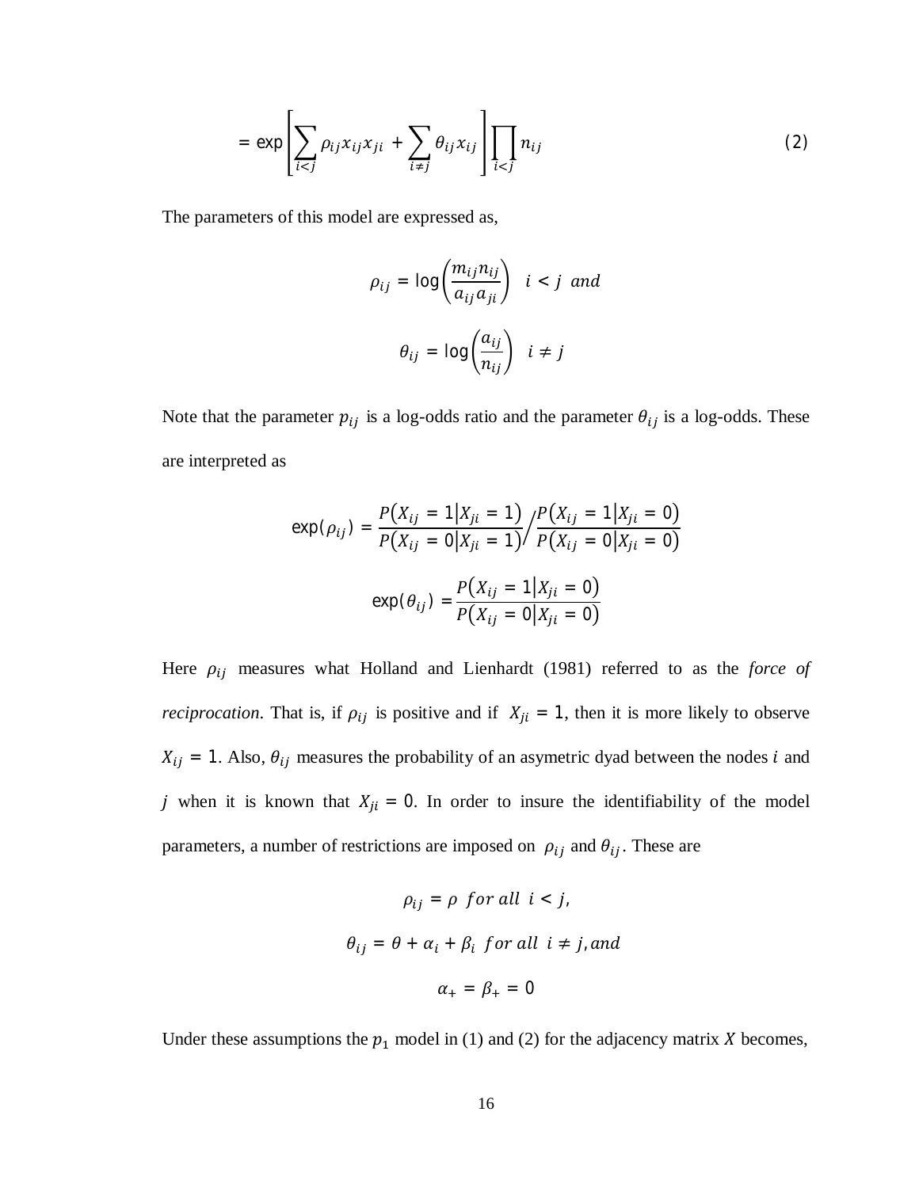$$= \exp\left[\sum_{i<j} \rho_{ij} x_{ij} x_{ji} + \sum_{i \neq j} \theta_{ij} x_{ij}\right] \prod_{i<j} n_{ij} \tag{2}$$

The parameters of this model are expressed as,

$$\rho_{ij} = \log\left(\frac{m_{ij} n_{ij}}{a_{ij} a_{ji}}\right) \quad i < j \ and$$

$$\theta_{ij} = \log\left(\frac{a_{ij}}{n_{ij}}\right) \quad i \neq j$$

Note that the parameter $p_{ij}$ is a log-odds ratio and the parameter $\theta_{ij}$ is a log-odds. These are interpreted as

$$\exp(\rho_{ij}) = \frac{P(X_{ij} = 1 | X_{ji} = 1)}{P(X_{ij} = 0 | X_{ji} = 1)} \Big/ \frac{P(X_{ij} = 1 | X_{ji} = 0)}{P(X_{ij} = 0 | X_{ji} = 0)}$$

$$\exp(\theta_{ij}) = \frac{P(X_{ij} = 1 | X_{ji} = 0)}{P(X_{ij} = 0 | X_{ji} = 0)}$$

Here $\rho_{ij}$ measures what Holland and Lienhardt (1981) referred to as the *force of reciprocation*. That is, if $\rho_{ij}$ is positive and if $X_{ji} = 1$, then it is more likely to observe $X_{ij} = 1$. Also, $\theta_{ij}$ measures the probability of an asymetric dyad between the nodes $i$ and $j$ when it is known that $X_{ji} = 0$. In order to insure the identifiability of the model parameters, a number of restrictions are imposed on $\rho_{ij}$ and $\theta_{ij}$. These are

$$\rho_{ij} = \rho \ \ for \ all \ \ i < j,$$

$$\theta_{ij} = \theta + \alpha_i + \beta_i \ \ for \ all \ \ i \neq j, and$$

$$\alpha_+ = \beta_+ = 0$$

Under these assumptions the $p_1$ model in (1) and (2) for the adjacency matrix $X$ becomes,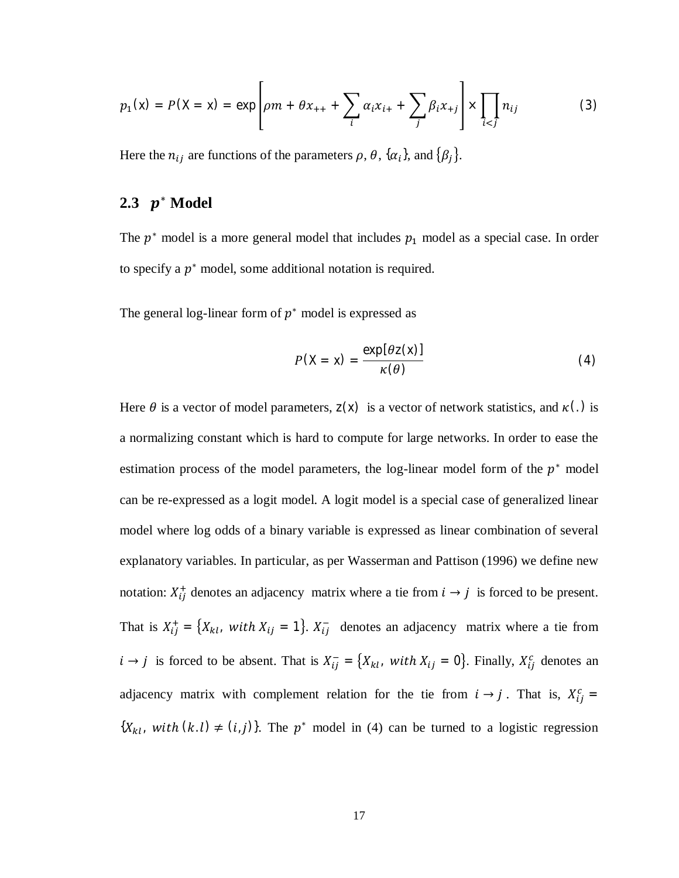$$p_1(\mathrm{x}) = P(\mathrm{X} = \mathrm{x}) = \exp\left[\rho m + \theta x_{++} + \sum_i \alpha_i x_{i+} + \sum_j \beta_i x_{+j}\right] \times \prod_{i<j} n_{ij} \tag{3}$$

Here the $n_{ij}$ are functions of the parameters $\rho$, $\theta$, $\{\alpha_i\}$, and $\{\beta_j\}$.

## 2.3 $p^*$ Model

The $p^*$ model is a more general model that includes $p_1$ model as a special case. In order to specify a $p^*$ model, some additional notation is required.

The general log-linear form of $p^*$ model is expressed as

$$P(\mathrm{X} = \mathrm{x}) = \frac{\exp[\theta \mathrm{z}(\mathrm{x})]}{\kappa(\theta)} \tag{4}$$

Here $\theta$ is a vector of model parameters, $\mathrm{z}(\mathrm{x})$ is a vector of network statistics, and $\kappa(.)$ is a normalizing constant which is hard to compute for large networks. In order to ease the estimation process of the model parameters, the log-linear model form of the $p^*$ model can be re-expressed as a logit model. A logit model is a special case of generalized linear model where log odds of a binary variable is expressed as linear combination of several explanatory variables. In particular, as per Wasserman and Pattison (1996) we define new notation: $X_{ij}^+$ denotes an adjacency matrix where a tie from $i \rightarrow j$ is forced to be present. That is $X_{ij}^+ = \{X_{kl},\ with\ X_{ij} = 1\}$. $X_{ij}^-$ denotes an adjacency matrix where a tie from $i \rightarrow j$ is forced to be absent. That is $X_{ij}^- = \{X_{kl},\ with\ X_{ij} = 0\}$. Finally, $X_{ij}^c$ denotes an adjacency matrix with complement relation for the tie from $i \rightarrow j$. That is, $X_{ij}^c = \{X_{kl},\ with\ (k.l) \neq (i,j)\}$. The $p^*$ model in (4) can be turned to a logistic regression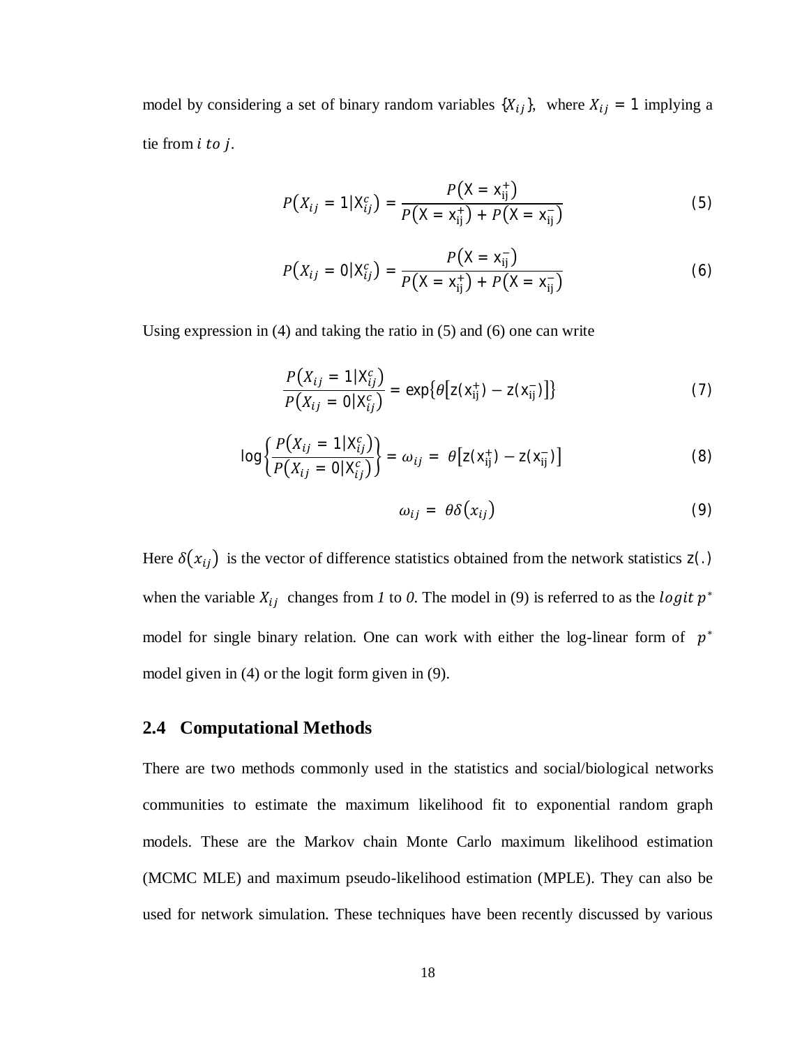model by considering a set of binary random variables $\{X_{ij}\}$, where $X_{ij} = 1$ implying a tie from $i$ $to$ $j$.

$$P(X_{ij} = 1|\mathrm{X}_{ij}^{c}) = \frac{P(\mathrm{X} = \mathrm{x}_{\mathrm{ij}}^{+})}{P(\mathrm{X} = \mathrm{x}_{\mathrm{ij}}^{+}) + P(\mathrm{X} = \mathrm{x}_{\mathrm{ij}}^{-})} \tag{5}$$

$$P(X_{ij} = 0|\mathrm{X}_{ij}^{c}) = \frac{P(\mathrm{X} = \mathrm{x}_{\mathrm{ij}}^{-})}{P(\mathrm{X} = \mathrm{x}_{\mathrm{ij}}^{+}) + P(\mathrm{X} = \mathrm{x}_{\mathrm{ij}}^{-})} \tag{6}$$

Using expression in (4) and taking the ratio in (5) and (6) one can write

$$\frac{P(X_{ij} = 1|\mathrm{X}_{ij}^{c})}{P(X_{ij} = 0|\mathrm{X}_{ij}^{c})} = \exp\{\theta[\mathrm{z}(\mathrm{x}_{\mathrm{ij}}^{+}) - \mathrm{z}(\mathrm{x}_{\mathrm{ij}}^{-})]\} \tag{7}$$

$$\log\left\{\frac{P(X_{ij} = 1|\mathrm{X}_{ij}^{c})}{P(X_{ij} = 0|\mathrm{X}_{ij}^{c})}\right\} = \omega_{ij} = \theta[\mathrm{z}(\mathrm{x}_{\mathrm{ij}}^{+}) - \mathrm{z}(\mathrm{x}_{\mathrm{ij}}^{-})] \tag{8}$$

$$\omega_{ij} = \theta\delta(x_{ij}) \tag{9}$$

Here $\delta(x_{ij})$ is the vector of difference statistics obtained from the network statistics $\mathrm{z}(.)$ when the variable $X_{ij}$ changes from *1* to *0*. The model in (9) is referred to as the $logit\ p^{*}$ model for single binary relation. One can work with either the log-linear form of $p^{*}$ model given in (4) or the logit form given in (9).

## 2.4 Computational Methods

There are two methods commonly used in the statistics and social/biological networks communities to estimate the maximum likelihood fit to exponential random graph models. These are the Markov chain Monte Carlo maximum likelihood estimation (MCMC MLE) and maximum pseudo-likelihood estimation (MPLE). They can also be used for network simulation. These techniques have been recently discussed by various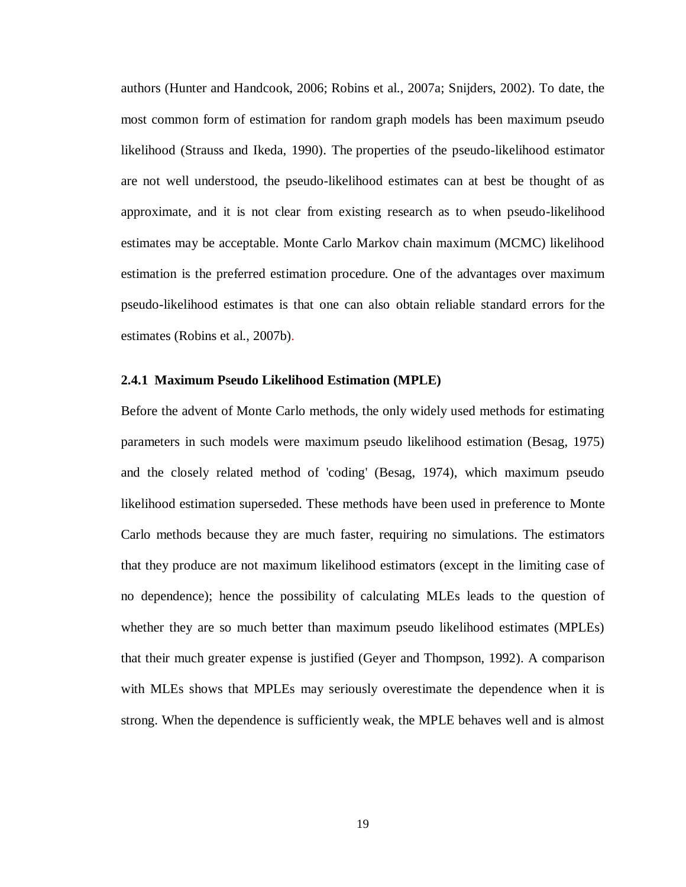authors (Hunter and Handcook, 2006; Robins et al., 2007a; Snijders, 2002). To date, the most common form of estimation for random graph models has been maximum pseudo likelihood (Strauss and Ikeda, 1990). The properties of the pseudo-likelihood estimator are not well understood, the pseudo-likelihood estimates can at best be thought of as approximate, and it is not clear from existing research as to when pseudo-likelihood estimates may be acceptable. Monte Carlo Markov chain maximum (MCMC) likelihood estimation is the preferred estimation procedure. One of the advantages over maximum pseudo-likelihood estimates is that one can also obtain reliable standard errors for the estimates (Robins et al., 2007b).

### 2.4.1 Maximum Pseudo Likelihood Estimation (MPLE)

Before the advent of Monte Carlo methods, the only widely used methods for estimating parameters in such models were maximum pseudo likelihood estimation (Besag, 1975) and the closely related method of 'coding' (Besag, 1974), which maximum pseudo likelihood estimation superseded. These methods have been used in preference to Monte Carlo methods because they are much faster, requiring no simulations. The estimators that they produce are not maximum likelihood estimators (except in the limiting case of no dependence); hence the possibility of calculating MLEs leads to the question of whether they are so much better than maximum pseudo likelihood estimates (MPLEs) that their much greater expense is justified (Geyer and Thompson, 1992). A comparison with MLEs shows that MPLEs may seriously overestimate the dependence when it is strong. When the dependence is sufficiently weak, the MPLE behaves well and is almost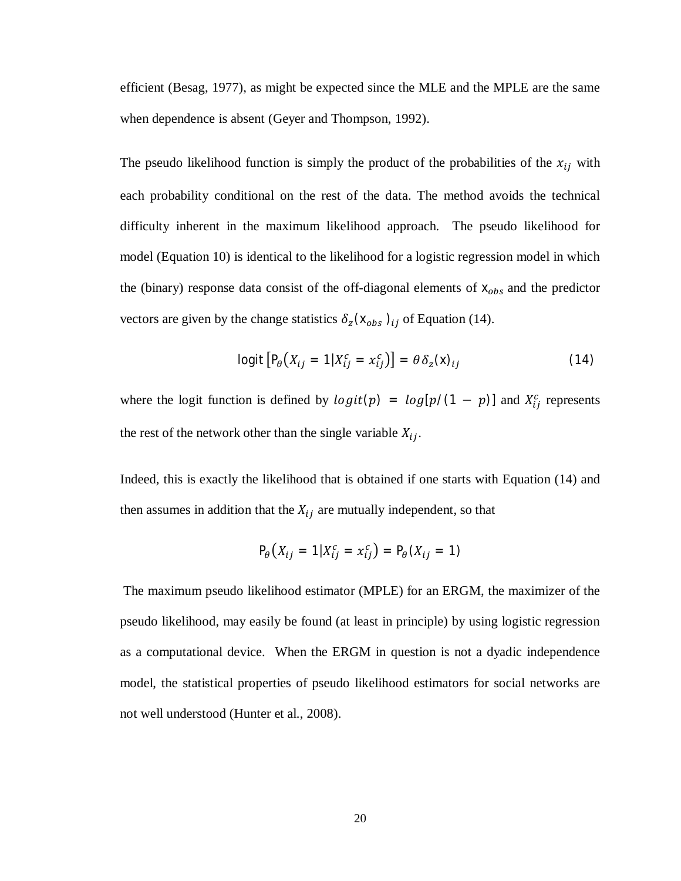efficient (Besag, 1977), as might be expected since the MLE and the MPLE are the same when dependence is absent (Geyer and Thompson, 1992).

The pseudo likelihood function is simply the product of the probabilities of the $x_{ij}$ with each probability conditional on the rest of the data. The method avoids the technical difficulty inherent in the maximum likelihood approach. The pseudo likelihood for model (Equation 10) is identical to the likelihood for a logistic regression model in which the (binary) response data consist of the off-diagonal elements of $\mathrm{x}_{obs}$ and the predictor vectors are given by the change statistics $\delta_z(\mathrm{x}_{obs})_{ij}$ of Equation (14).

$$\operatorname{logit}\left[\mathrm{P}_\theta\left(X_{ij} = 1 | X_{ij}^c = x_{ij}^c\right)\right] = \theta\,\delta_z(\mathrm{x})_{ij} \qquad (14)$$

where the logit function is defined by $logit(p) = log[p/(1-p)]$ and $X_{ij}^c$ represents the rest of the network other than the single variable $X_{ij}$.

Indeed, this is exactly the likelihood that is obtained if one starts with Equation (14) and then assumes in addition that the $X_{ij}$ are mutually independent, so that

$$\mathrm{P}_\theta\left(X_{ij} = 1 | X_{ij}^c = x_{ij}^c\right) = \mathrm{P}_\theta(X_{ij} = 1)$$

The maximum pseudo likelihood estimator (MPLE) for an ERGM, the maximizer of the pseudo likelihood, may easily be found (at least in principle) by using logistic regression as a computational device. When the ERGM in question is not a dyadic independence model, the statistical properties of pseudo likelihood estimators for social networks are not well understood (Hunter et al., 2008).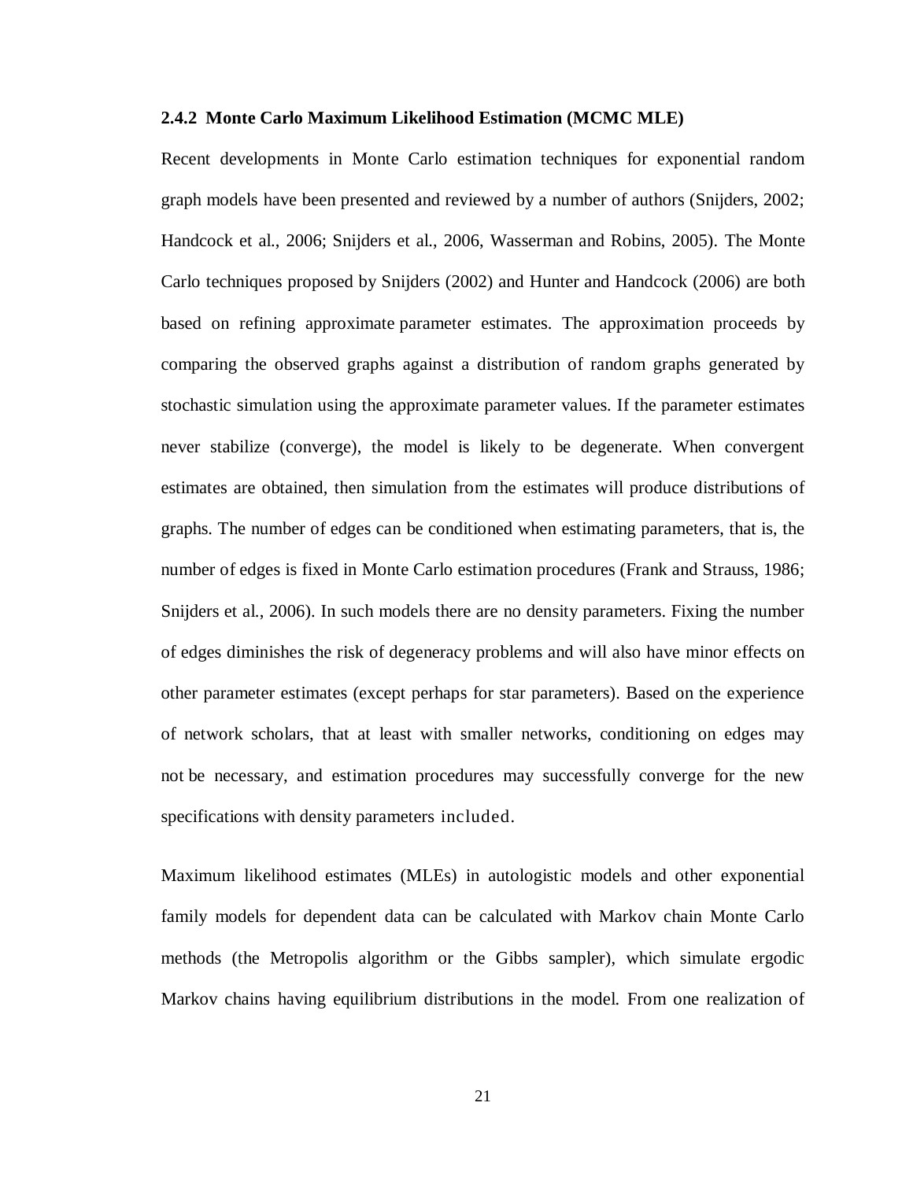### 2.4.2 Monte Carlo Maximum Likelihood Estimation (MCMC MLE)

Recent developments in Monte Carlo estimation techniques for exponential random graph models have been presented and reviewed by a number of authors (Snijders, 2002; Handcock et al., 2006; Snijders et al., 2006, Wasserman and Robins, 2005). The Monte Carlo techniques proposed by Snijders (2002) and Hunter and Handcock (2006) are both based on refining approximate parameter estimates. The approximation proceeds by comparing the observed graphs against a distribution of random graphs generated by stochastic simulation using the approximate parameter values. If the parameter estimates never stabilize (converge), the model is likely to be degenerate. When convergent estimates are obtained, then simulation from the estimates will produce distributions of graphs. The number of edges can be conditioned when estimating parameters, that is, the number of edges is fixed in Monte Carlo estimation procedures (Frank and Strauss, 1986; Snijders et al., 2006). In such models there are no density parameters. Fixing the number of edges diminishes the risk of degeneracy problems and will also have minor effects on other parameter estimates (except perhaps for star parameters). Based on the experience of network scholars, that at least with smaller networks, conditioning on edges may not be necessary, and estimation procedures may successfully converge for the new specifications with density parameters included.

Maximum likelihood estimates (MLEs) in autologistic models and other exponential family models for dependent data can be calculated with Markov chain Monte Carlo methods (the Metropolis algorithm or the Gibbs sampler), which simulate ergodic Markov chains having equilibrium distributions in the model. From one realization of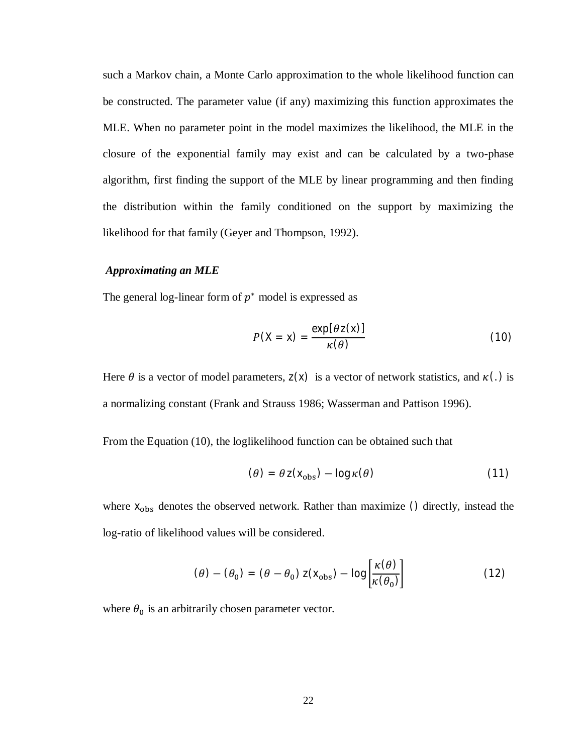such a Markov chain, a Monte Carlo approximation to the whole likelihood function can be constructed. The parameter value (if any) maximizing this function approximates the MLE. When no parameter point in the model maximizes the likelihood, the MLE in the closure of the exponential family may exist and can be calculated by a two-phase algorithm, first finding the support of the MLE by linear programming and then finding the distribution within the family conditioned on the support by maximizing the likelihood for that family (Geyer and Thompson, 1992).

***Approximating an MLE***

The general log-linear form of $p^*$ model is expressed as

$$P(\mathrm{X} = \mathrm{x}) = \frac{\exp[\theta \mathrm{z}(\mathrm{x})]}{\kappa(\theta)} \tag{10}$$

Here $\theta$ is a vector of model parameters, $\mathrm{z}(\mathrm{x})$ is a vector of network statistics, and $\kappa(.)$ is a normalizing constant (Frank and Strauss 1986; Wasserman and Pattison 1996).

From the Equation (10), the loglikelihood function can be obtained such that

$$(\theta) = \theta \, \mathrm{z}(\mathrm{x}_{\mathrm{obs}}) - \log \kappa(\theta) \tag{11}$$

where $\mathrm{x}_{\mathrm{obs}}$ denotes the observed network. Rather than maximize $()$ directly, instead the log-ratio of likelihood values will be considered.

$$(\theta) - (\theta_0) = (\theta - \theta_0) \, \mathrm{z}(\mathrm{x}_{\mathrm{obs}}) - \log\left[\frac{\kappa(\theta)}{\kappa(\theta_0)}\right] \tag{12}$$

where $\theta_0$ is an arbitrarily chosen parameter vector.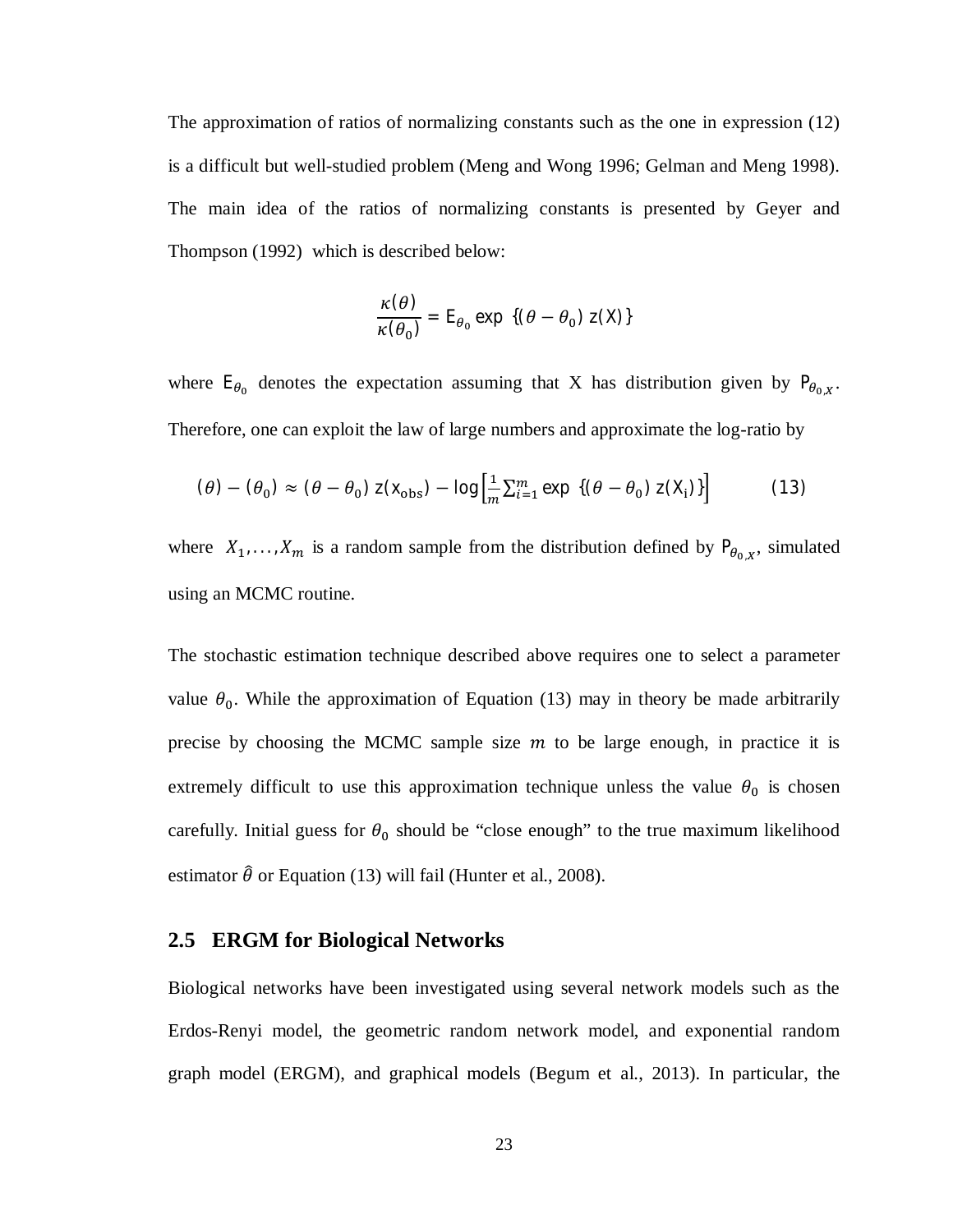The approximation of ratios of normalizing constants such as the one in expression (12) is a difficult but well-studied problem (Meng and Wong 1996; Gelman and Meng 1998). The main idea of the ratios of normalizing constants is presented by Geyer and Thompson (1992) which is described below:

$$\frac{\kappa(\theta)}{\kappa(\theta_0)} = \mathrm{E}_{\theta_0} \exp\ \{(\theta - \theta_0)\ z(X)\}$$

where $\mathrm{E}_{\theta_0}$ denotes the expectation assuming that X has distribution given by $\mathrm{P}_{\theta_0,X}$. Therefore, one can exploit the law of large numbers and approximate the log-ratio by

$$(\theta) - (\theta_0) \approx (\theta - \theta_0)\ z(x_{\text{obs}}) - \log\left[\frac{1}{m}\sum_{i=1}^{m} \exp\ \{(\theta - \theta_0)\ z(X_i)\}\right] \qquad (13)$$

where $X_1, \ldots, X_m$ is a random sample from the distribution defined by $\mathrm{P}_{\theta_0,X}$, simulated using an MCMC routine.

The stochastic estimation technique described above requires one to select a parameter value $\theta_0$. While the approximation of Equation (13) may in theory be made arbitrarily precise by choosing the MCMC sample size $m$ to be large enough, in practice it is extremely difficult to use this approximation technique unless the value $\theta_0$ is chosen carefully. Initial guess for $\theta_0$ should be "close enough" to the true maximum likelihood estimator $\hat{\theta}$ or Equation (13) will fail (Hunter et al., 2008).

## 2.5 ERGM for Biological Networks

Biological networks have been investigated using several network models such as the Erdos-Renyi model, the geometric random network model, and exponential random graph model (ERGM), and graphical models (Begum et al., 2013). In particular, the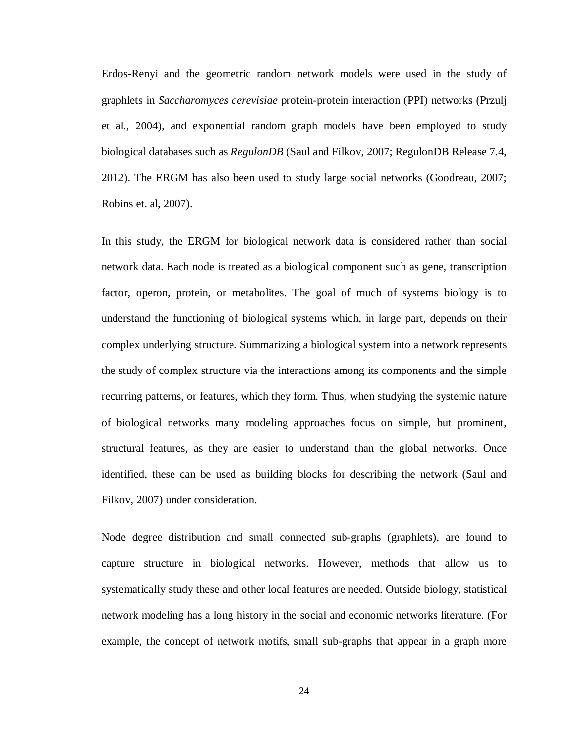Erdos-Renyi and the geometric random network models were used in the study of graphlets in *Saccharomyces cerevisiae* protein-protein interaction (PPI) networks (Przulj et al., 2004), and exponential random graph models have been employed to study biological databases such as *RegulonDB* (Saul and Filkov, 2007; RegulonDB Release 7.4, 2012). The ERGM has also been used to study large social networks (Goodreau, 2007; Robins et. al, 2007).

In this study, the ERGM for biological network data is considered rather than social network data. Each node is treated as a biological component such as gene, transcription factor, operon, protein, or metabolites. The goal of much of systems biology is to understand the functioning of biological systems which, in large part, depends on their complex underlying structure. Summarizing a biological system into a network represents the study of complex structure via the interactions among its components and the simple recurring patterns, or features, which they form. Thus, when studying the systemic nature of biological networks many modeling approaches focus on simple, but prominent, structural features, as they are easier to understand than the global networks. Once identified, these can be used as building blocks for describing the network (Saul and Filkov, 2007) under consideration.

Node degree distribution and small connected sub-graphs (graphlets), are found to capture structure in biological networks. However, methods that allow us to systematically study these and other local features are needed. Outside biology, statistical network modeling has a long history in the social and economic networks literature. (For example, the concept of network motifs, small sub-graphs that appear in a graph more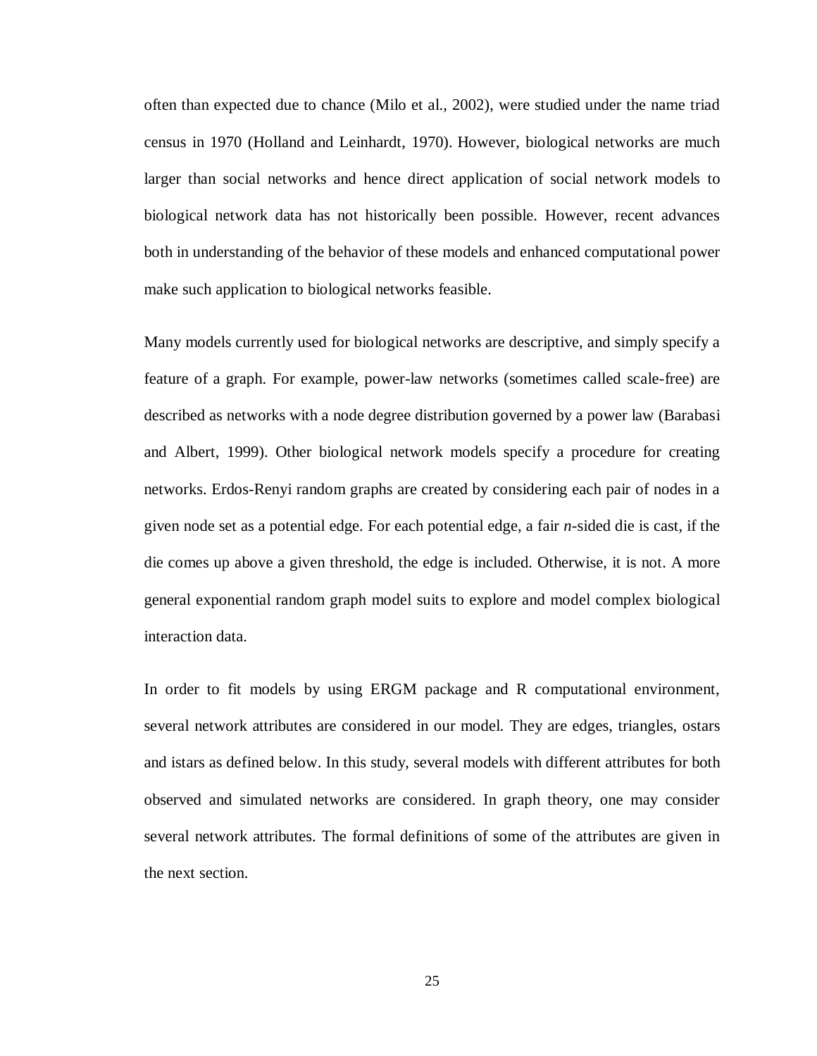often than expected due to chance (Milo et al., 2002), were studied under the name triad census in 1970 (Holland and Leinhardt, 1970). However, biological networks are much larger than social networks and hence direct application of social network models to biological network data has not historically been possible. However, recent advances both in understanding of the behavior of these models and enhanced computational power make such application to biological networks feasible.

Many models currently used for biological networks are descriptive, and simply specify a feature of a graph. For example, power-law networks (sometimes called scale-free) are described as networks with a node degree distribution governed by a power law (Barabasi and Albert, 1999). Other biological network models specify a procedure for creating networks. Erdos-Renyi random graphs are created by considering each pair of nodes in a given node set as a potential edge. For each potential edge, a fair $n$-sided die is cast, if the die comes up above a given threshold, the edge is included. Otherwise, it is not. A more general exponential random graph model suits to explore and model complex biological interaction data.

In order to fit models by using ERGM package and R computational environment, several network attributes are considered in our model. They are edges, triangles, ostars and istars as defined below. In this study, several models with different attributes for both observed and simulated networks are considered. In graph theory, one may consider several network attributes. The formal definitions of some of the attributes are given in the next section.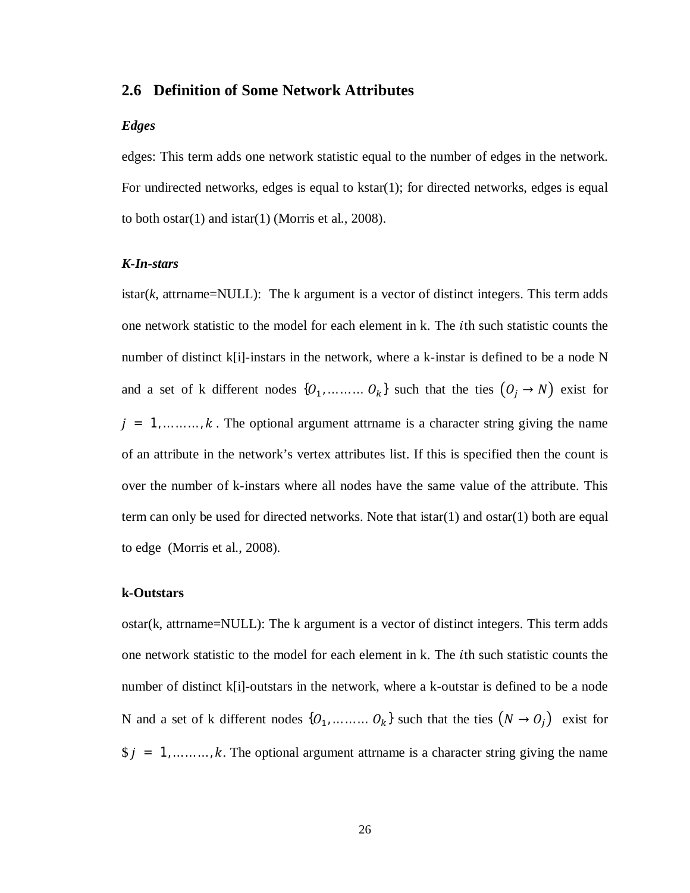## 2.6 Definition of Some Network Attributes

***Edges***

edges: This term adds one network statistic equal to the number of edges in the network. For undirected networks, edges is equal to kstar(1); for directed networks, edges is equal to both ostar(1) and istar(1) (Morris et al., 2008).

***K-In-stars***

istar(*k*, attrname=NULL): The k argument is a vector of distinct integers. This term adds one network statistic to the model for each element in k. The $i$th such statistic counts the number of distinct k[i]-instars in the network, where a k-instar is defined to be a node N and a set of k different nodes $\{O_1, \ldots\ldots\ldots O_k\}$ such that the ties $(O_j \rightarrow N)$ exist for $j = 1, \ldots\ldots\ldots, k$. The optional argument attrname is a character string giving the name of an attribute in the network's vertex attributes list. If this is specified then the count is over the number of k-instars where all nodes have the same value of the attribute. This term can only be used for directed networks. Note that istar(1) and ostar(1) both are equal to edge (Morris et al., 2008).

**k-Outstars**

ostar(k, attrname=NULL): The k argument is a vector of distinct integers. This term adds one network statistic to the model for each element in k. The $i$th such statistic counts the number of distinct k[i]-outstars in the network, where a k-outstar is defined to be a node N and a set of k different nodes $\{O_1, \ldots\ldots\ldots O_k\}$ such that the ties $(N \rightarrow O_j)$ exist for $\$ j = 1, \ldots\ldots\ldots, k$. The optional argument attrname is a character string giving the name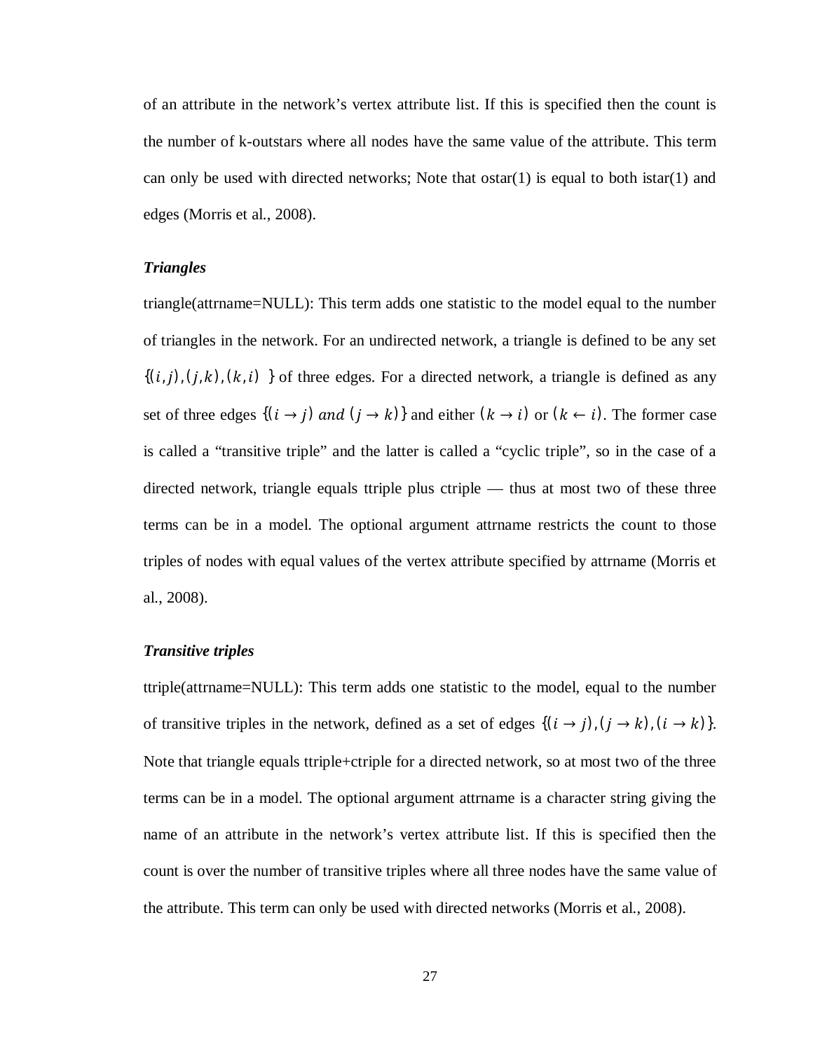of an attribute in the network's vertex attribute list. If this is specified then the count is the number of k-outstars where all nodes have the same value of the attribute. This term can only be used with directed networks; Note that ostar(1) is equal to both istar(1) and edges (Morris et al., 2008).

### *Triangles*

triangle(attrname=NULL): This term adds one statistic to the model equal to the number of triangles in the network. For an undirected network, a triangle is defined to be any set $\{(i,j),(j,k),(k,i)\ \}$ of three edges. For a directed network, a triangle is defined as any set of three edges $\{(i \rightarrow j)\ and\ (j \rightarrow k)\}$ and either $(k \rightarrow i)$ or $(k \leftarrow i)$. The former case is called a "transitive triple" and the latter is called a "cyclic triple", so in the case of a directed network, triangle equals ttriple plus ctriple — thus at most two of these three terms can be in a model. The optional argument attrname restricts the count to those triples of nodes with equal values of the vertex attribute specified by attrname (Morris et al., 2008).

### *Transitive triples*

ttriple(attrname=NULL): This term adds one statistic to the model, equal to the number of transitive triples in the network, defined as a set of edges $\{(i \rightarrow j),(j \rightarrow k),(i \rightarrow k)\}$. Note that triangle equals ttriple+ctriple for a directed network, so at most two of the three terms can be in a model. The optional argument attrname is a character string giving the name of an attribute in the network's vertex attribute list. If this is specified then the count is over the number of transitive triples where all three nodes have the same value of the attribute. This term can only be used with directed networks (Morris et al., 2008).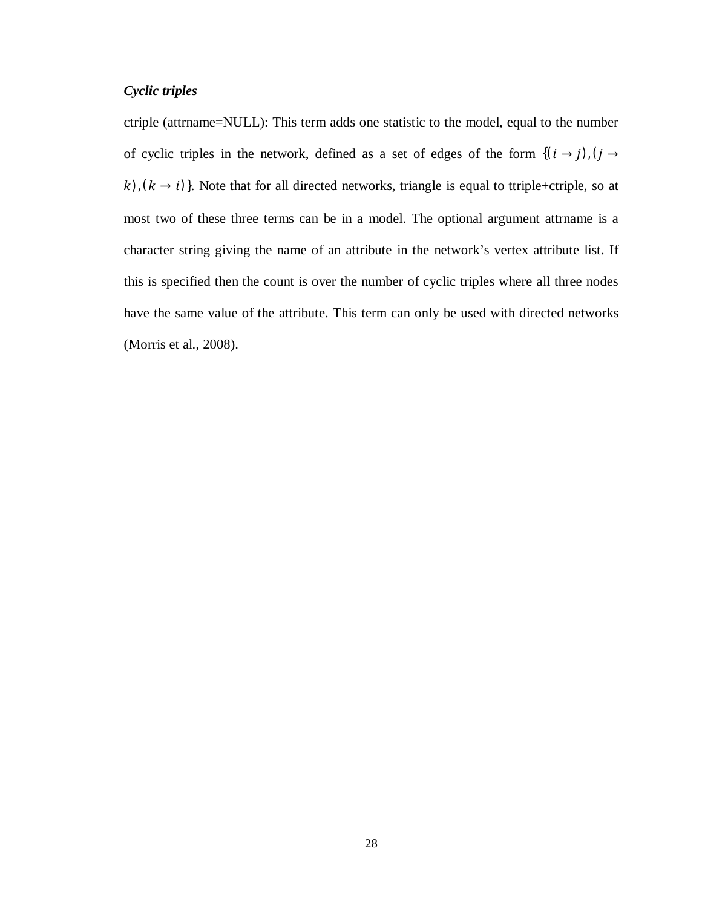***Cyclic triples***

ctriple (attrname=NULL): This term adds one statistic to the model, equal to the number of cyclic triples in the network, defined as a set of edges of the form $\{(i \rightarrow j), (j \rightarrow k), (k \rightarrow i)\}$. Note that for all directed networks, triangle is equal to ttriple+ctriple, so at most two of these three terms can be in a model. The optional argument attrname is a character string giving the name of an attribute in the network's vertex attribute list. If this is specified then the count is over the number of cyclic triples where all three nodes have the same value of the attribute. This term can only be used with directed networks (Morris et al., 2008).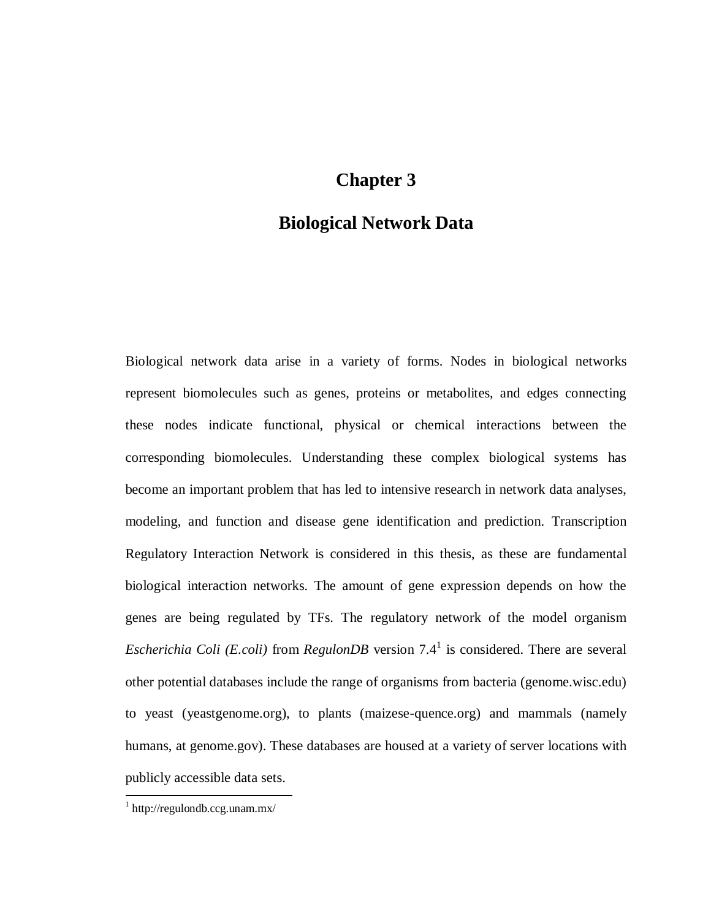# Chapter 3

# Biological Network Data

Biological network data arise in a variety of forms. Nodes in biological networks represent biomolecules such as genes, proteins or metabolites, and edges connecting these nodes indicate functional, physical or chemical interactions between the corresponding biomolecules. Understanding these complex biological systems has become an important problem that has led to intensive research in network data analyses, modeling, and function and disease gene identification and prediction. Transcription Regulatory Interaction Network is considered in this thesis, as these are fundamental biological interaction networks. The amount of gene expression depends on how the genes are being regulated by TFs. The regulatory network of the model organism *Escherichia Coli (E.coli)* from *RegulonDB* version 7.4[1] is considered. There are several other potential databases include the range of organisms from bacteria (genome.wisc.edu) to yeast (yeastgenome.org), to plants (maizese-quence.org) and mammals (namely humans, at genome.gov). These databases are housed at a variety of server locations with publicly accessible data sets.

[1] http://regulondb.ccg.unam.mx/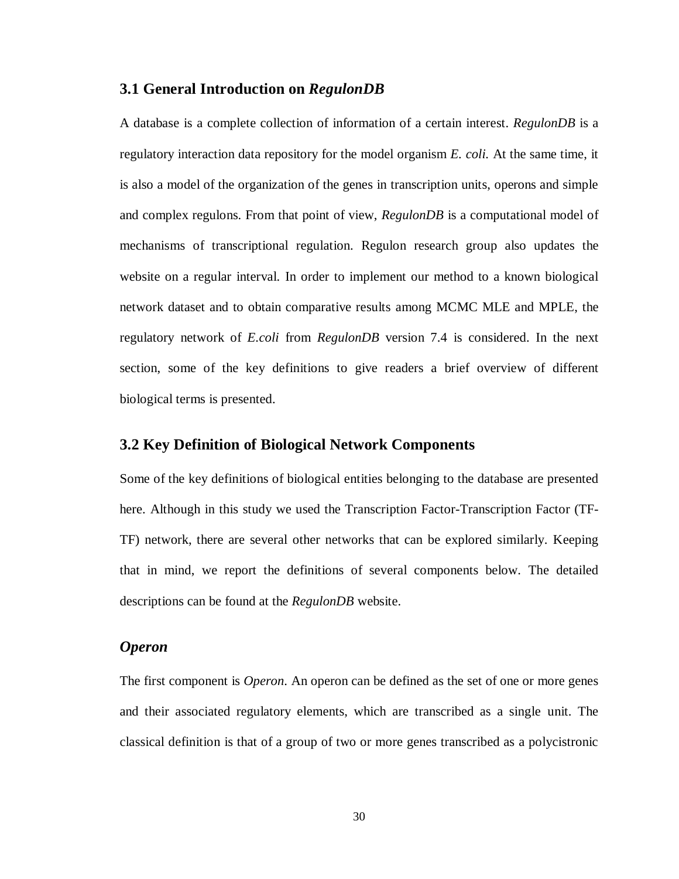## 3.1 General Introduction on *RegulonDB*

A database is a complete collection of information of a certain interest. *RegulonDB* is a regulatory interaction data repository for the model organism *E. coli.* At the same time, it is also a model of the organization of the genes in transcription units, operons and simple and complex regulons. From that point of view, *RegulonDB* is a computational model of mechanisms of transcriptional regulation. Regulon research group also updates the website on a regular interval. In order to implement our method to a known biological network dataset and to obtain comparative results among MCMC MLE and MPLE, the regulatory network of *E.coli* from *RegulonDB* version 7.4 is considered. In the next section, some of the key definitions to give readers a brief overview of different biological terms is presented.

## 3.2 Key Definition of Biological Network Components

Some of the key definitions of biological entities belonging to the database are presented here. Although in this study we used the Transcription Factor-Transcription Factor (TF-TF) network, there are several other networks that can be explored similarly. Keeping that in mind, we report the definitions of several components below. The detailed descriptions can be found at the *RegulonDB* website.

### *Operon*

The first component is *Operon*. An operon can be defined as the set of one or more genes and their associated regulatory elements, which are transcribed as a single unit. The classical definition is that of a group of two or more genes transcribed as a polycistronic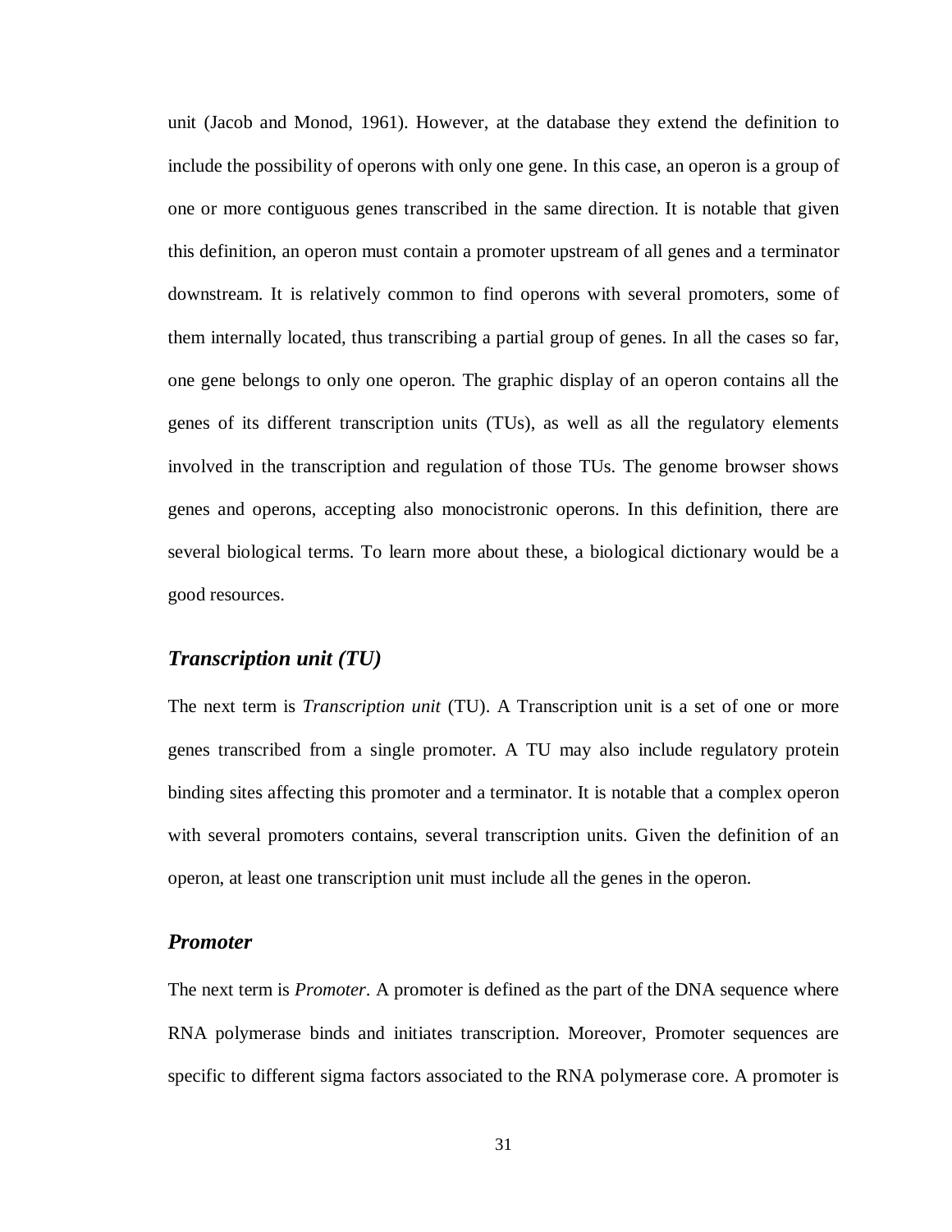unit (Jacob and Monod, 1961). However, at the database they extend the definition to include the possibility of operons with only one gene. In this case, an operon is a group of one or more contiguous genes transcribed in the same direction. It is notable that given this definition, an operon must contain a promoter upstream of all genes and a terminator downstream. It is relatively common to find operons with several promoters, some of them internally located, thus transcribing a partial group of genes. In all the cases so far, one gene belongs to only one operon. The graphic display of an operon contains all the genes of its different transcription units (TUs), as well as all the regulatory elements involved in the transcription and regulation of those TUs. The genome browser shows genes and operons, accepting also monocistronic operons. In this definition, there are several biological terms. To learn more about these, a biological dictionary would be a good resources.

### *Transcription unit (TU)*

The next term is *Transcription unit* (TU). A Transcription unit is a set of one or more genes transcribed from a single promoter. A TU may also include regulatory protein binding sites affecting this promoter and a terminator. It is notable that a complex operon with several promoters contains, several transcription units. Given the definition of an operon, at least one transcription unit must include all the genes in the operon.

### *Promoter*

The next term is *Promoter*. A promoter is defined as the part of the DNA sequence where RNA polymerase binds and initiates transcription. Moreover, Promoter sequences are specific to different sigma factors associated to the RNA polymerase core. A promoter is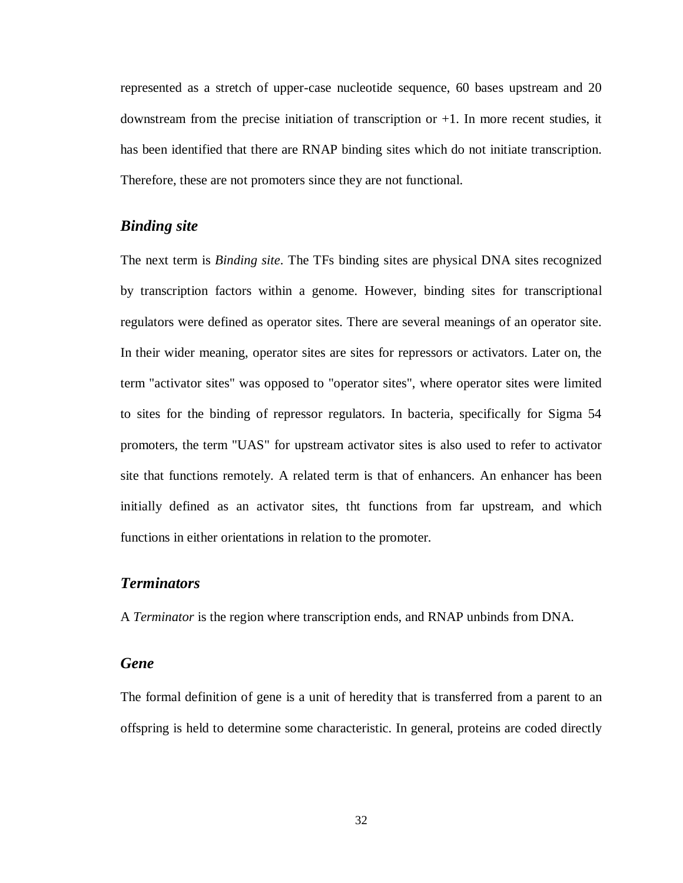represented as a stretch of upper-case nucleotide sequence, 60 bases upstream and 20 downstream from the precise initiation of transcription or +1. In more recent studies, it has been identified that there are RNAP binding sites which do not initiate transcription. Therefore, these are not promoters since they are not functional.

### *Binding site*

The next term is *Binding site*. The TFs binding sites are physical DNA sites recognized by transcription factors within a genome. However, binding sites for transcriptional regulators were defined as operator sites. There are several meanings of an operator site. In their wider meaning, operator sites are sites for repressors or activators. Later on, the term "activator sites" was opposed to "operator sites", where operator sites were limited to sites for the binding of repressor regulators. In bacteria, specifically for Sigma 54 promoters, the term "UAS" for upstream activator sites is also used to refer to activator site that functions remotely. A related term is that of enhancers. An enhancer has been initially defined as an activator sites, tht functions from far upstream, and which functions in either orientations in relation to the promoter.

### *Terminators*

A *Terminator* is the region where transcription ends, and RNAP unbinds from DNA.

### *Gene*

The formal definition of gene is a unit of heredity that is transferred from a parent to an offspring is held to determine some characteristic. In general, proteins are coded directly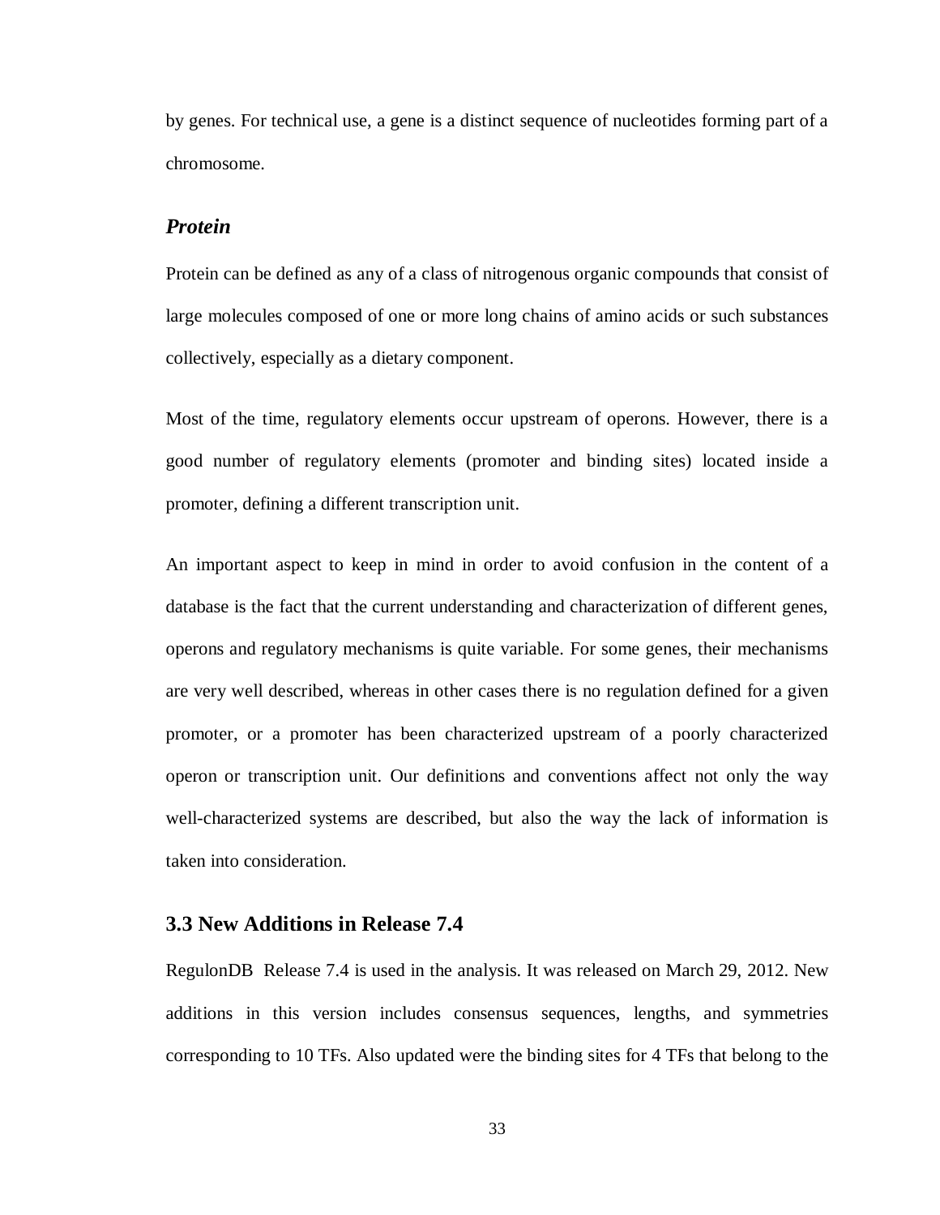by genes. For technical use, a gene is a distinct sequence of nucleotides forming part of a chromosome.

### *Protein*

Protein can be defined as any of a class of nitrogenous organic compounds that consist of large molecules composed of one or more long chains of amino acids or such substances collectively, especially as a dietary component.

Most of the time, regulatory elements occur upstream of operons. However, there is a good number of regulatory elements (promoter and binding sites) located inside a promoter, defining a different transcription unit.

An important aspect to keep in mind in order to avoid confusion in the content of a database is the fact that the current understanding and characterization of different genes, operons and regulatory mechanisms is quite variable. For some genes, their mechanisms are very well described, whereas in other cases there is no regulation defined for a given promoter, or a promoter has been characterized upstream of a poorly characterized operon or transcription unit. Our definitions and conventions affect not only the way well-characterized systems are described, but also the way the lack of information is taken into consideration.

## 3.3 New Additions in Release 7.4

RegulonDB Release 7.4 is used in the analysis. It was released on March 29, 2012. New additions in this version includes consensus sequences, lengths, and symmetries corresponding to 10 TFs. Also updated were the binding sites for 4 TFs that belong to the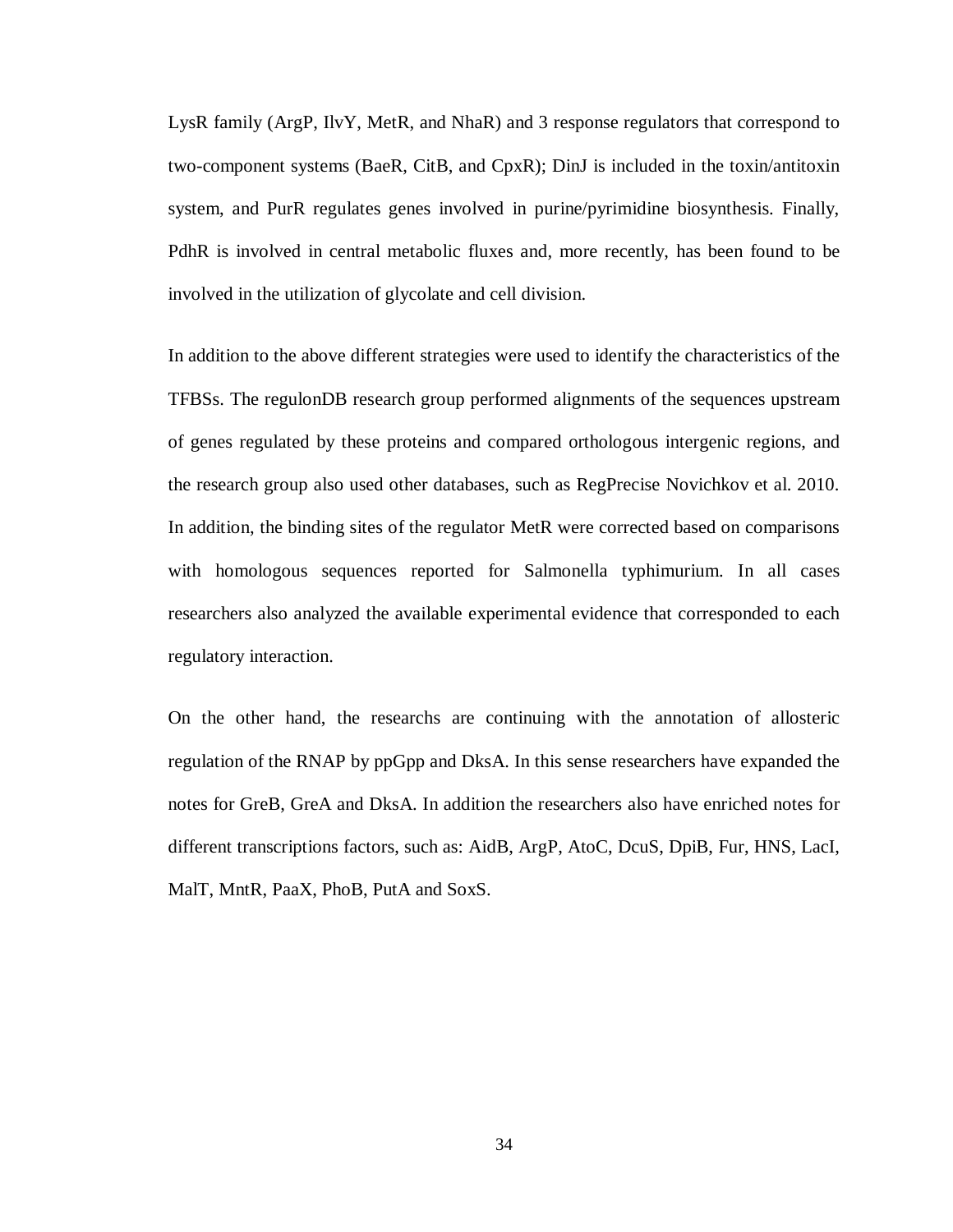LysR family (ArgP, IlvY, MetR, and NhaR) and 3 response regulators that correspond to two-component systems (BaeR, CitB, and CpxR); DinJ is included in the toxin/antitoxin system, and PurR regulates genes involved in purine/pyrimidine biosynthesis. Finally, PdhR is involved in central metabolic fluxes and, more recently, has been found to be involved in the utilization of glycolate and cell division.

In addition to the above different strategies were used to identify the characteristics of the TFBSs. The regulonDB research group performed alignments of the sequences upstream of genes regulated by these proteins and compared orthologous intergenic regions, and the research group also used other databases, such as RegPrecise Novichkov et al. 2010. In addition, the binding sites of the regulator MetR were corrected based on comparisons with homologous sequences reported for Salmonella typhimurium. In all cases researchers also analyzed the available experimental evidence that corresponded to each regulatory interaction.

On the other hand, the researchs are continuing with the annotation of allosteric regulation of the RNAP by ppGpp and DksA. In this sense researchers have expanded the notes for GreB, GreA and DksA. In addition the researchers also have enriched notes for different transcriptions factors, such as: AidB, ArgP, AtoC, DcuS, DpiB, Fur, HNS, LacI, MalT, MntR, PaaX, PhoB, PutA and SoxS.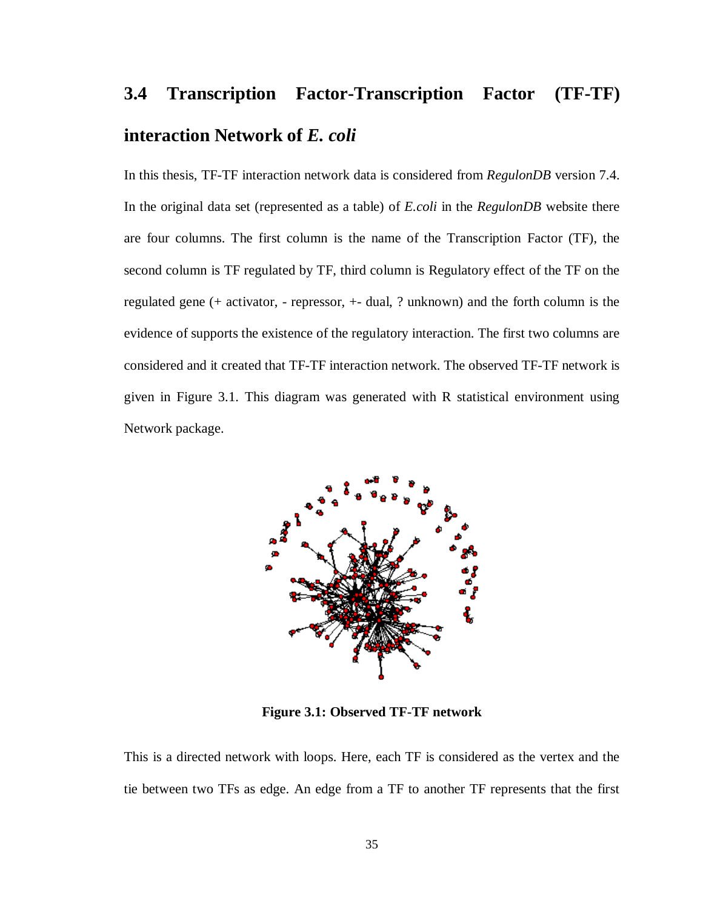## 3.4 Transcription Factor-Transcription Factor (TF-TF) interaction Network of *E. coli*

In this thesis, TF-TF interaction network data is considered from *RegulonDB* version 7.4. In the original data set (represented as a table) of *E.coli* in the *RegulonDB* website there are four columns. The first column is the name of the Transcription Factor (TF), the second column is TF regulated by TF, third column is Regulatory effect of the TF on the regulated gene (+ activator, - repressor, +- dual, ? unknown) and the forth column is the evidence of supports the existence of the regulatory interaction. The first two columns are considered and it created that TF-TF interaction network. The observed TF-TF network is given in Figure 3.1. This diagram was generated with R statistical environment using Network package.

**Figure 3.1: Observed TF-TF network**

This is a directed network with loops. Here, each TF is considered as the vertex and the tie between two TFs as edge. An edge from a TF to another TF represents that the first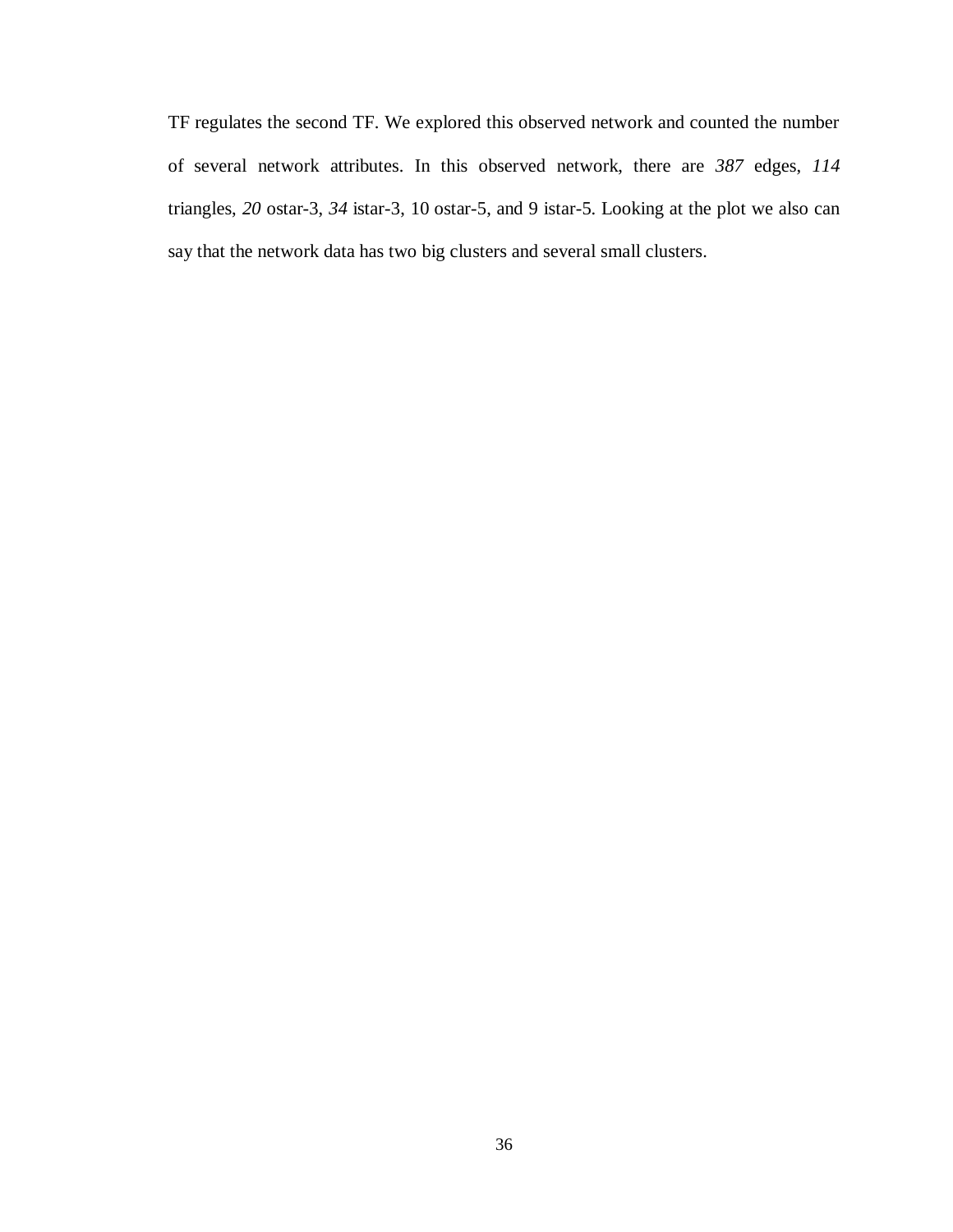TF regulates the second TF. We explored this observed network and counted the number of several network attributes. In this observed network, there are *387* edges, *114* triangles, *20* ostar-3, *34* istar-3, 10 ostar-5, and 9 istar-5. Looking at the plot we also can say that the network data has two big clusters and several small clusters.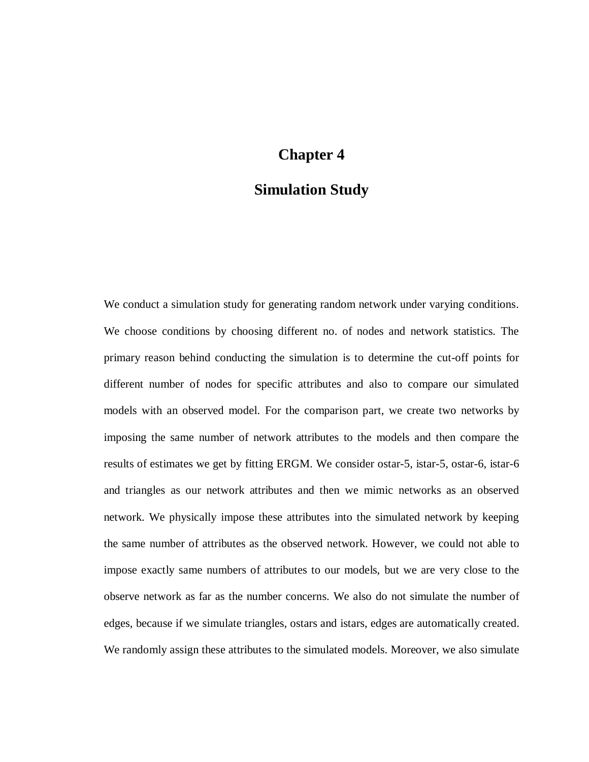# Chapter 4

# Simulation Study

We conduct a simulation study for generating random network under varying conditions. We choose conditions by choosing different no. of nodes and network statistics. The primary reason behind conducting the simulation is to determine the cut-off points for different number of nodes for specific attributes and also to compare our simulated models with an observed model. For the comparison part, we create two networks by imposing the same number of network attributes to the models and then compare the results of estimates we get by fitting ERGM. We consider ostar-5, istar-5, ostar-6, istar-6 and triangles as our network attributes and then we mimic networks as an observed network. We physically impose these attributes into the simulated network by keeping the same number of attributes as the observed network. However, we could not able to impose exactly same numbers of attributes to our models, but we are very close to the observe network as far as the number concerns. We also do not simulate the number of edges, because if we simulate triangles, ostars and istars, edges are automatically created. We randomly assign these attributes to the simulated models. Moreover, we also simulate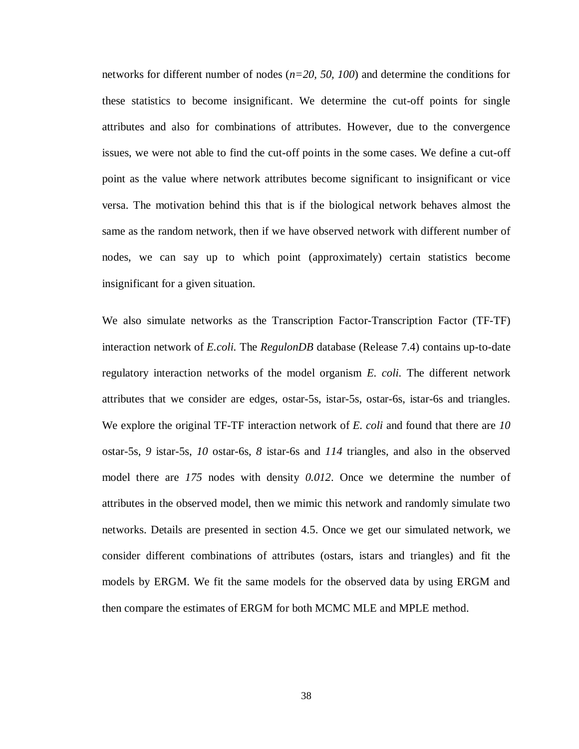networks for different number of nodes (*n=20, 50, 100*) and determine the conditions for these statistics to become insignificant. We determine the cut-off points for single attributes and also for combinations of attributes. However, due to the convergence issues, we were not able to find the cut-off points in the some cases. We define a cut-off point as the value where network attributes become significant to insignificant or vice versa. The motivation behind this that is if the biological network behaves almost the same as the random network, then if we have observed network with different number of nodes, we can say up to which point (approximately) certain statistics become insignificant for a given situation.

We also simulate networks as the Transcription Factor-Transcription Factor (TF-TF) interaction network of *E.coli.* The *RegulonDB* database (Release 7.4) contains up-to-date regulatory interaction networks of the model organism *E. coli.* The different network attributes that we consider are edges, ostar-5s, istar-5s, ostar-6s, istar-6s and triangles. We explore the original TF-TF interaction network of *E. coli* and found that there are *10* ostar-5s, *9* istar-5s, *10* ostar-6s, *8* istar-6s and *114* triangles, and also in the observed model there are *175* nodes with density *0.012*. Once we determine the number of attributes in the observed model, then we mimic this network and randomly simulate two networks. Details are presented in section 4.5. Once we get our simulated network, we consider different combinations of attributes (ostars, istars and triangles) and fit the models by ERGM. We fit the same models for the observed data by using ERGM and then compare the estimates of ERGM for both MCMC MLE and MPLE method.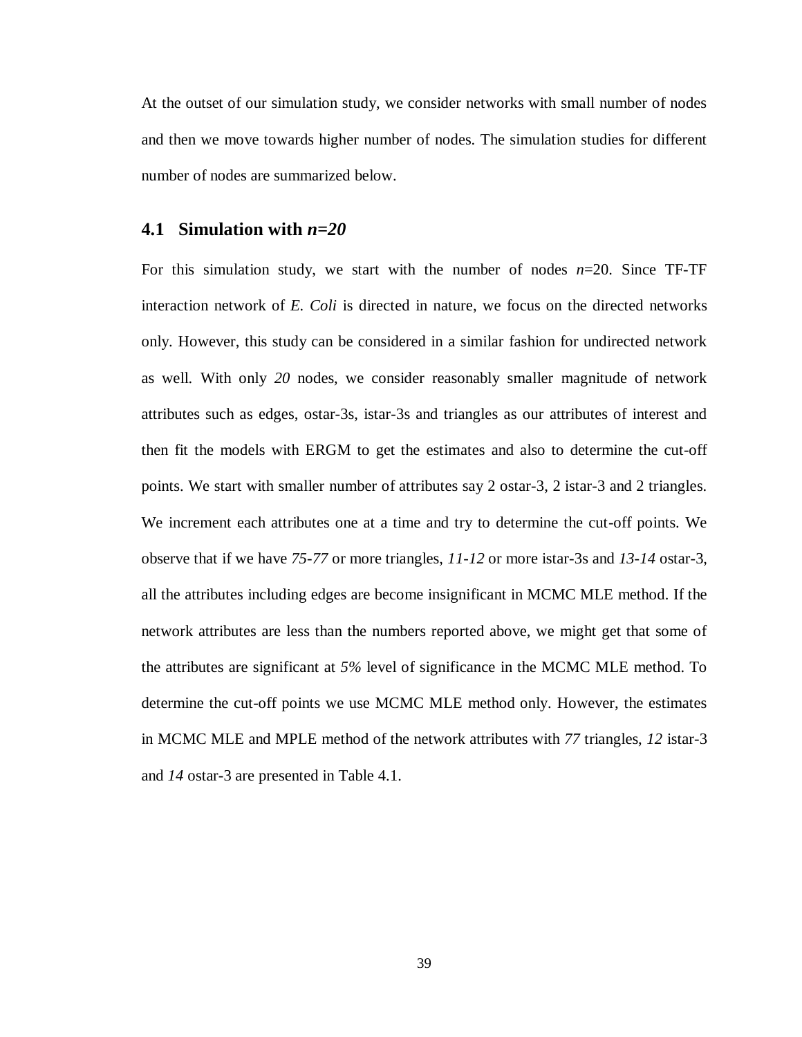At the outset of our simulation study, we consider networks with small number of nodes and then we move towards higher number of nodes. The simulation studies for different number of nodes are summarized below.

## 4.1 Simulation with *n=20*

For this simulation study, we start with the number of nodes *n*=20. Since TF-TF interaction network of *E. Coli* is directed in nature, we focus on the directed networks only. However, this study can be considered in a similar fashion for undirected network as well. With only *20* nodes, we consider reasonably smaller magnitude of network attributes such as edges, ostar-3s, istar-3s and triangles as our attributes of interest and then fit the models with ERGM to get the estimates and also to determine the cut-off points. We start with smaller number of attributes say 2 ostar-3, 2 istar-3 and 2 triangles. We increment each attributes one at a time and try to determine the cut-off points. We observe that if we have *75-77* or more triangles, *11-12* or more istar-3s and *13-14* ostar-3, all the attributes including edges are become insignificant in MCMC MLE method. If the network attributes are less than the numbers reported above, we might get that some of the attributes are significant at *5%* level of significance in the MCMC MLE method. To determine the cut-off points we use MCMC MLE method only. However, the estimates in MCMC MLE and MPLE method of the network attributes with *77* triangles, *12* istar-3 and *14* ostar-3 are presented in Table 4.1.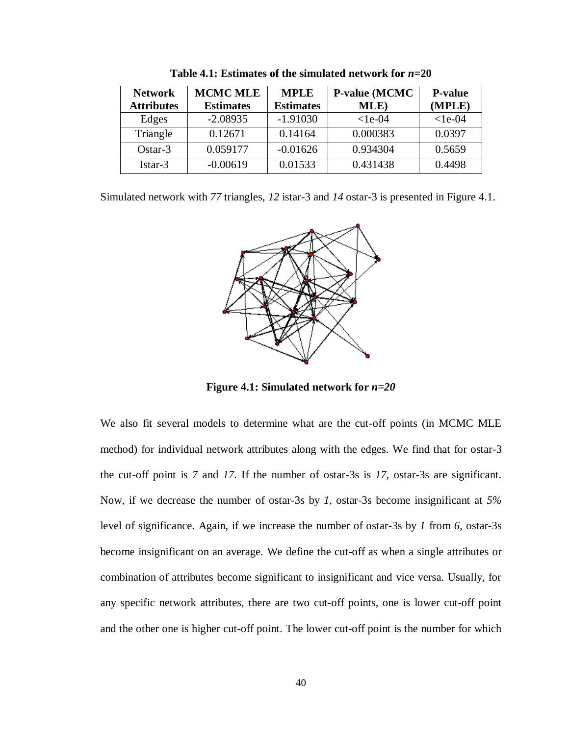**Table 4.1: Estimates of the simulated network for *n*=20**

| Network Attributes | MCMC MLE Estimates | MPLE Estimates | P-value (MCMC MLE) | P-value (MPLE) |
|---|---|---|---|---|
| Edges | -2.08935 | -1.91030 | <1e-04 | <1e-04 |
| Triangle | 0.12671 | 0.14164 | 0.000383 | 0.0397 |
| Ostar-3 | 0.059177 | -0.01626 | 0.934304 | 0.5659 |
| Istar-3 | -0.00619 | 0.01533 | 0.431438 | 0.4498 |

Simulated network with *77* triangles, *12* istar-3 and *14* ostar-3 is presented in Figure 4.1.

**Figure 4.1: Simulated network for *n=20***

We also fit several models to determine what are the cut-off points (in MCMC MLE method) for individual network attributes along with the edges. We find that for ostar-3 the cut-off point is *7* and *17*. If the number of ostar-3s is *17*, ostar-3s are significant. Now, if we decrease the number of ostar-3s by *1*, ostar-3s become insignificant at *5%* level of significance. Again, if we increase the number of ostar-3s by *1* from *6*, ostar-3s become insignificant on an average. We define the cut-off as when a single attributes or combination of attributes become significant to insignificant and vice versa. Usually, for any specific network attributes, there are two cut-off points, one is lower cut-off point and the other one is higher cut-off point. The lower cut-off point is the number for which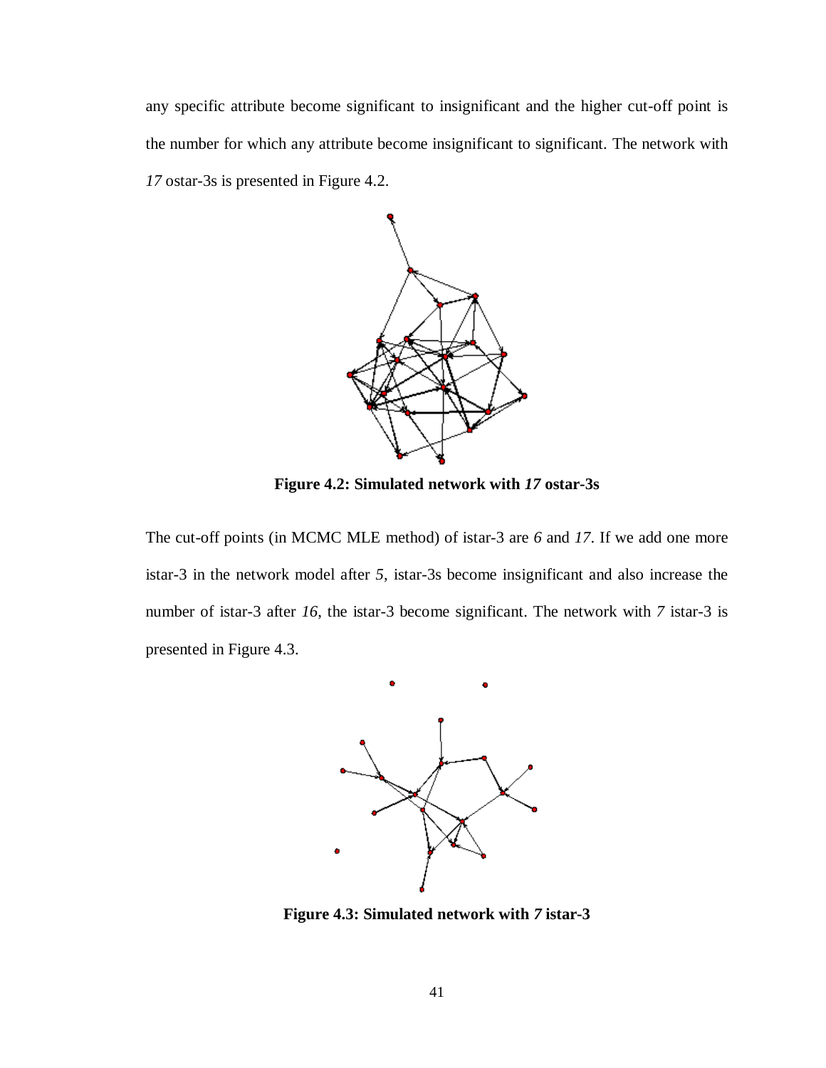any specific attribute become significant to insignificant and the higher cut-off point is the number for which any attribute become insignificant to significant. The network with *17* ostar-3s is presented in Figure 4.2.

**Figure 4.2: Simulated network with *17* ostar-3s**

The cut-off points (in MCMC MLE method) of istar-3 are *6* and *17*. If we add one more istar-3 in the network model after *5*, istar-3s become insignificant and also increase the number of istar-3 after *16*, the istar-3 become significant. The network with *7* istar-3 is presented in Figure 4.3.

**Figure 4.3: Simulated network with *7* istar-3**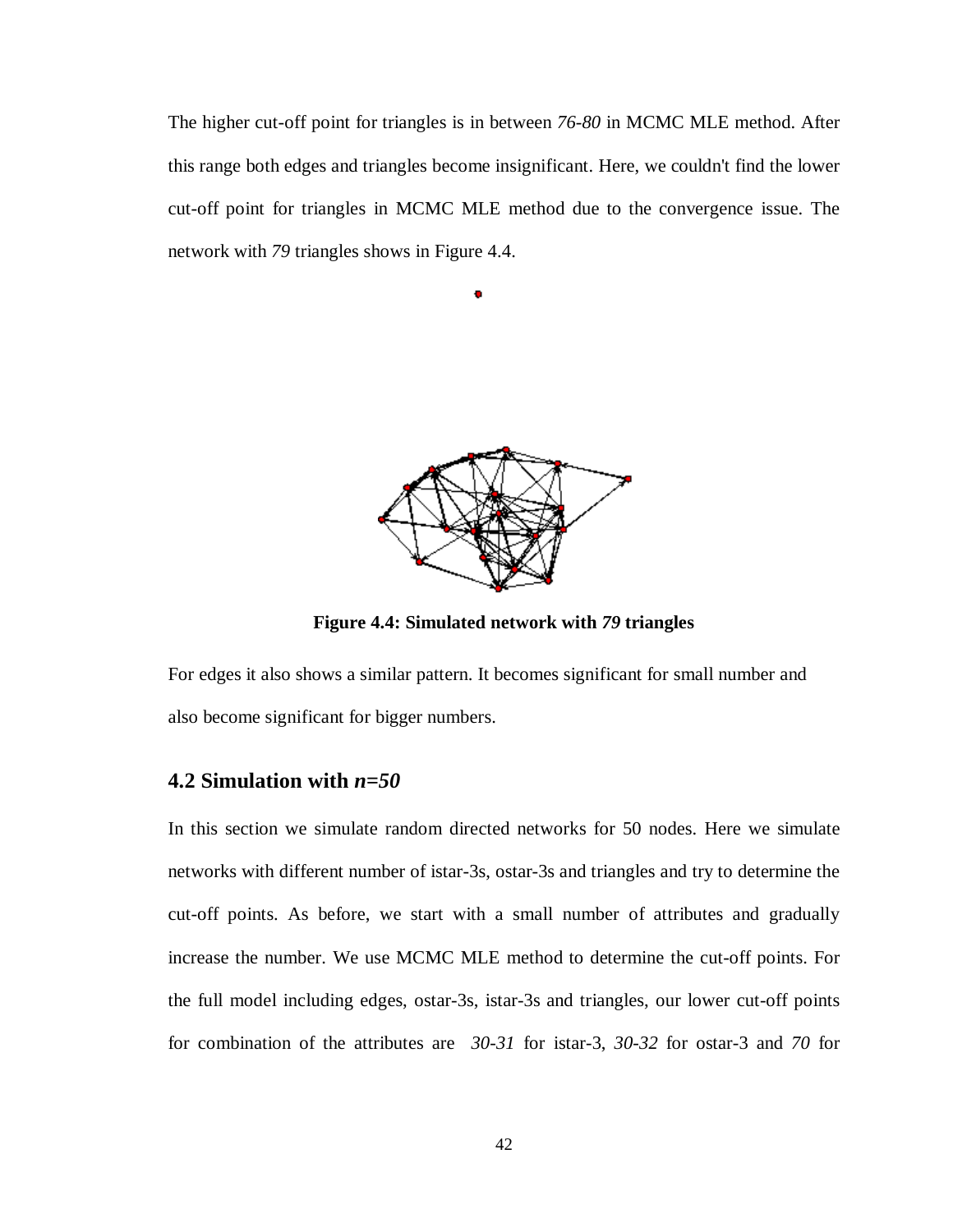The higher cut-off point for triangles is in between *76-80* in MCMC MLE method. After this range both edges and triangles become insignificant. Here, we couldn't find the lower cut-off point for triangles in MCMC MLE method due to the convergence issue. The network with *79* triangles shows in Figure 4.4.

**Figure 4.4: Simulated network with *79* triangles**

For edges it also shows a similar pattern. It becomes significant for small number and also become significant for bigger numbers.

## 4.2 Simulation with *n=50*

In this section we simulate random directed networks for 50 nodes. Here we simulate networks with different number of istar-3s, ostar-3s and triangles and try to determine the cut-off points. As before, we start with a small number of attributes and gradually increase the number. We use MCMC MLE method to determine the cut-off points. For the full model including edges, ostar-3s, istar-3s and triangles, our lower cut-off points for combination of the attributes are *30-31* for istar-3, *30-32* for ostar-3 and *70* for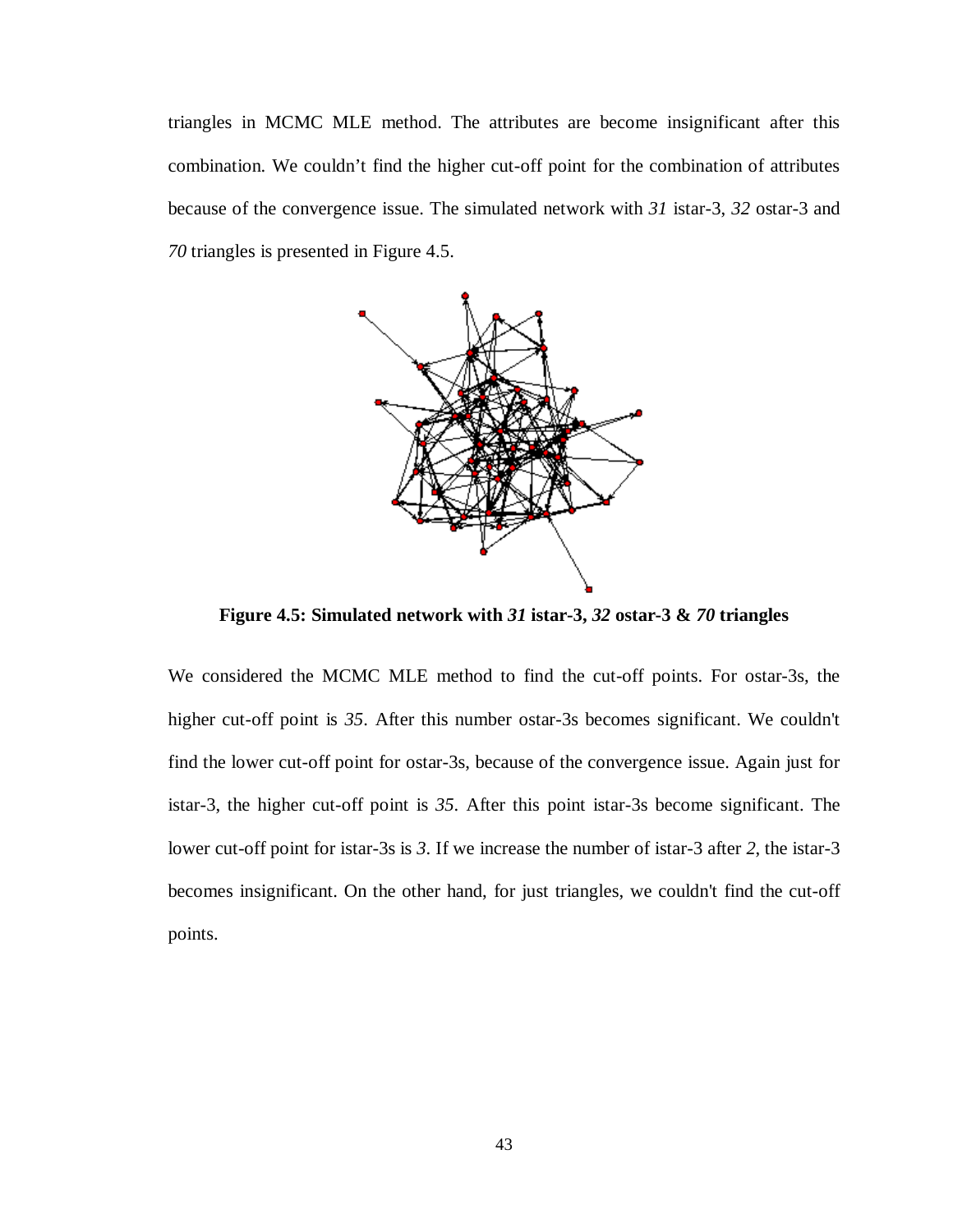triangles in MCMC MLE method. The attributes are become insignificant after this combination. We couldn't find the higher cut-off point for the combination of attributes because of the convergence issue. The simulated network with *31* istar-3, *32* ostar-3 and *70* triangles is presented in Figure 4.5.

**Figure 4.5: Simulated network with *31* istar-3, *32* ostar-3 & *70* triangles**

We considered the MCMC MLE method to find the cut-off points. For ostar-3s, the higher cut-off point is *35*. After this number ostar-3s becomes significant. We couldn't find the lower cut-off point for ostar-3s, because of the convergence issue. Again just for istar-3, the higher cut-off point is *35*. After this point istar-3s become significant. The lower cut-off point for istar-3s is *3*. If we increase the number of istar-3 after *2*, the istar-3 becomes insignificant. On the other hand, for just triangles, we couldn't find the cut-off points.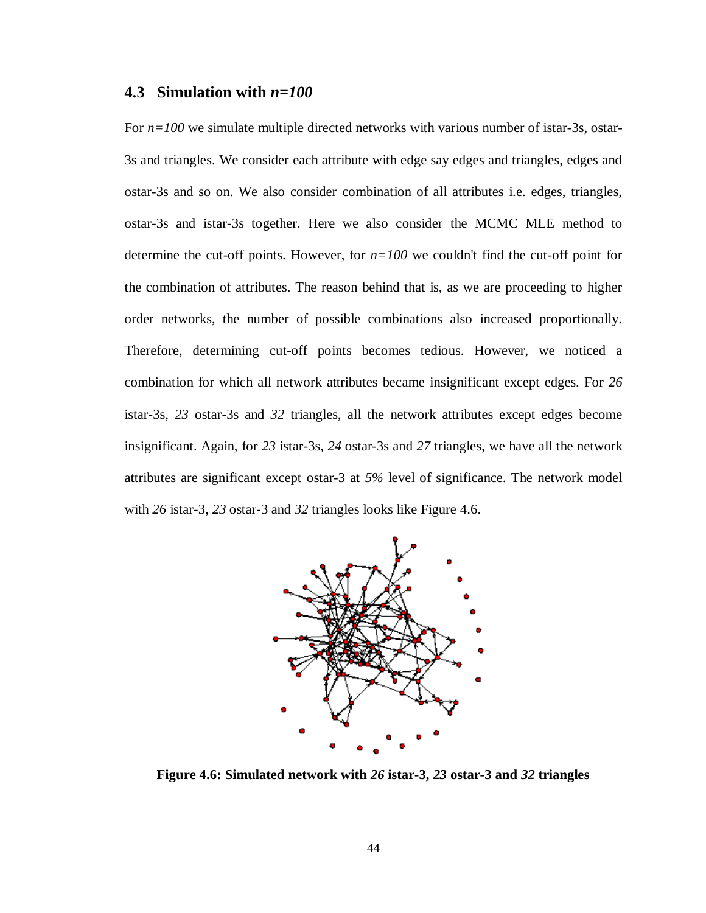## 4.3 Simulation with *n=100*

For *n=100* we simulate multiple directed networks with various number of istar-3s, ostar-3s and triangles. We consider each attribute with edge say edges and triangles, edges and ostar-3s and so on. We also consider combination of all attributes i.e. edges, triangles, ostar-3s and istar-3s together. Here we also consider the MCMC MLE method to determine the cut-off points. However, for *n=100* we couldn't find the cut-off point for the combination of attributes. The reason behind that is, as we are proceeding to higher order networks, the number of possible combinations also increased proportionally. Therefore, determining cut-off points becomes tedious. However, we noticed a combination for which all network attributes became insignificant except edges. For *26* istar-3s, *23* ostar-3s and *32* triangles, all the network attributes except edges become insignificant. Again, for *23* istar-3s, *24* ostar-3s and *27* triangles, we have all the network attributes are significant except ostar-3 at *5%* level of significance. The network model with *26* istar-3, *23* ostar-3 and *32* triangles looks like Figure 4.6.

**Figure 4.6: Simulated network with *26* istar-3, *23* ostar-3 and *32* triangles**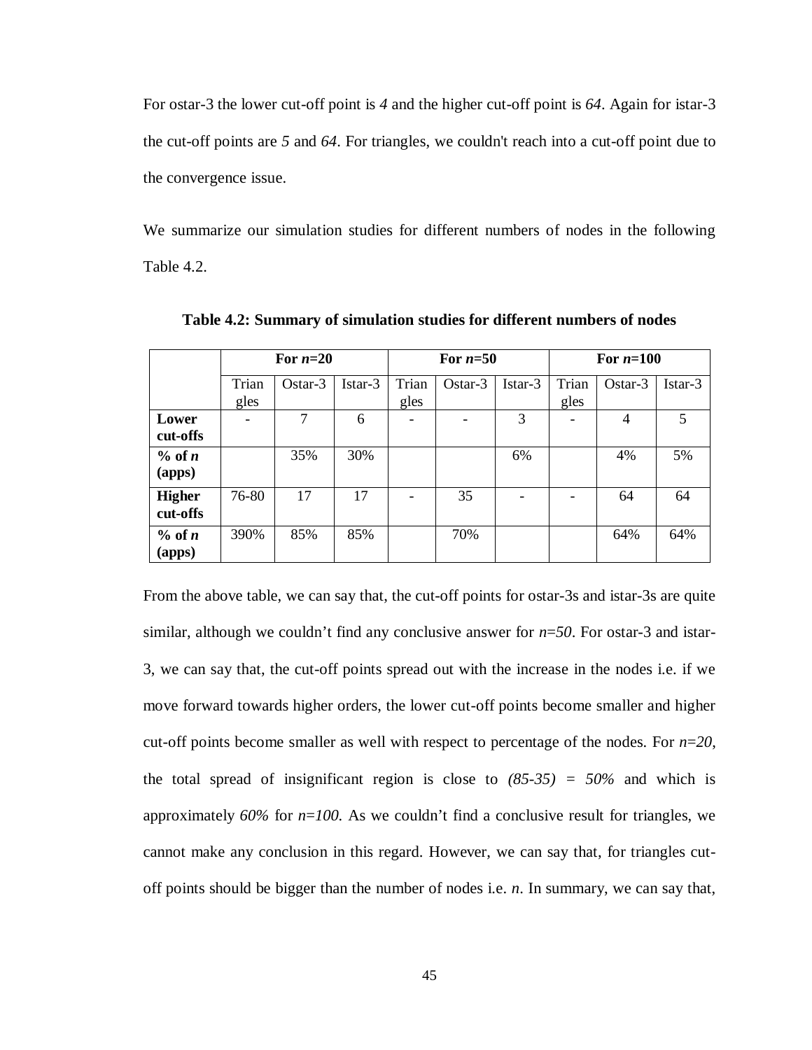For ostar-3 the lower cut-off point is *4* and the higher cut-off point is *64*. Again for istar-3 the cut-off points are *5* and *64*. For triangles, we couldn't reach into a cut-off point due to the convergence issue.

We summarize our simulation studies for different numbers of nodes in the following Table 4.2.

**Table 4.2: Summary of simulation studies for different numbers of nodes**

| | For $n$=20 | | | For $n$=50 | | | For $n$=100 | | |
|---|---|---|---|---|---|---|---|---|---|
| | Triangles | Ostar-3 | Istar-3 | Triangles | Ostar-3 | Istar-3 | Triangles | Ostar-3 | Istar-3 |
| **Lower cut-offs** | - | 7 | 6 | - | - | 3 | - | 4 | 5 |
| **% of $n$ (apps)** | | 35% | 30% | | | 6% | | 4% | 5% |
| **Higher cut-offs** | 76-80 | 17 | 17 | - | 35 | - | - | 64 | 64 |
| **% of $n$ (apps)** | 390% | 85% | 85% | | 70% | | | 64% | 64% |

From the above table, we can say that, the cut-off points for ostar-3s and istar-3s are quite similar, although we couldn't find any conclusive answer for $n$=*50*. For ostar-3 and istar-3, we can say that, the cut-off points spread out with the increase in the nodes i.e. if we move forward towards higher orders, the lower cut-off points become smaller and higher cut-off points become smaller as well with respect to percentage of the nodes. For $n$=*20*, the total spread of insignificant region is close to *(85-35) = 50%* and which is approximately *60%* for $n$=*100*. As we couldn't find a conclusive result for triangles, we cannot make any conclusion in this regard. However, we can say that, for triangles cut-off points should be bigger than the number of nodes i.e. $n$. In summary, we can say that,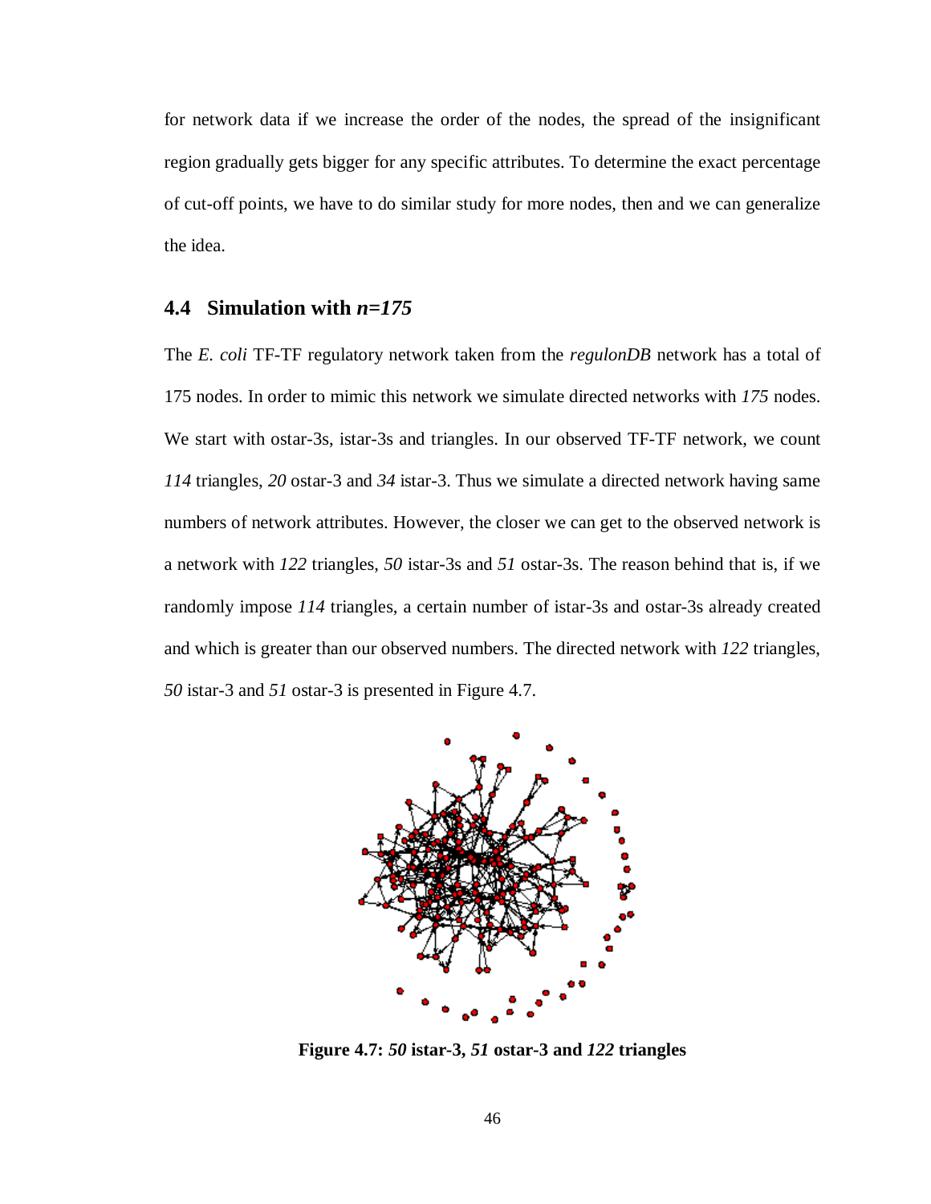for network data if we increase the order of the nodes, the spread of the insignificant region gradually gets bigger for any specific attributes. To determine the exact percentage of cut-off points, we have to do similar study for more nodes, then and we can generalize the idea.

## 4.4 Simulation with *n=175*

The *E. coli* TF-TF regulatory network taken from the *regulonDB* network has a total of 175 nodes. In order to mimic this network we simulate directed networks with *175* nodes. We start with ostar-3s, istar-3s and triangles. In our observed TF-TF network, we count *114* triangles, *20* ostar-3 and *34* istar-3. Thus we simulate a directed network having same numbers of network attributes. However, the closer we can get to the observed network is a network with *122* triangles, *50* istar-3s and *51* ostar-3s. The reason behind that is, if we randomly impose *114* triangles, a certain number of istar-3s and ostar-3s already created and which is greater than our observed numbers. The directed network with *122* triangles, *50* istar-3 and *51* ostar-3 is presented in Figure 4.7.

**Figure 4.7: *50* istar-3, *51* ostar-3 and *122* triangles**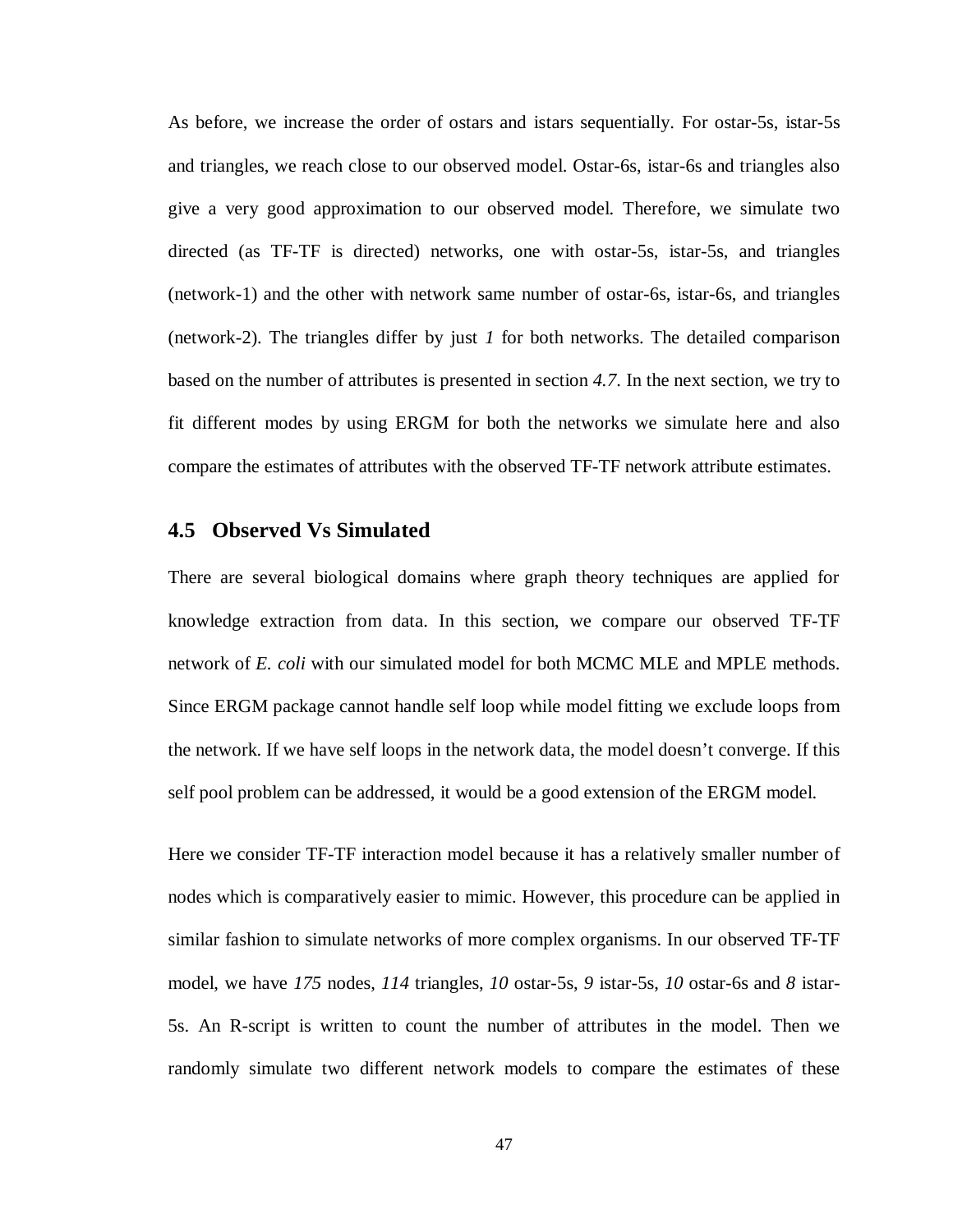As before, we increase the order of ostars and istars sequentially. For ostar-5s, istar-5s and triangles, we reach close to our observed model. Ostar-6s, istar-6s and triangles also give a very good approximation to our observed model. Therefore, we simulate two directed (as TF-TF is directed) networks, one with ostar-5s, istar-5s, and triangles (network-1) and the other with network same number of ostar-6s, istar-6s, and triangles (network-2). The triangles differ by just *1* for both networks. The detailed comparison based on the number of attributes is presented in section *4.7*. In the next section, we try to fit different modes by using ERGM for both the networks we simulate here and also compare the estimates of attributes with the observed TF-TF network attribute estimates.

## 4.5 Observed Vs Simulated

There are several biological domains where graph theory techniques are applied for knowledge extraction from data. In this section, we compare our observed TF-TF network of *E. coli* with our simulated model for both MCMC MLE and MPLE methods. Since ERGM package cannot handle self loop while model fitting we exclude loops from the network. If we have self loops in the network data, the model doesn't converge. If this self pool problem can be addressed, it would be a good extension of the ERGM model.

Here we consider TF-TF interaction model because it has a relatively smaller number of nodes which is comparatively easier to mimic. However, this procedure can be applied in similar fashion to simulate networks of more complex organisms. In our observed TF-TF model, we have *175* nodes, *114* triangles, *10* ostar-5s, *9* istar-5s, *10* ostar-6s and *8* istar-5s. An R-script is written to count the number of attributes in the model. Then we randomly simulate two different network models to compare the estimates of these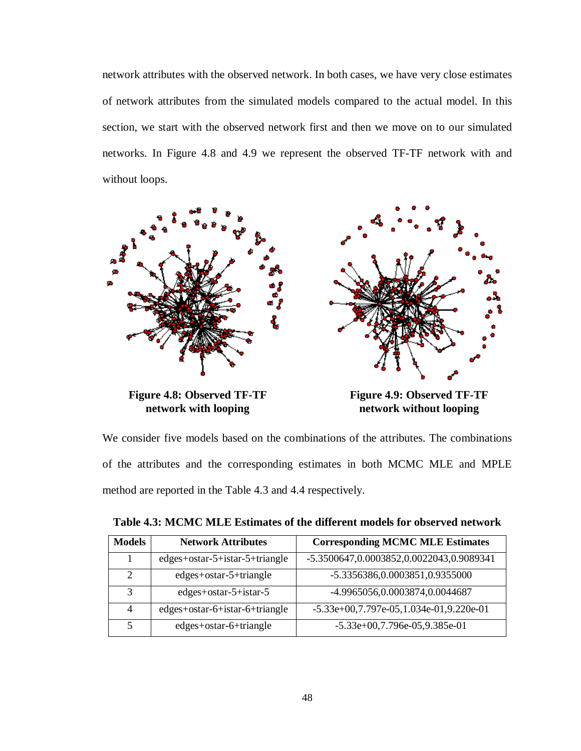network attributes with the observed network. In both cases, we have very close estimates of network attributes from the simulated models compared to the actual model. In this section, we start with the observed network first and then we move on to our simulated networks. In Figure 4.8 and 4.9 we represent the observed TF-TF network with and without loops.

**Figure 4.8: Observed TF-TF network with looping**

**Figure 4.9: Observed TF-TF network without looping**

We consider five models based on the combinations of the attributes. The combinations of the attributes and the corresponding estimates in both MCMC MLE and MPLE method are reported in the Table 4.3 and 4.4 respectively.

**Table 4.3: MCMC MLE Estimates of the different models for observed network**

| Models | Network Attributes | Corresponding MCMC MLE Estimates |
|---|---|---|
| 1 | edges+ostar-5+istar-5+triangle | -5.3500647,0.0003852,0.0022043,0.9089341 |
| 2 | edges+ostar-5+triangle | -5.3356386,0.0003851,0.9355000 |
| 3 | edges+ostar-5+istar-5 | -4.9965056,0.0003874,0.0044687 |
| 4 | edges+ostar-6+istar-6+triangle | -5.33e+00,7.797e-05,1.034e-01,9.220e-01 |
| 5 | edges+ostar-6+triangle | -5.33e+00,7.796e-05,9.385e-01 |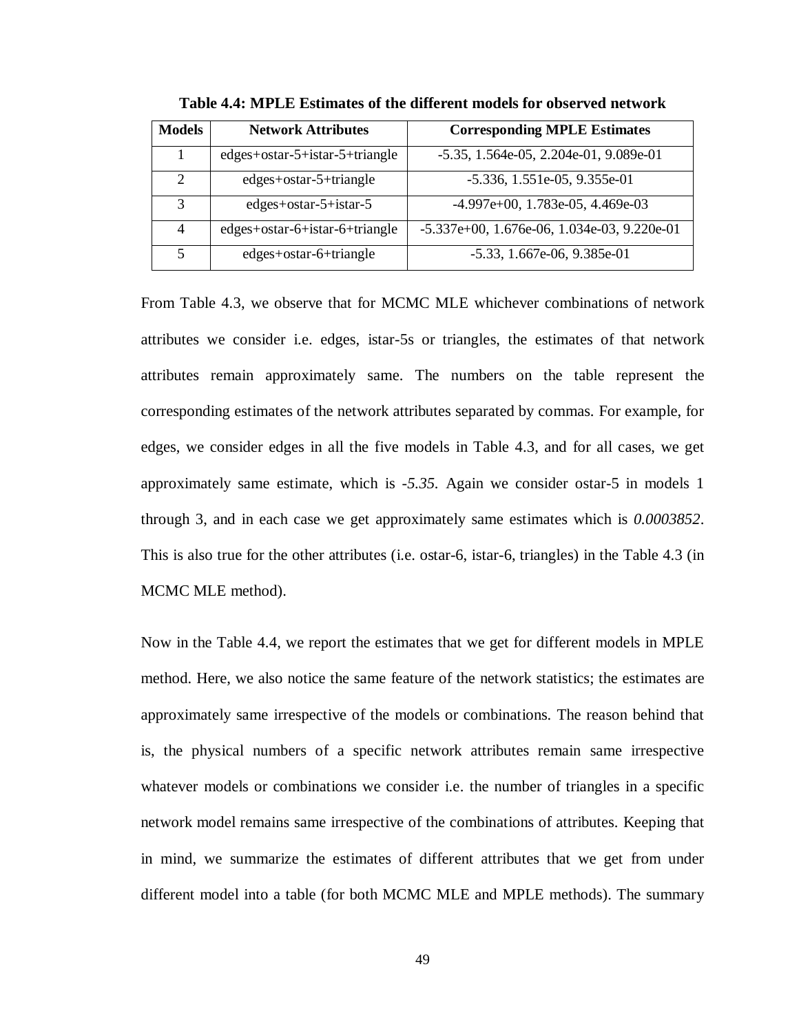**Table 4.4: MPLE Estimates of the different models for observed network**

| Models | Network Attributes | Corresponding MPLE Estimates |
|---|---|---|
| 1 | edges+ostar-5+istar-5+triangle | -5.35, 1.564e-05, 2.204e-01, 9.089e-01 |
| 2 | edges+ostar-5+triangle | -5.336, 1.551e-05, 9.355e-01 |
| 3 | edges+ostar-5+istar-5 | -4.997e+00, 1.783e-05, 4.469e-03 |
| 4 | edges+ostar-6+istar-6+triangle | -5.337e+00, 1.676e-06, 1.034e-03, 9.220e-01 |
| 5 | edges+ostar-6+triangle | -5.33, 1.667e-06, 9.385e-01 |

From Table 4.3, we observe that for MCMC MLE whichever combinations of network attributes we consider i.e. edges, istar-5s or triangles, the estimates of that network attributes remain approximately same. The numbers on the table represent the corresponding estimates of the network attributes separated by commas. For example, for edges, we consider edges in all the five models in Table 4.3, and for all cases, we get approximately same estimate, which is *-5.35*. Again we consider ostar-5 in models 1 through 3, and in each case we get approximately same estimates which is *0.0003852*. This is also true for the other attributes (i.e. ostar-6, istar-6, triangles) in the Table 4.3 (in MCMC MLE method).

Now in the Table 4.4, we report the estimates that we get for different models in MPLE method. Here, we also notice the same feature of the network statistics; the estimates are approximately same irrespective of the models or combinations. The reason behind that is, the physical numbers of a specific network attributes remain same irrespective whatever models or combinations we consider i.e. the number of triangles in a specific network model remains same irrespective of the combinations of attributes. Keeping that in mind, we summarize the estimates of different attributes that we get from under different model into a table (for both MCMC MLE and MPLE methods). The summary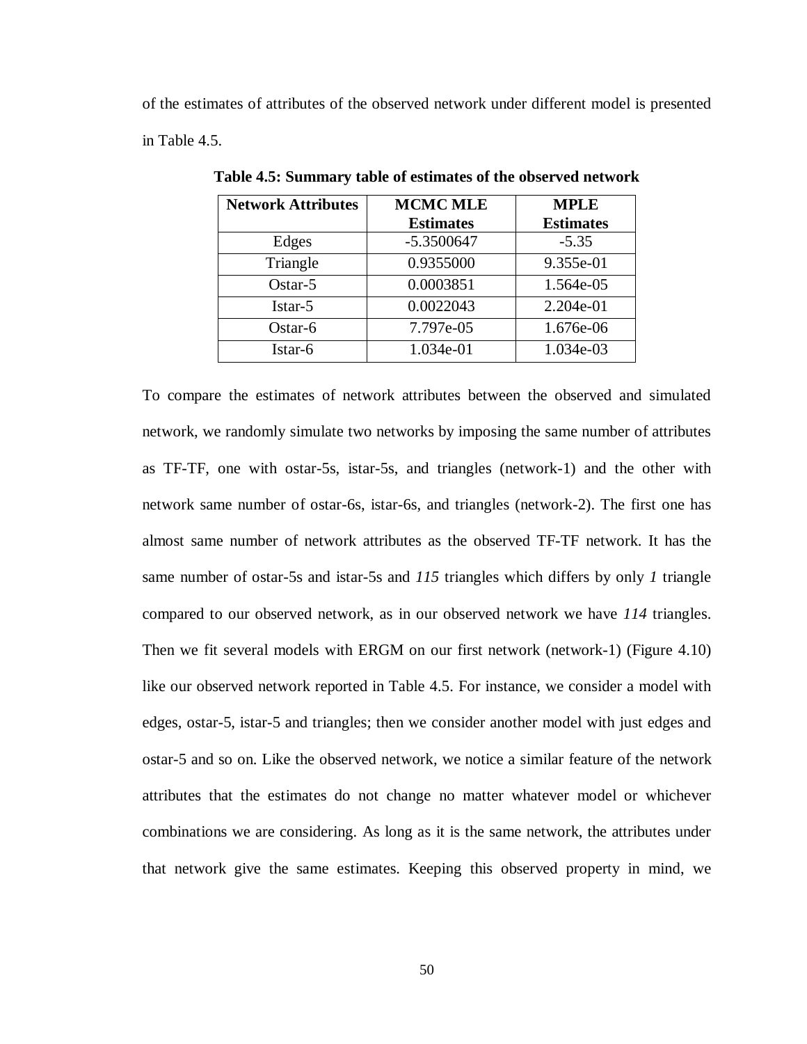of the estimates of attributes of the observed network under different model is presented in Table 4.5.

**Table 4.5: Summary table of estimates of the observed network**

| Network Attributes | MCMC MLE Estimates | MPLE Estimates |
|---|---|---|
| Edges | -5.3500647 | -5.35 |
| Triangle | 0.9355000 | 9.355e-01 |
| Ostar-5 | 0.0003851 | 1.564e-05 |
| Istar-5 | 0.0022043 | 2.204e-01 |
| Ostar-6 | 7.797e-05 | 1.676e-06 |
| Istar-6 | 1.034e-01 | 1.034e-03 |

To compare the estimates of network attributes between the observed and simulated network, we randomly simulate two networks by imposing the same number of attributes as TF-TF, one with ostar-5s, istar-5s, and triangles (network-1) and the other with network same number of ostar-6s, istar-6s, and triangles (network-2). The first one has almost same number of network attributes as the observed TF-TF network. It has the same number of ostar-5s and istar-5s and *115* triangles which differs by only *1* triangle compared to our observed network, as in our observed network we have *114* triangles. Then we fit several models with ERGM on our first network (network-1) (Figure 4.10) like our observed network reported in Table 4.5. For instance, we consider a model with edges, ostar-5, istar-5 and triangles; then we consider another model with just edges and ostar-5 and so on. Like the observed network, we notice a similar feature of the network attributes that the estimates do not change no matter whatever model or whichever combinations we are considering. As long as it is the same network, the attributes under that network give the same estimates. Keeping this observed property in mind, we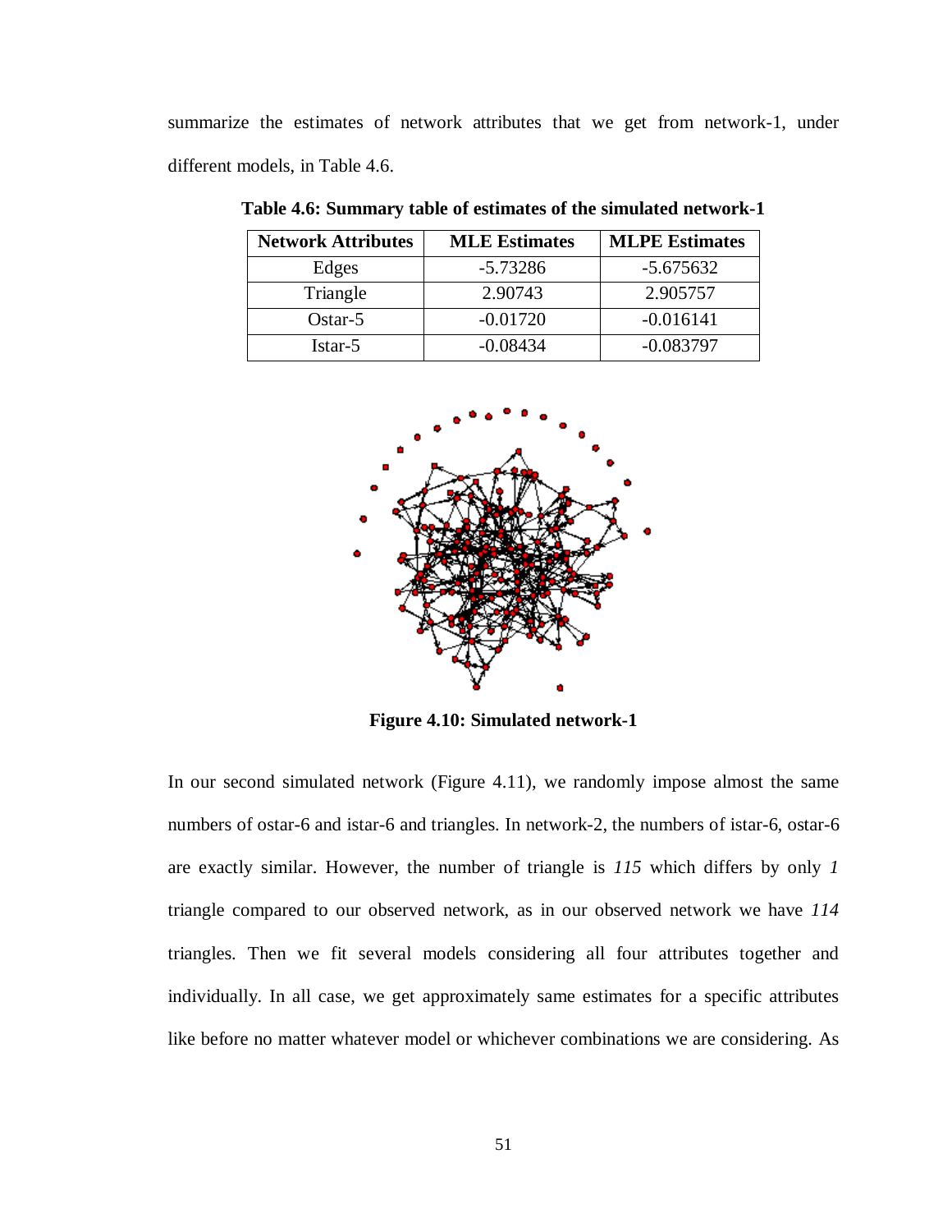summarize the estimates of network attributes that we get from network-1, under different models, in Table 4.6.

**Table 4.6: Summary table of estimates of the simulated network-1**

| Network Attributes | MLE Estimates | MLPE Estimates |
| --- | --- | --- |
| Edges | -5.73286 | -5.675632 |
| Triangle | 2.90743 | 2.905757 |
| Ostar-5 | -0.01720 | -0.016141 |
| Istar-5 | -0.08434 | -0.083797 |

**Figure 4.10: Simulated network-1**

In our second simulated network (Figure 4.11), we randomly impose almost the same numbers of ostar-6 and istar-6 and triangles. In network-2, the numbers of istar-6, ostar-6 are exactly similar. However, the number of triangle is *115* which differs by only *1* triangle compared to our observed network, as in our observed network we have *114* triangles. Then we fit several models considering all four attributes together and individually. In all case, we get approximately same estimates for a specific attributes like before no matter whatever model or whichever combinations we are considering. As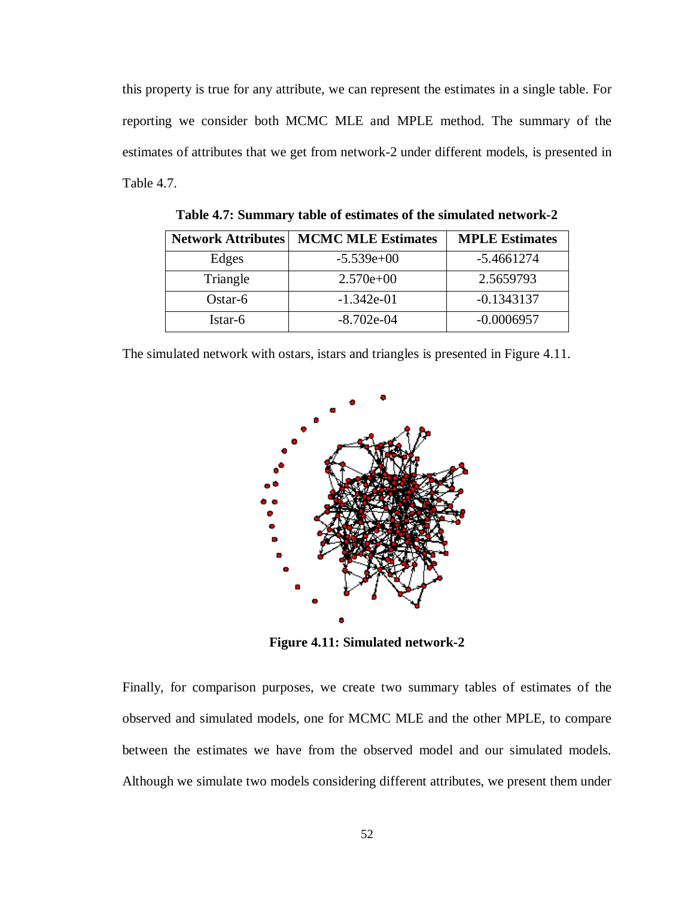this property is true for any attribute, we can represent the estimates in a single table. For reporting we consider both MCMC MLE and MPLE method. The summary of the estimates of attributes that we get from network-2 under different models, is presented in Table 4.7.

**Table 4.7: Summary table of estimates of the simulated network-2**

| Network Attributes | MCMC MLE Estimates | MPLE Estimates |
|---|---|---|
| Edges | -5.539e+00 | -5.4661274 |
| Triangle | 2.570e+00 | 2.5659793 |
| Ostar-6 | -1.342e-01 | -0.1343137 |
| Istar-6 | -8.702e-04 | -0.0006957 |

The simulated network with ostars, istars and triangles is presented in Figure 4.11.

**Figure 4.11: Simulated network-2**

Finally, for comparison purposes, we create two summary tables of estimates of the observed and simulated models, one for MCMC MLE and the other MPLE, to compare between the estimates we have from the observed model and our simulated models. Although we simulate two models considering different attributes, we present them under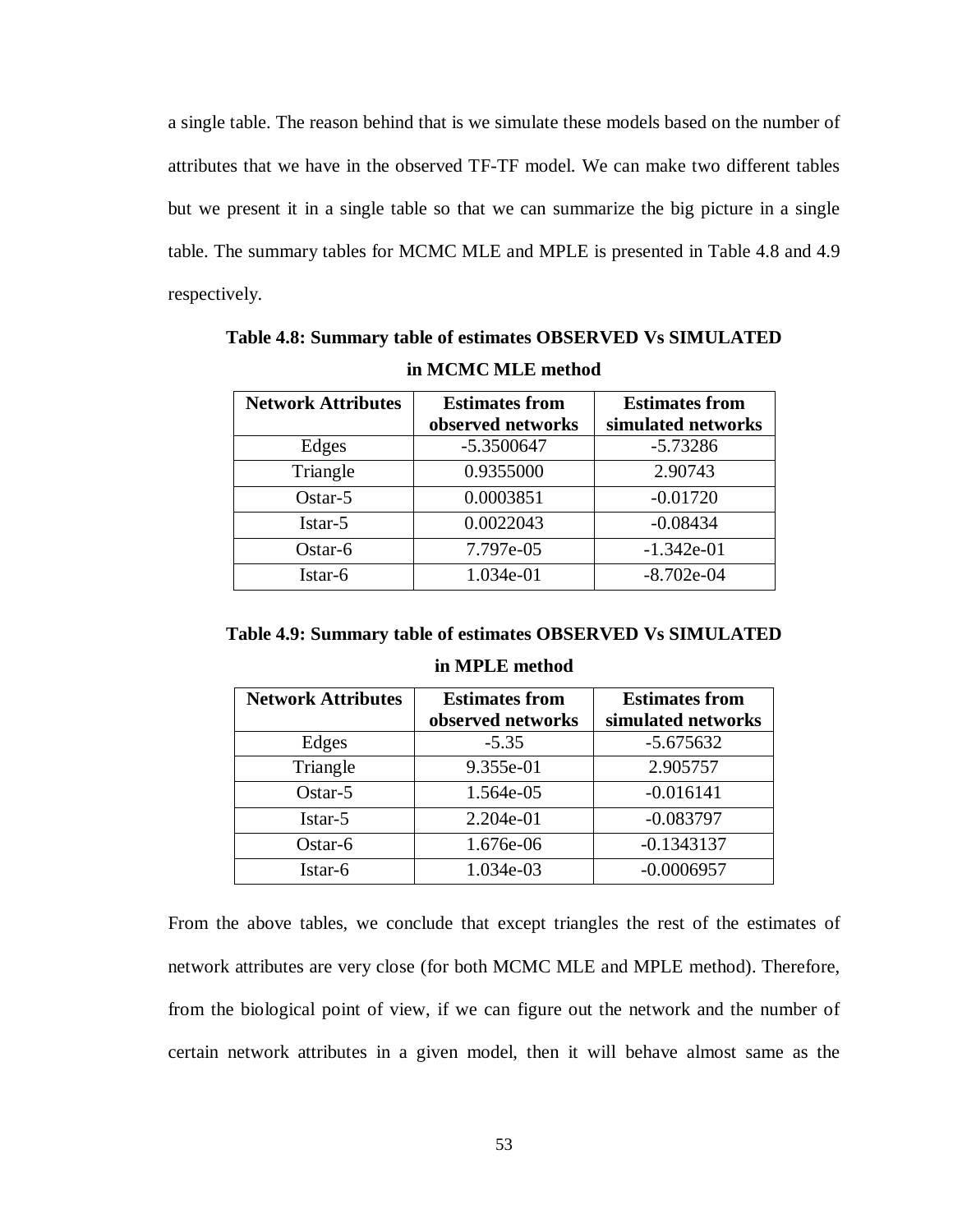a single table. The reason behind that is we simulate these models based on the number of attributes that we have in the observed TF-TF model. We can make two different tables but we present it in a single table so that we can summarize the big picture in a single table. The summary tables for MCMC MLE and MPLE is presented in Table 4.8 and 4.9 respectively.

**Table 4.8: Summary table of estimates OBSERVED Vs SIMULATED in MCMC MLE method**

| Network Attributes | Estimates from observed networks | Estimates from simulated networks |
|---|---|---|
| Edges | -5.3500647 | -5.73286 |
| Triangle | 0.9355000 | 2.90743 |
| Ostar-5 | 0.0003851 | -0.01720 |
| Istar-5 | 0.0022043 | -0.08434 |
| Ostar-6 | 7.797e-05 | -1.342e-01 |
| Istar-6 | 1.034e-01 | -8.702e-04 |

**Table 4.9: Summary table of estimates OBSERVED Vs SIMULATED in MPLE method**

| Network Attributes | Estimates from observed networks | Estimates from simulated networks |
|---|---|---|
| Edges | -5.35 | -5.675632 |
| Triangle | 9.355e-01 | 2.905757 |
| Ostar-5 | 1.564e-05 | -0.016141 |
| Istar-5 | 2.204e-01 | -0.083797 |
| Ostar-6 | 1.676e-06 | -0.1343137 |
| Istar-6 | 1.034e-03 | -0.0006957 |

From the above tables, we conclude that except triangles the rest of the estimates of network attributes are very close (for both MCMC MLE and MPLE method). Therefore, from the biological point of view, if we can figure out the network and the number of certain network attributes in a given model, then it will behave almost same as the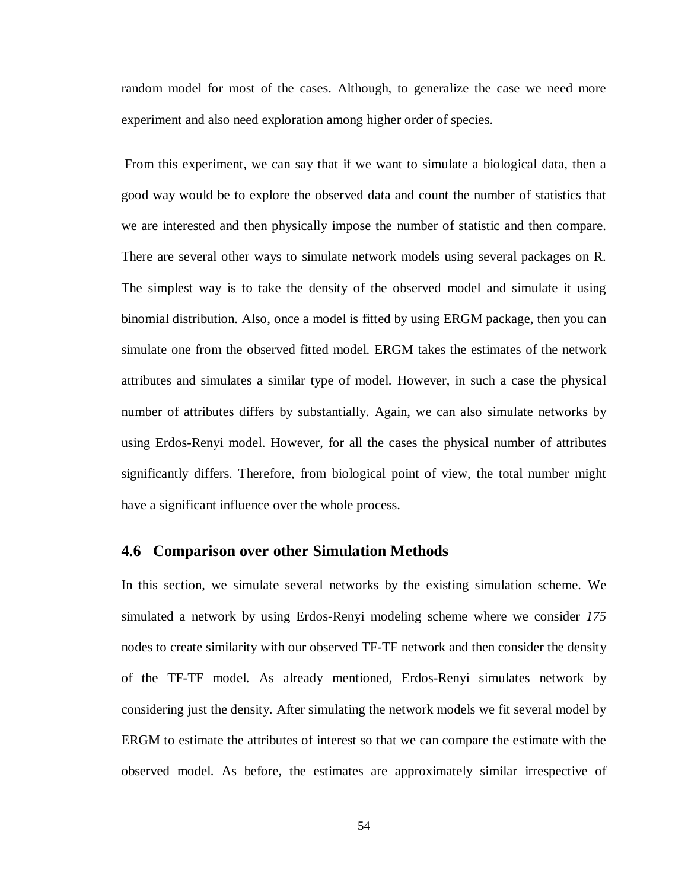random model for most of the cases. Although, to generalize the case we need more experiment and also need exploration among higher order of species.

From this experiment, we can say that if we want to simulate a biological data, then a good way would be to explore the observed data and count the number of statistics that we are interested and then physically impose the number of statistic and then compare. There are several other ways to simulate network models using several packages on R. The simplest way is to take the density of the observed model and simulate it using binomial distribution. Also, once a model is fitted by using ERGM package, then you can simulate one from the observed fitted model. ERGM takes the estimates of the network attributes and simulates a similar type of model. However, in such a case the physical number of attributes differs by substantially. Again, we can also simulate networks by using Erdos-Renyi model. However, for all the cases the physical number of attributes significantly differs. Therefore, from biological point of view, the total number might have a significant influence over the whole process.

## 4.6 Comparison over other Simulation Methods

In this section, we simulate several networks by the existing simulation scheme. We simulated a network by using Erdos-Renyi modeling scheme where we consider *175* nodes to create similarity with our observed TF-TF network and then consider the density of the TF-TF model. As already mentioned, Erdos-Renyi simulates network by considering just the density. After simulating the network models we fit several model by ERGM to estimate the attributes of interest so that we can compare the estimate with the observed model. As before, the estimates are approximately similar irrespective of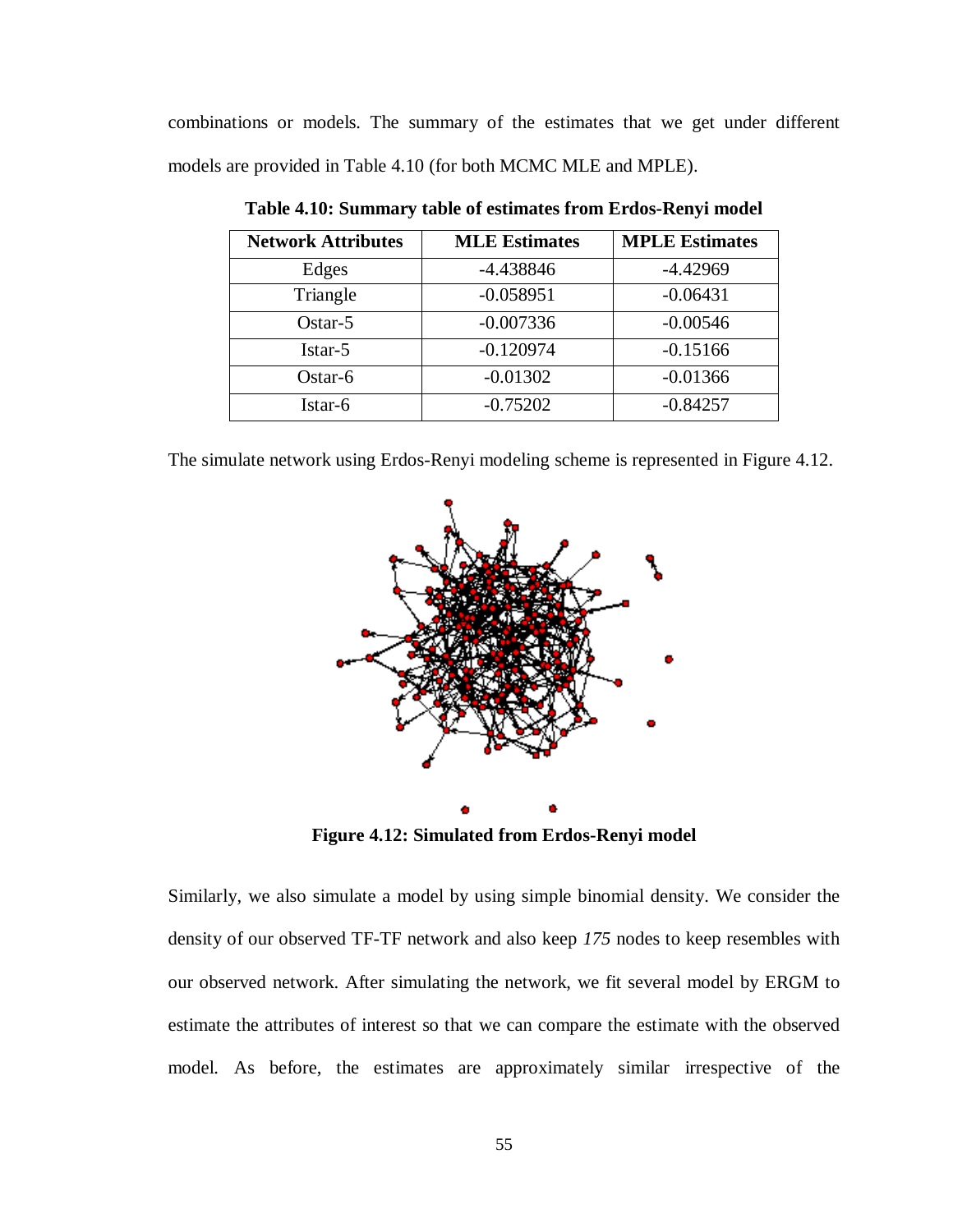combinations or models. The summary of the estimates that we get under different models are provided in Table 4.10 (for both MCMC MLE and MPLE).

**Table 4.10: Summary table of estimates from Erdos-Renyi model**

| Network Attributes | MLE Estimates | MPLE Estimates |
|---|---|---|
| Edges | -4.438846 | -4.42969 |
| Triangle | -0.058951 | -0.06431 |
| Ostar-5 | -0.007336 | -0.00546 |
| Istar-5 | -0.120974 | -0.15166 |
| Ostar-6 | -0.01302 | -0.01366 |
| Istar-6 | -0.75202 | -0.84257 |

The simulate network using Erdos-Renyi modeling scheme is represented in Figure 4.12.

**Figure 4.12: Simulated from Erdos-Renyi model**

Similarly, we also simulate a model by using simple binomial density. We consider the density of our observed TF-TF network and also keep *175* nodes to keep resembles with our observed network. After simulating the network, we fit several model by ERGM to estimate the attributes of interest so that we can compare the estimate with the observed model. As before, the estimates are approximately similar irrespective of the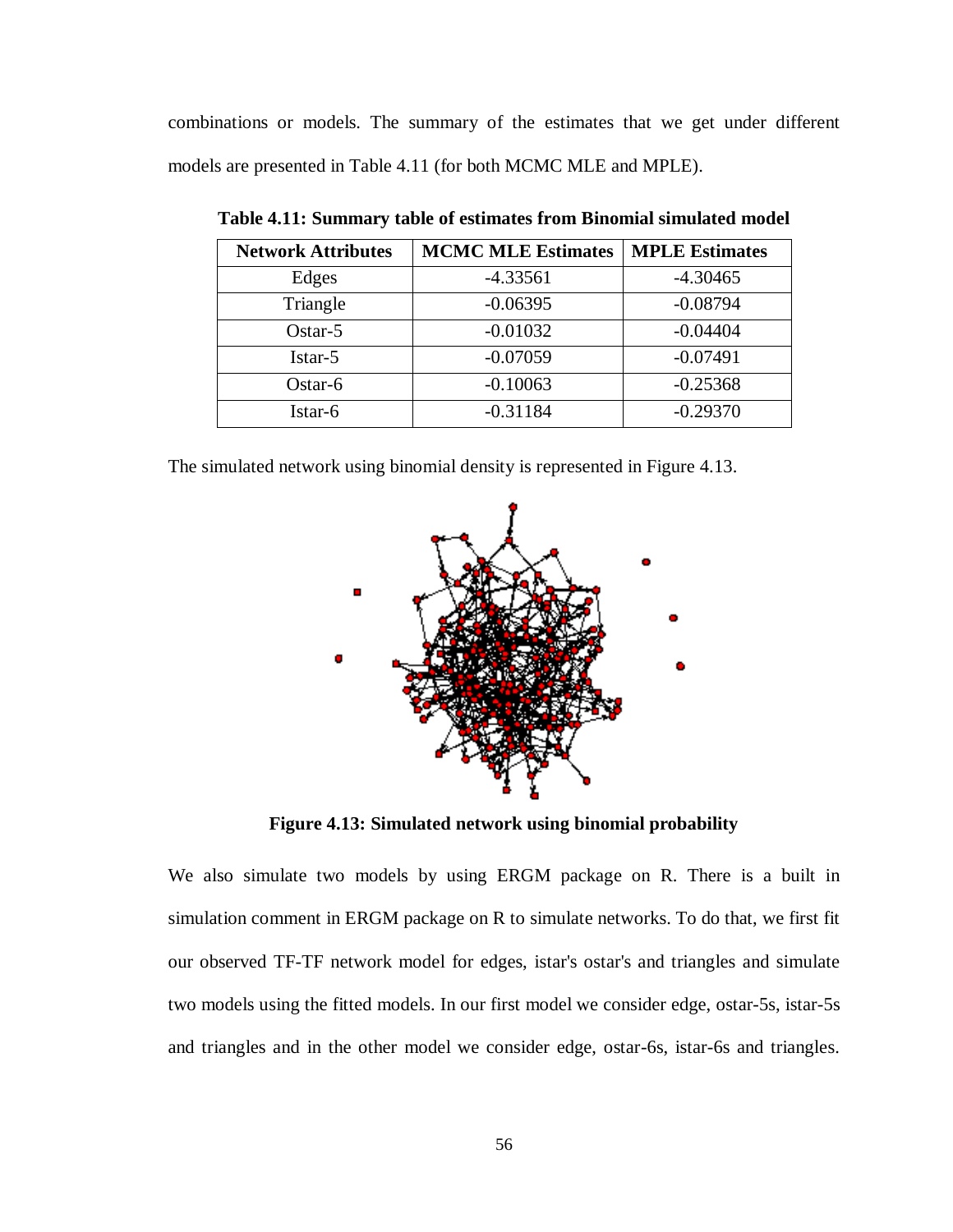combinations or models. The summary of the estimates that we get under different models are presented in Table 4.11 (for both MCMC MLE and MPLE).

**Table 4.11: Summary table of estimates from Binomial simulated model**

| Network Attributes | MCMC MLE Estimates | MPLE Estimates |
|---|---|---|
| Edges | -4.33561 | -4.30465 |
| Triangle | -0.06395 | -0.08794 |
| Ostar-5 | -0.01032 | -0.04404 |
| Istar-5 | -0.07059 | -0.07491 |
| Ostar-6 | -0.10063 | -0.25368 |
| Istar-6 | -0.31184 | -0.29370 |

The simulated network using binomial density is represented in Figure 4.13.

**Figure 4.13: Simulated network using binomial probability**

We also simulate two models by using ERGM package on R. There is a built in simulation comment in ERGM package on R to simulate networks. To do that, we first fit our observed TF-TF network model for edges, istar's ostar's and triangles and simulate two models using the fitted models. In our first model we consider edge, ostar-5s, istar-5s and triangles and in the other model we consider edge, ostar-6s, istar-6s and triangles.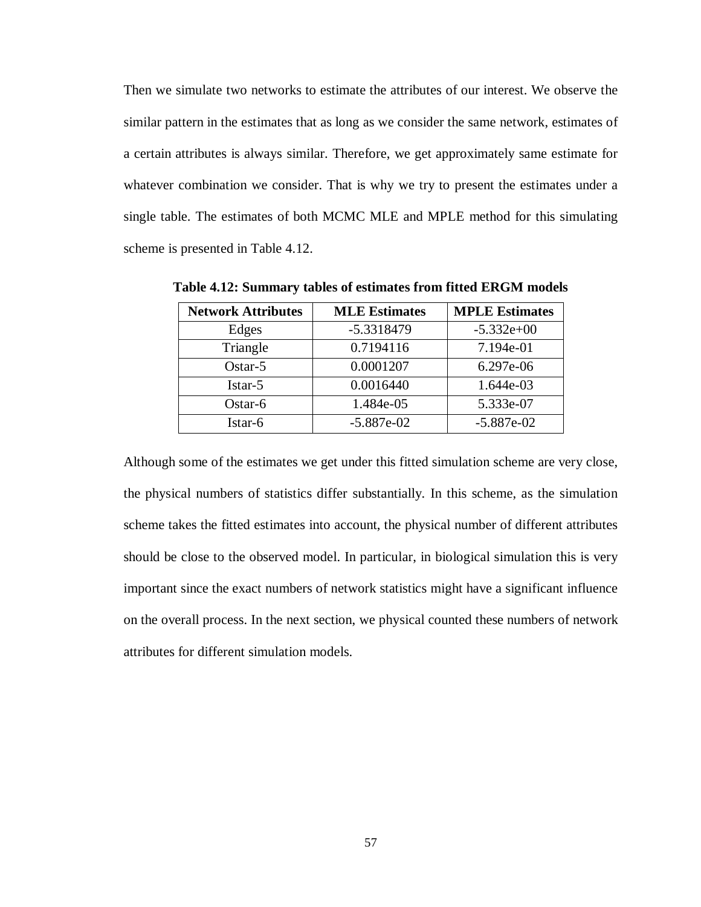Then we simulate two networks to estimate the attributes of our interest. We observe the similar pattern in the estimates that as long as we consider the same network, estimates of a certain attributes is always similar. Therefore, we get approximately same estimate for whatever combination we consider. That is why we try to present the estimates under a single table. The estimates of both MCMC MLE and MPLE method for this simulating scheme is presented in Table 4.12.

**Table 4.12: Summary tables of estimates from fitted ERGM models**

| Network Attributes | MLE Estimates | MPLE Estimates |
|---|---|---|
| Edges | -5.3318479 | -5.332e+00 |
| Triangle | 0.7194116 | 7.194e-01 |
| Ostar-5 | 0.0001207 | 6.297e-06 |
| Istar-5 | 0.0016440 | 1.644e-03 |
| Ostar-6 | 1.484e-05 | 5.333e-07 |
| Istar-6 | -5.887e-02 | -5.887e-02 |

Although some of the estimates we get under this fitted simulation scheme are very close, the physical numbers of statistics differ substantially. In this scheme, as the simulation scheme takes the fitted estimates into account, the physical number of different attributes should be close to the observed model. In particular, in biological simulation this is very important since the exact numbers of network statistics might have a significant influence on the overall process. In the next section, we physical counted these numbers of network attributes for different simulation models.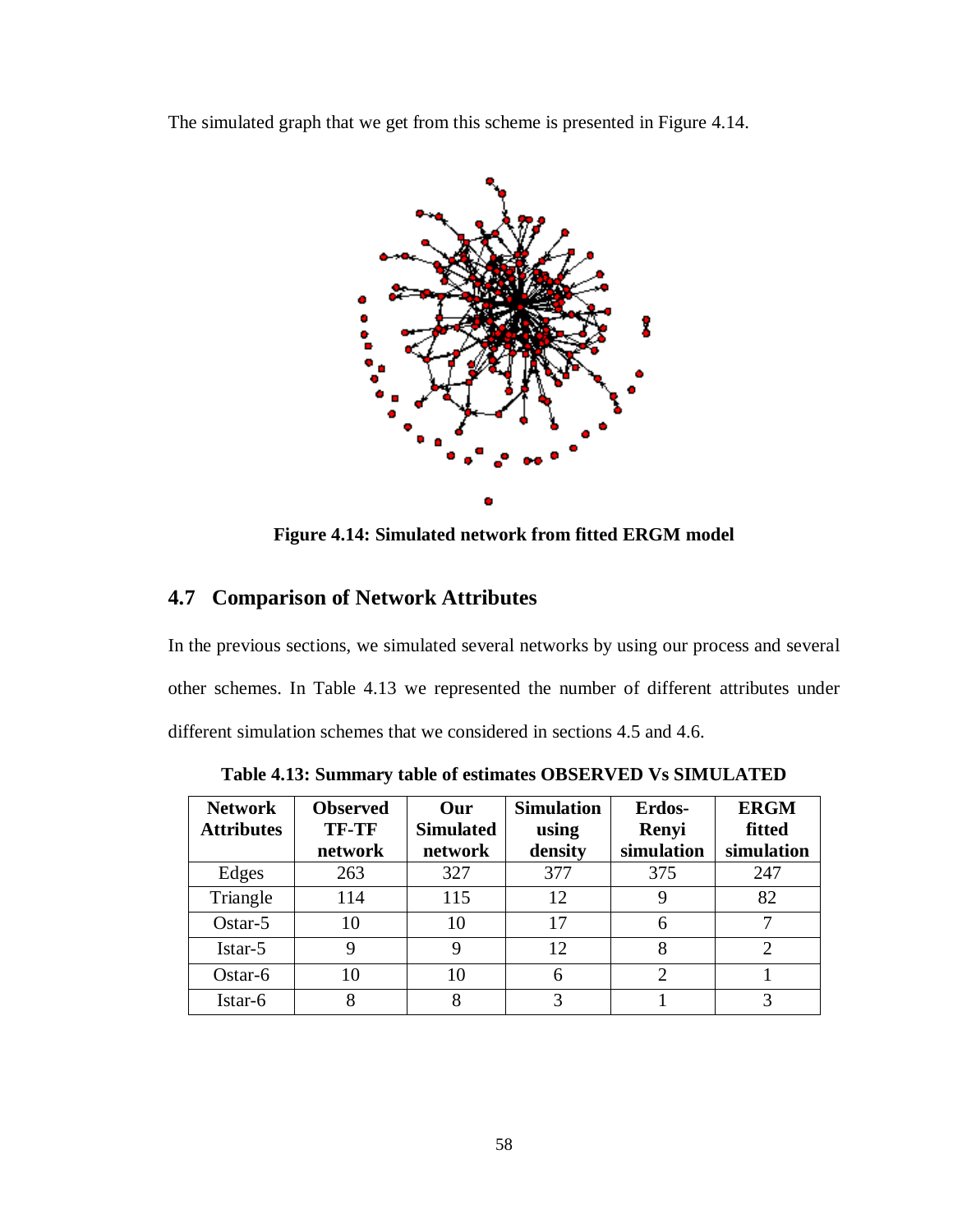The simulated graph that we get from this scheme is presented in Figure 4.14.

**Figure 4.14: Simulated network from fitted ERGM model**

## 4.7 Comparison of Network Attributes

In the previous sections, we simulated several networks by using our process and several other schemes. In Table 4.13 we represented the number of different attributes under different simulation schemes that we considered in sections 4.5 and 4.6.

**Table 4.13: Summary table of estimates OBSERVED Vs SIMULATED**

| Network Attributes | Observed TF-TF network | Our Simulated network | Simulation using density | Erdos-Renyi simulation | ERGM fitted simulation |
|---|---|---|---|---|---|
| Edges | 263 | 327 | 377 | 375 | 247 |
| Triangle | 114 | 115 | 12 | 9 | 82 |
| Ostar-5 | 10 | 10 | 17 | 6 | 7 |
| Istar-5 | 9 | 9 | 12 | 8 | 2 |
| Ostar-6 | 10 | 10 | 6 | 2 | 1 |
| Istar-6 | 8 | 8 | 3 | 1 | 3 |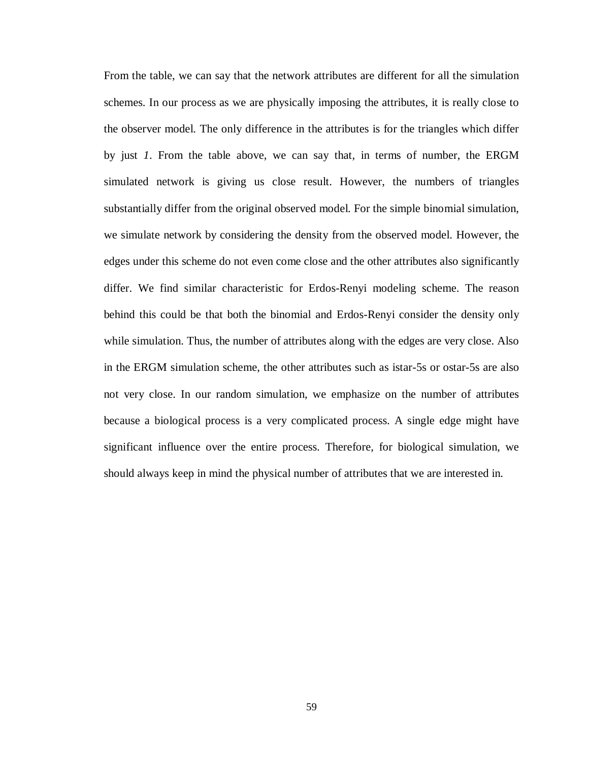From the table, we can say that the network attributes are different for all the simulation schemes. In our process as we are physically imposing the attributes, it is really close to the observer model. The only difference in the attributes is for the triangles which differ by just *1*. From the table above, we can say that, in terms of number, the ERGM simulated network is giving us close result. However, the numbers of triangles substantially differ from the original observed model. For the simple binomial simulation, we simulate network by considering the density from the observed model. However, the edges under this scheme do not even come close and the other attributes also significantly differ. We find similar characteristic for Erdos-Renyi modeling scheme. The reason behind this could be that both the binomial and Erdos-Renyi consider the density only while simulation. Thus, the number of attributes along with the edges are very close. Also in the ERGM simulation scheme, the other attributes such as istar-5s or ostar-5s are also not very close. In our random simulation, we emphasize on the number of attributes because a biological process is a very complicated process. A single edge might have significant influence over the entire process. Therefore, for biological simulation, we should always keep in mind the physical number of attributes that we are interested in.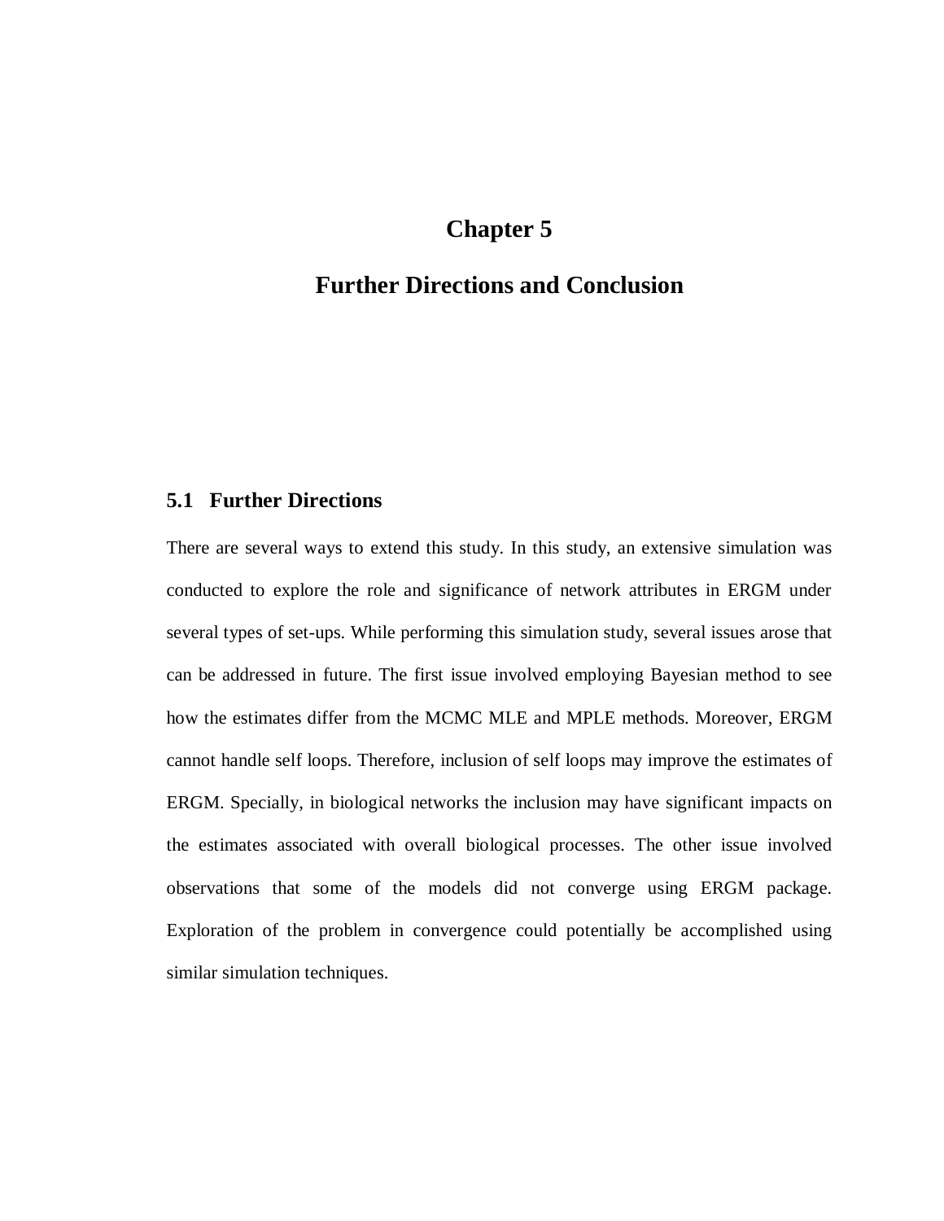# Chapter 5

# Further Directions and Conclusion

## 5.1 Further Directions

There are several ways to extend this study. In this study, an extensive simulation was conducted to explore the role and significance of network attributes in ERGM under several types of set-ups. While performing this simulation study, several issues arose that can be addressed in future. The first issue involved employing Bayesian method to see how the estimates differ from the MCMC MLE and MPLE methods. Moreover, ERGM cannot handle self loops. Therefore, inclusion of self loops may improve the estimates of ERGM. Specially, in biological networks the inclusion may have significant impacts on the estimates associated with overall biological processes. The other issue involved observations that some of the models did not converge using ERGM package. Exploration of the problem in convergence could potentially be accomplished using similar simulation techniques.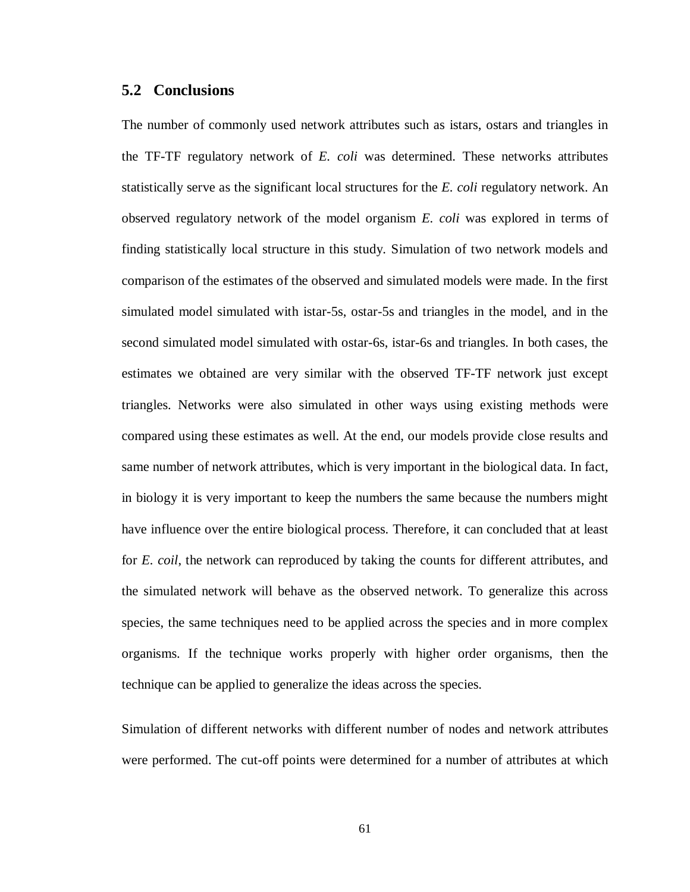## 5.2 Conclusions

The number of commonly used network attributes such as istars, ostars and triangles in the TF-TF regulatory network of *E. coli* was determined. These networks attributes statistically serve as the significant local structures for the *E. coli* regulatory network. An observed regulatory network of the model organism *E. coli* was explored in terms of finding statistically local structure in this study. Simulation of two network models and comparison of the estimates of the observed and simulated models were made. In the first simulated model simulated with istar-5s, ostar-5s and triangles in the model, and in the second simulated model simulated with ostar-6s, istar-6s and triangles. In both cases, the estimates we obtained are very similar with the observed TF-TF network just except triangles. Networks were also simulated in other ways using existing methods were compared using these estimates as well. At the end, our models provide close results and same number of network attributes, which is very important in the biological data. In fact, in biology it is very important to keep the numbers the same because the numbers might have influence over the entire biological process. Therefore, it can concluded that at least for *E. coil*, the network can reproduced by taking the counts for different attributes, and the simulated network will behave as the observed network. To generalize this across species, the same techniques need to be applied across the species and in more complex organisms. If the technique works properly with higher order organisms, then the technique can be applied to generalize the ideas across the species.

Simulation of different networks with different number of nodes and network attributes were performed. The cut-off points were determined for a number of attributes at which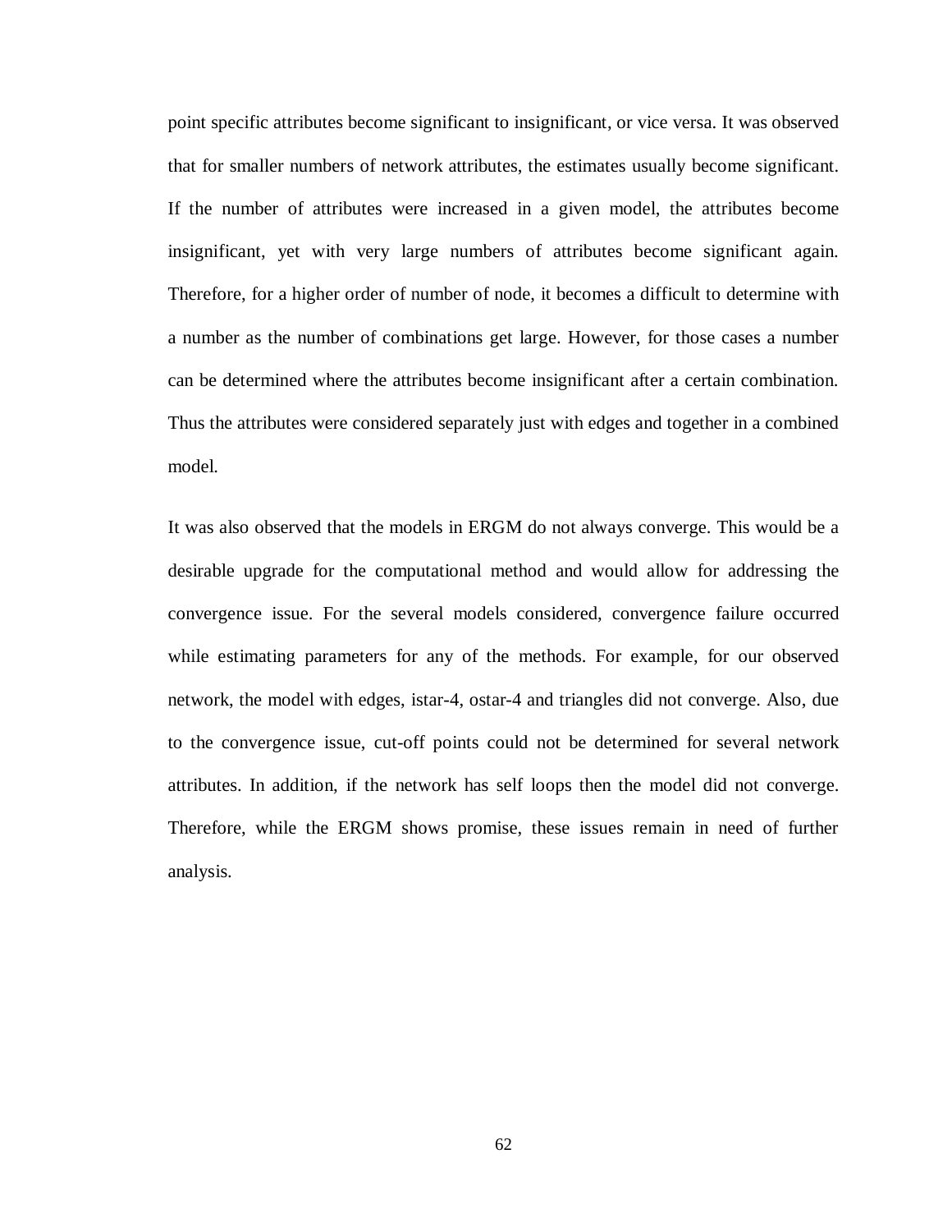point specific attributes become significant to insignificant, or vice versa. It was observed that for smaller numbers of network attributes, the estimates usually become significant. If the number of attributes were increased in a given model, the attributes become insignificant, yet with very large numbers of attributes become significant again. Therefore, for a higher order of number of node, it becomes a difficult to determine with a number as the number of combinations get large. However, for those cases a number can be determined where the attributes become insignificant after a certain combination. Thus the attributes were considered separately just with edges and together in a combined model.

It was also observed that the models in ERGM do not always converge. This would be a desirable upgrade for the computational method and would allow for addressing the convergence issue. For the several models considered, convergence failure occurred while estimating parameters for any of the methods. For example, for our observed network, the model with edges, istar-4, ostar-4 and triangles did not converge. Also, due to the convergence issue, cut-off points could not be determined for several network attributes. In addition, if the network has self loops then the model did not converge. Therefore, while the ERGM shows promise, these issues remain in need of further analysis.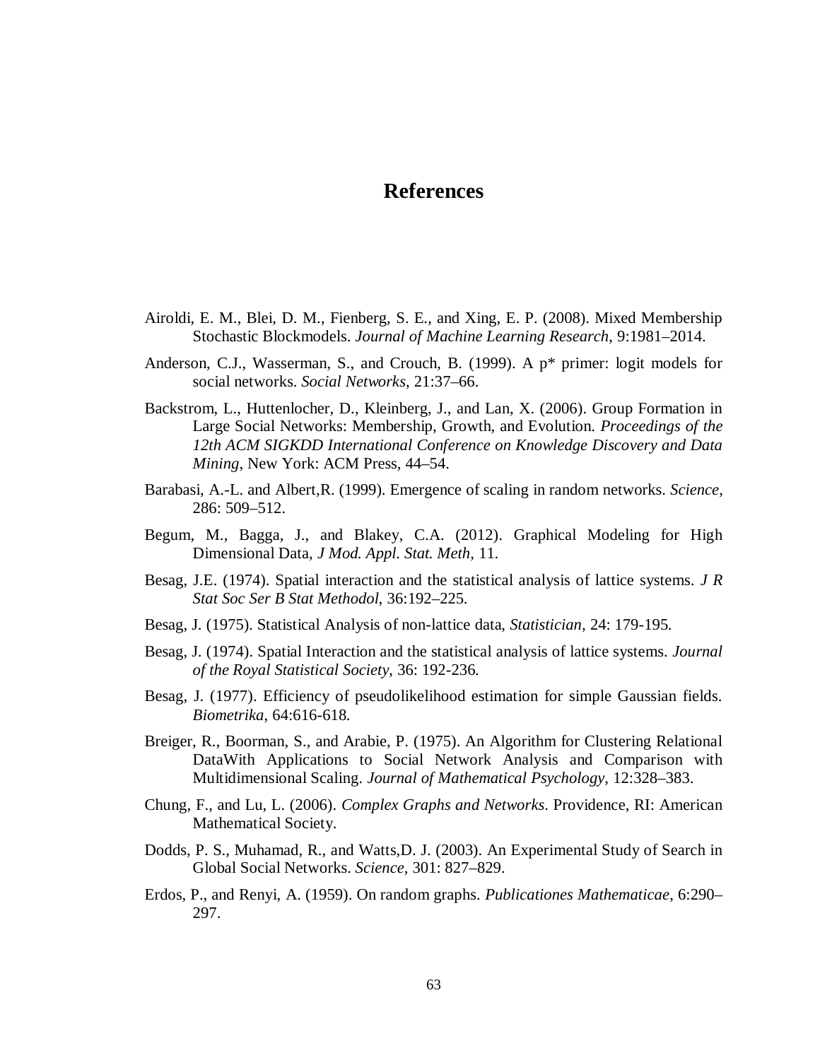# References

Airoldi, E. M., Blei, D. M., Fienberg, S. E., and Xing, E. P. (2008). Mixed Membership Stochastic Blockmodels. *Journal of Machine Learning Research*, 9:1981–2014.

Anderson, C.J., Wasserman, S., and Crouch, B. (1999). A p* primer: logit models for social networks. *Social Networks*, 21:37–66.

Backstrom, L., Huttenlocher, D., Kleinberg, J., and Lan, X. (2006). Group Formation in Large Social Networks: Membership, Growth, and Evolution. *Proceedings of the 12th ACM SIGKDD International Conference on Knowledge Discovery and Data Mining*, New York: ACM Press, 44–54.

Barabasi, A.-L. and Albert,R. (1999). Emergence of scaling in random networks. *Science*, 286: 509–512.

Begum, M., Bagga, J., and Blakey, C.A. (2012). Graphical Modeling for High Dimensional Data, *J Mod. Appl. Stat. Meth*, 11.

Besag, J.E. (1974). Spatial interaction and the statistical analysis of lattice systems. *J R Stat Soc Ser B Stat Methodol*, 36:192–225.

Besag, J. (1975). Statistical Analysis of non-lattice data, *Statistician,* 24: 179-195.

Besag, J. (1974). Spatial Interaction and the statistical analysis of lattice systems. *Journal of the Royal Statistical Society*, 36: 192-236.

Besag, J. (1977). Efficiency of pseudolikelihood estimation for simple Gaussian fields. *Biometrika*, 64:616-618.

Breiger, R., Boorman, S., and Arabie, P. (1975). An Algorithm for Clustering Relational DataWith Applications to Social Network Analysis and Comparison with Multidimensional Scaling. *Journal of Mathematical Psychology*, 12:328–383.

Chung, F., and Lu, L. (2006). *Complex Graphs and Networks*. Providence, RI: American Mathematical Society.

Dodds, P. S., Muhamad, R., and Watts,D. J. (2003). An Experimental Study of Search in Global Social Networks. *Science*, 301: 827–829.

Erdos, P., and Renyi, A. (1959). On random graphs. *Publicationes Mathematicae*, 6:290–297.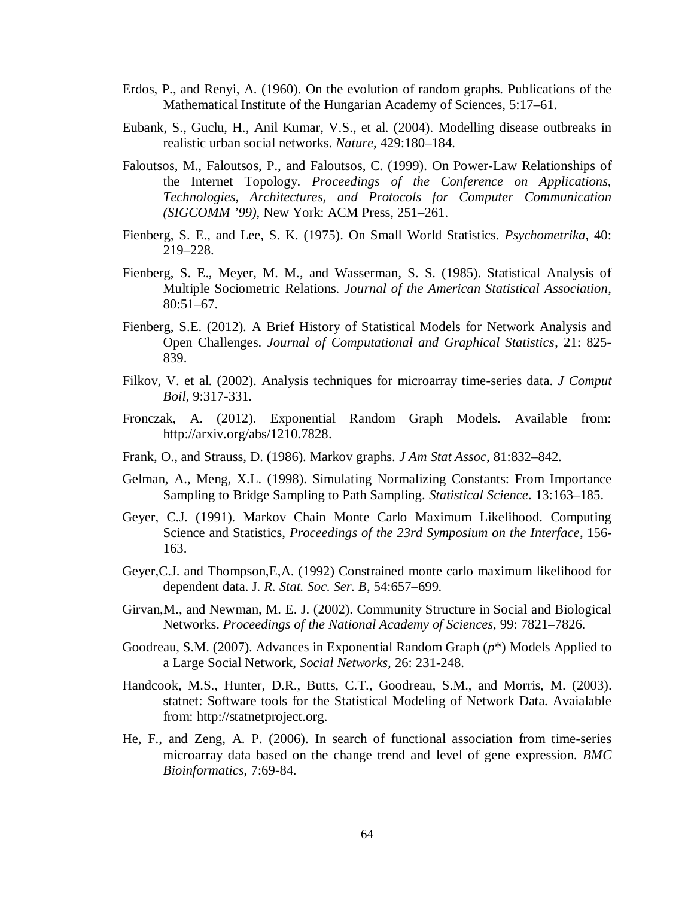Erdos, P., and Renyi, A. (1960). On the evolution of random graphs. Publications of the Mathematical Institute of the Hungarian Academy of Sciences, 5:17–61.

Eubank, S., Guclu, H., Anil Kumar, V.S., et al. (2004). Modelling disease outbreaks in realistic urban social networks. *Nature*, 429:180–184.

Faloutsos, M., Faloutsos, P., and Faloutsos, C. (1999). On Power-Law Relationships of the Internet Topology. *Proceedings of the Conference on Applications, Technologies, Architectures, and Protocols for Computer Communication (SIGCOMM '99)*, New York: ACM Press, 251–261.

Fienberg, S. E., and Lee, S. K. (1975). On Small World Statistics. *Psychometrika*, 40: 219–228.

Fienberg, S. E., Meyer, M. M., and Wasserman, S. S. (1985). Statistical Analysis of Multiple Sociometric Relations. *Journal of the American Statistical Association*, 80:51–67.

Fienberg, S.E. (2012). A Brief History of Statistical Models for Network Analysis and Open Challenges. *Journal of Computational and Graphical Statistics*, 21: 825-839.

Filkov, V. et al. (2002). Analysis techniques for microarray time-series data. *J Comput Boil*, 9:317-331.

Fronczak, A. (2012). Exponential Random Graph Models. Available from: http://arxiv.org/abs/1210.7828.

Frank, O., and Strauss, D. (1986). Markov graphs. *J Am Stat Assoc*, 81:832–842.

Gelman, A., Meng, X.L. (1998). Simulating Normalizing Constants: From Importance Sampling to Bridge Sampling to Path Sampling. *Statistical Science*. 13:163–185.

Geyer, C.J. (1991). Markov Chain Monte Carlo Maximum Likelihood. Computing Science and Statistics, *Proceedings of the 23rd Symposium on the Interface*, 156-163.

Geyer,C.J. and Thompson,E,A. (1992) Constrained monte carlo maximum likelihood for dependent data. J. *R. Stat. Soc. Ser. B*, 54:657–699.

Girvan,M., and Newman, M. E. J. (2002). Community Structure in Social and Biological Networks. *Proceedings of the National Academy of Sciences*, 99: 7821–7826.

Goodreau, S.M. (2007). Advances in Exponential Random Graph (*p*\*) Models Applied to a Large Social Network, *Social Networks*, 26: 231-248.

Handcook, M.S., Hunter, D.R., Butts, C.T., Goodreau, S.M., and Morris, M. (2003). statnet: Software tools for the Statistical Modeling of Network Data. Avaialable from: http://statnetproject.org.

He, F., and Zeng, A. P. (2006). In search of functional association from time-series microarray data based on the change trend and level of gene expression. *BMC Bioinformatics*, 7:69-84.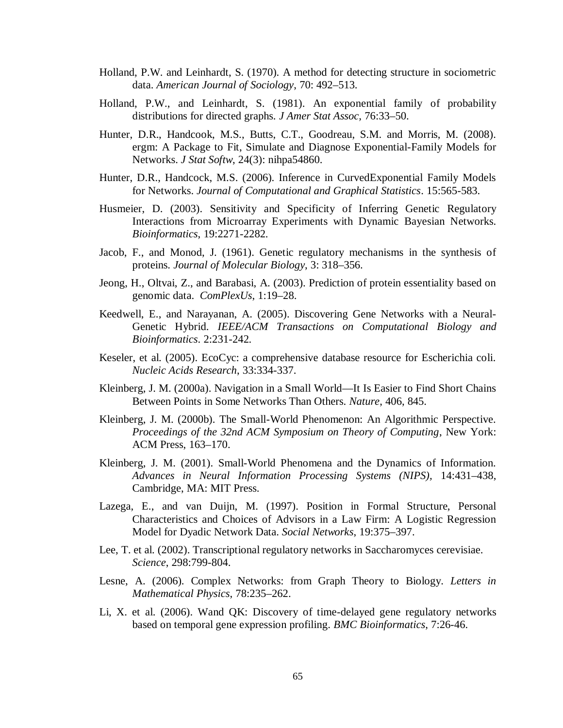Holland, P.W. and Leinhardt, S. (1970). A method for detecting structure in sociometric data. *American Journal of Sociology*, 70: 492–513.

Holland, P.W., and Leinhardt, S. (1981). An exponential family of probability distributions for directed graphs. *J Amer Stat Assoc*, 76:33–50.

Hunter, D.R., Handcook, M.S., Butts, C.T., Goodreau, S.M. and Morris, M. (2008). ergm: A Package to Fit, Simulate and Diagnose Exponential-Family Models for Networks. *J Stat Softw*, 24(3): nihpa54860.

Hunter, D.R., Handcock, M.S. (2006). Inference in CurvedExponential Family Models for Networks. *Journal of Computational and Graphical Statistics*. 15:565-583.

Husmeier, D. (2003). Sensitivity and Specificity of Inferring Genetic Regulatory Interactions from Microarray Experiments with Dynamic Bayesian Networks. *Bioinformatics*, 19:2271-2282.

Jacob, F., and Monod, J. (1961). Genetic regulatory mechanisms in the synthesis of proteins. *Journal of Molecular Biology*, 3: 318–356.

Jeong, H., Oltvai, Z., and Barabasi, A. (2003). Prediction of protein essentiality based on genomic data. *ComPlexUs*, 1:19–28.

Keedwell, E., and Narayanan, A. (2005). Discovering Gene Networks with a Neural-Genetic Hybrid. *IEEE/ACM Transactions on Computational Biology and Bioinformatics*. 2:231-242.

Keseler, et al. (2005). EcoCyc: a comprehensive database resource for Escherichia coli. *Nucleic Acids Research*, 33:334-337.

Kleinberg, J. M. (2000a). Navigation in a Small World—It Is Easier to Find Short Chains Between Points in Some Networks Than Others. *Nature*, 406, 845.

Kleinberg, J. M. (2000b). The Small-World Phenomenon: An Algorithmic Perspective. *Proceedings of the 32nd ACM Symposium on Theory of Computing*, New York: ACM Press, 163–170.

Kleinberg, J. M. (2001). Small-World Phenomena and the Dynamics of Information. *Advances in Neural Information Processing Systems (NIPS)*, 14:431–438, Cambridge, MA: MIT Press.

Lazega, E., and van Duijn, M. (1997). Position in Formal Structure, Personal Characteristics and Choices of Advisors in a Law Firm: A Logistic Regression Model for Dyadic Network Data. *Social Networks*, 19:375–397.

Lee, T. et al. (2002). Transcriptional regulatory networks in Saccharomyces cerevisiae. *Science*, 298:799-804.

Lesne, A. (2006). Complex Networks: from Graph Theory to Biology. *Letters in Mathematical Physics*, 78:235–262.

Li, X. et al. (2006). Wand QK: Discovery of time-delayed gene regulatory networks based on temporal gene expression profiling. *BMC Bioinformatics*, 7:26-46.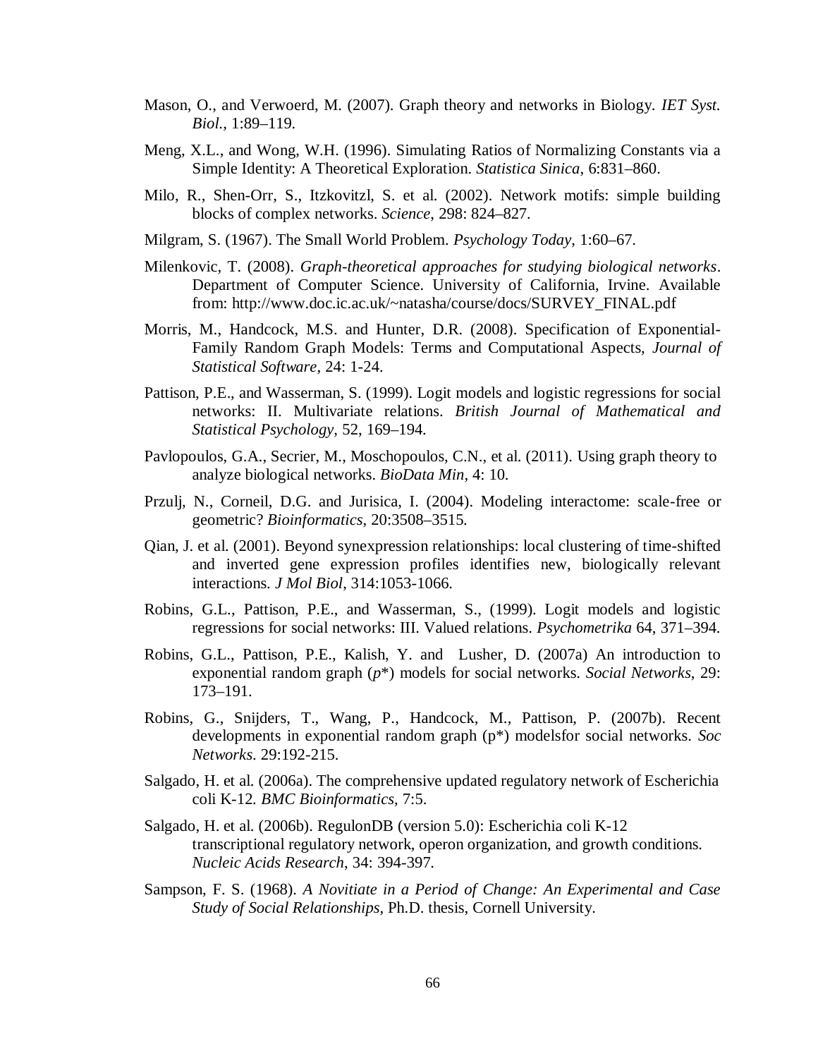Mason, O., and Verwoerd, M. (2007). Graph theory and networks in Biology. *IET Syst. Biol.*, 1:89–119.

Meng, X.L., and Wong, W.H. (1996). Simulating Ratios of Normalizing Constants via a Simple Identity: A Theoretical Exploration. *Statistica Sinica,* 6:831–860.

Milo, R., Shen-Orr, S., Itzkovitzl, S. et al. (2002). Network motifs: simple building blocks of complex networks. *Science*, 298: 824–827.

Milgram, S. (1967). The Small World Problem. *Psychology Today*, 1:60–67.

Milenkovic, T. (2008). *Graph-theoretical approaches for studying biological networks*. Department of Computer Science. University of California, Irvine. Available from: http://www.doc.ic.ac.uk/~natasha/course/docs/SURVEY_FINAL.pdf

Morris, M., Handcock, M.S. and Hunter, D.R. (2008). Specification of Exponential-Family Random Graph Models: Terms and Computational Aspects, *Journal of Statistical Software*, 24: 1-24.

Pattison, P.E., and Wasserman, S. (1999). Logit models and logistic regressions for social networks: II. Multivariate relations. *British Journal of Mathematical and Statistical Psychology,* 52, 169–194.

Pavlopoulos, G.A., Secrier, M., Moschopoulos, C.N., et al. (2011). Using graph theory to analyze biological networks. *BioData Min*, 4: 10.

Przulj, N., Corneil, D.G. and Jurisica, I. (2004). Modeling interactome: scale-free or geometric? *Bioinformatics*, 20:3508–3515.

Qian, J. et al. (2001). Beyond synexpression relationships: local clustering of time-shifted and inverted gene expression profiles identifies new, biologically relevant interactions. *J Mol Biol*, 314:1053-1066.

Robins, G.L., Pattison, P.E., and Wasserman, S., (1999). Logit models and logistic regressions for social networks: III. Valued relations. *Psychometrika* 64, 371–394.

Robins, G.L., Pattison, P.E., Kalish, Y. and Lusher, D. (2007a) An introduction to exponential random graph (*p*\*) models for social networks. *Social Networks*, 29: 173–191.

Robins, G., Snijders, T., Wang, P., Handcock, M., Pattison, P. (2007b). Recent developments in exponential random graph (p\*) modelsfor social networks. *Soc Networks*. 29:192-215.

Salgado, H. et al. (2006a). The comprehensive updated regulatory network of Escherichia coli K-12. *BMC Bioinformatics*, 7:5.

Salgado, H. et al. (2006b). RegulonDB (version 5.0): Escherichia coli K-12 transcriptional regulatory network, operon organization, and growth conditions. *Nucleic Acids Research*, 34: 394-397.

Sampson, F. S. (1968). *A Novitiate in a Period of Change: An Experimental and Case Study of Social Relationships*, Ph.D. thesis, Cornell University.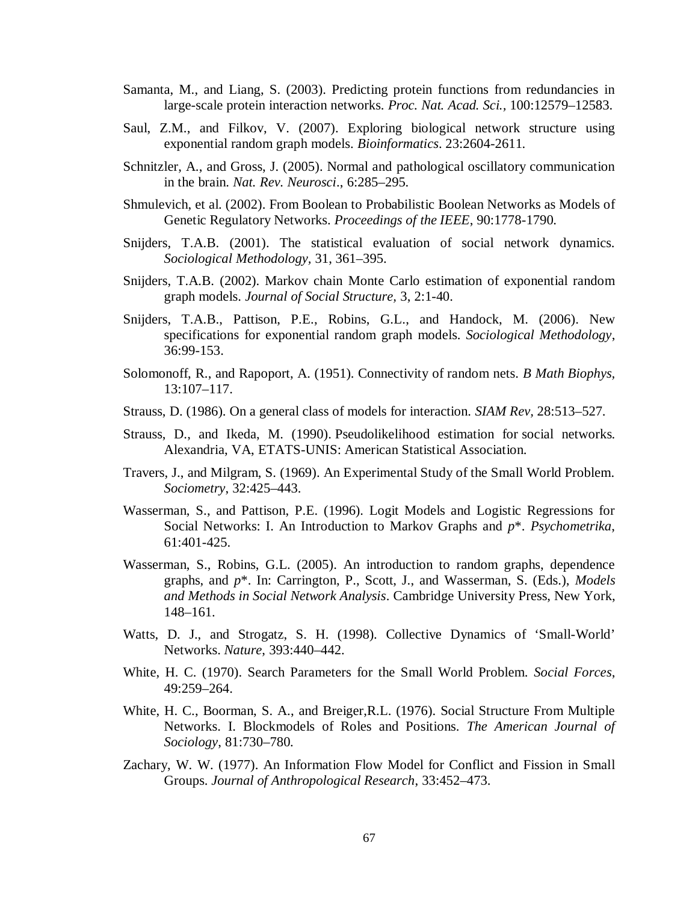Samanta, M., and Liang, S. (2003). Predicting protein functions from redundancies in large-scale protein interaction networks. *Proc. Nat. Acad. Sci.*, 100:12579–12583.

Saul, Z.M., and Filkov, V. (2007). Exploring biological network structure using exponential random graph models. *Bioinformatics*. 23:2604-2611.

Schnitzler, A., and Gross, J. (2005). Normal and pathological oscillatory communication in the brain. *Nat. Rev. Neurosci*., 6:285–295.

Shmulevich, et al. (2002). From Boolean to Probabilistic Boolean Networks as Models of Genetic Regulatory Networks. *Proceedings of the IEEE*, 90:1778-1790.

Snijders, T.A.B. (2001). The statistical evaluation of social network dynamics. *Sociological Methodology*, 31, 361–395.

Snijders, T.A.B. (2002). Markov chain Monte Carlo estimation of exponential random graph models. *Journal of Social Structure*, 3, 2:1-40.

Snijders, T.A.B., Pattison, P.E., Robins, G.L., and Handock, M. (2006). New specifications for exponential random graph models. *Sociological Methodology*, 36:99-153.

Solomonoff, R., and Rapoport, A. (1951). Connectivity of random nets. *B Math Biophys*, 13:107–117.

Strauss, D. (1986). On a general class of models for interaction. *SIAM Rev*, 28:513–527.

Strauss, D., and Ikeda, M. (1990). Pseudolikelihood estimation for social networks. Alexandria, VA, ETATS-UNIS: American Statistical Association.

Travers, J., and Milgram, S. (1969). An Experimental Study of the Small World Problem. *Sociometry*, 32:425–443.

Wasserman, S., and Pattison, P.E. (1996). Logit Models and Logistic Regressions for Social Networks: I. An Introduction to Markov Graphs and *p*\*. *Psychometrika*, 61:401-425.

Wasserman, S., Robins, G.L. (2005). An introduction to random graphs, dependence graphs, and *p*\*. In: Carrington, P., Scott, J., and Wasserman, S. (Eds.), *Models and Methods in Social Network Analysis*. Cambridge University Press, New York, 148–161.

Watts, D. J., and Strogatz, S. H. (1998). Collective Dynamics of 'Small-World' Networks. *Nature*, 393:440–442.

White, H. C. (1970). Search Parameters for the Small World Problem. *Social Forces*, 49:259–264.

White, H. C., Boorman, S. A., and Breiger,R.L. (1976). Social Structure From Multiple Networks. I. Blockmodels of Roles and Positions. *The American Journal of Sociology*, 81:730–780.

Zachary, W. W. (1977). An Information Flow Model for Conflict and Fission in Small Groups. *Journal of Anthropological Research*, 33:452–473.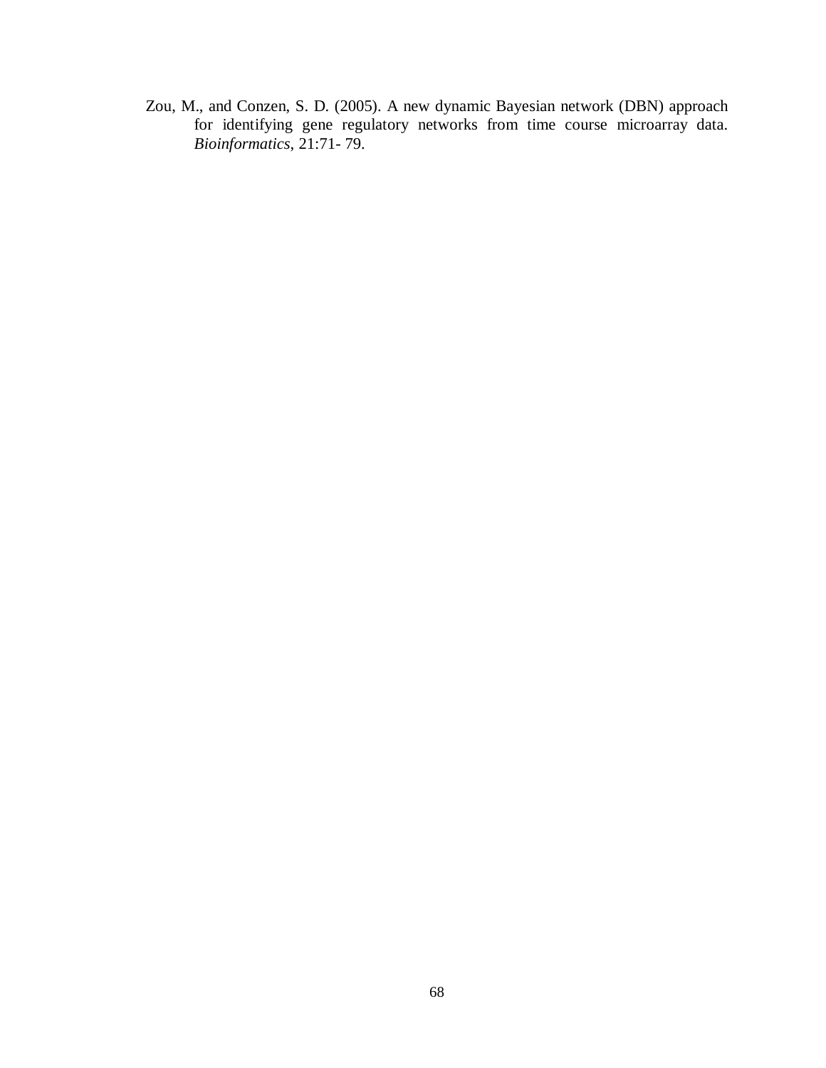Zou, M., and Conzen, S. D. (2005). A new dynamic Bayesian network (DBN) approach for identifying gene regulatory networks from time course microarray data. *Bioinformatics*, 21:71- 79.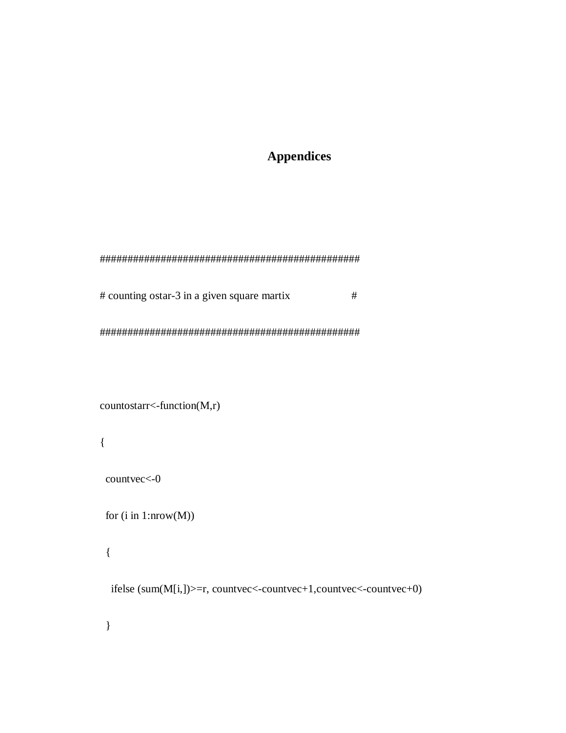# Appendices

```
################################################
# counting ostar-3 in a given square martix                    #
################################################

countostarr<-function(M,r)
{
  countvec<-0
  for (i in 1:nrow(M))
  {
    ifelse (sum(M[i,])>=r, countvec<-countvec+1,countvec<-countvec+0)
  }
```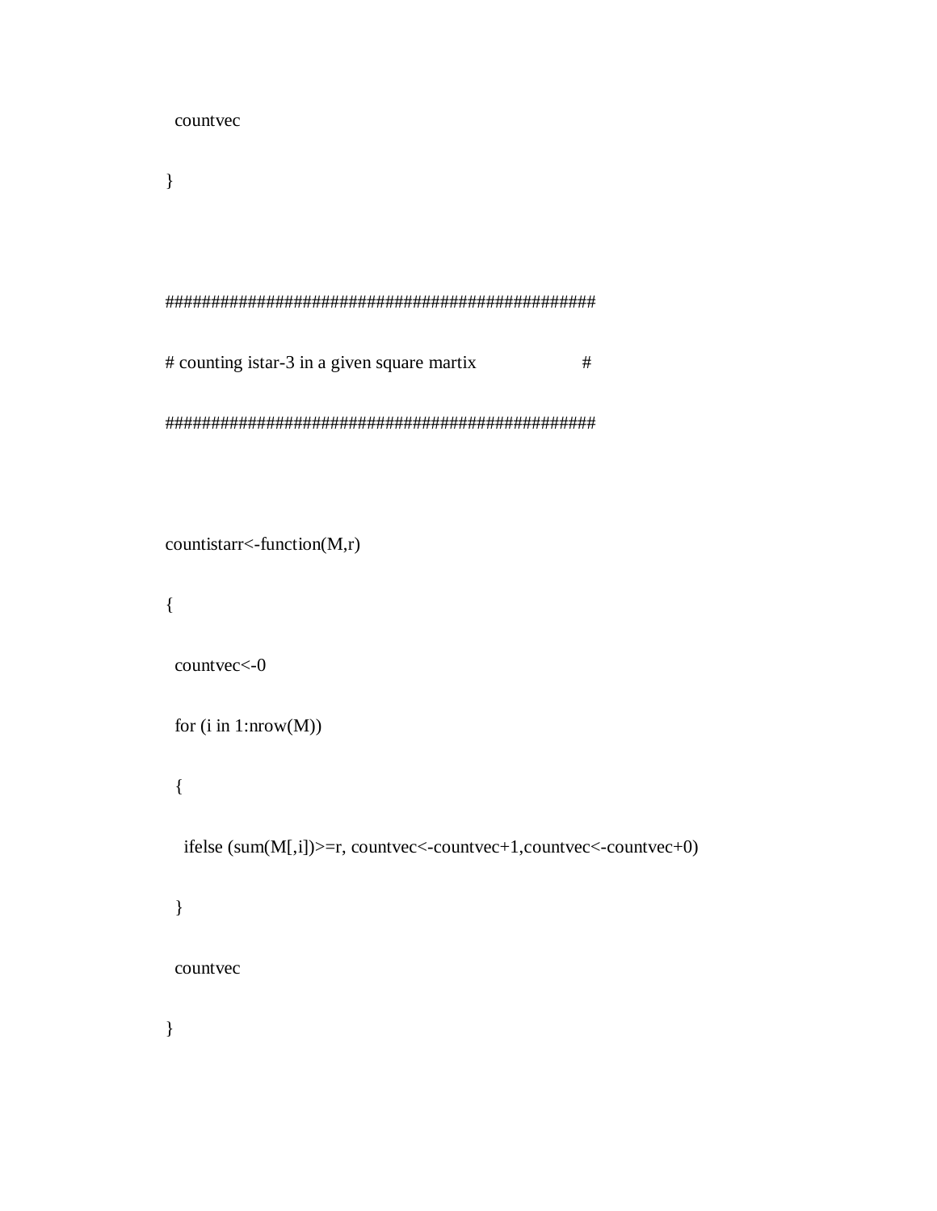```
  countvec
}


################################################
# counting istar-3 in a given square martix                     #
################################################


countistarr<-function(M,r)
{
  countvec<-0
  for (i in 1:nrow(M))
  {
    ifelse (sum(M[,i])>=r, countvec<-countvec+1,countvec<-countvec+0)
  }
  countvec
}
```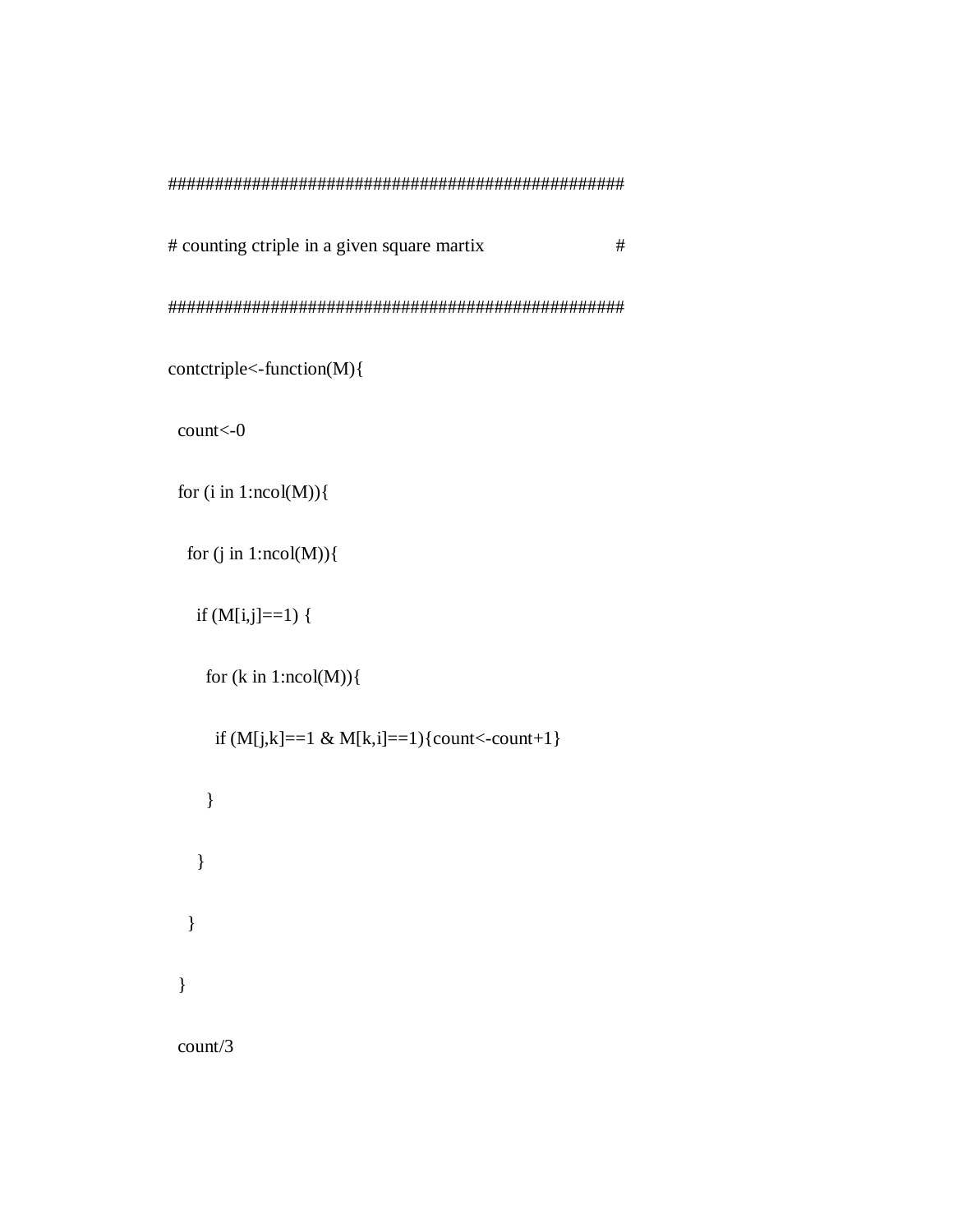```
##################################################
# counting ctriple in a given square martix                    #
##################################################
contctriple<-function(M){
  count<-0
  for (i in 1:ncol(M)){
    for (j in 1:ncol(M)){
      if (M[i,j]==1) {
        for (k in 1:ncol(M)){
          if (M[j,k]==1 & M[k,i]==1){count<-count+1}
        }
      }
    }
  }
  count/3
```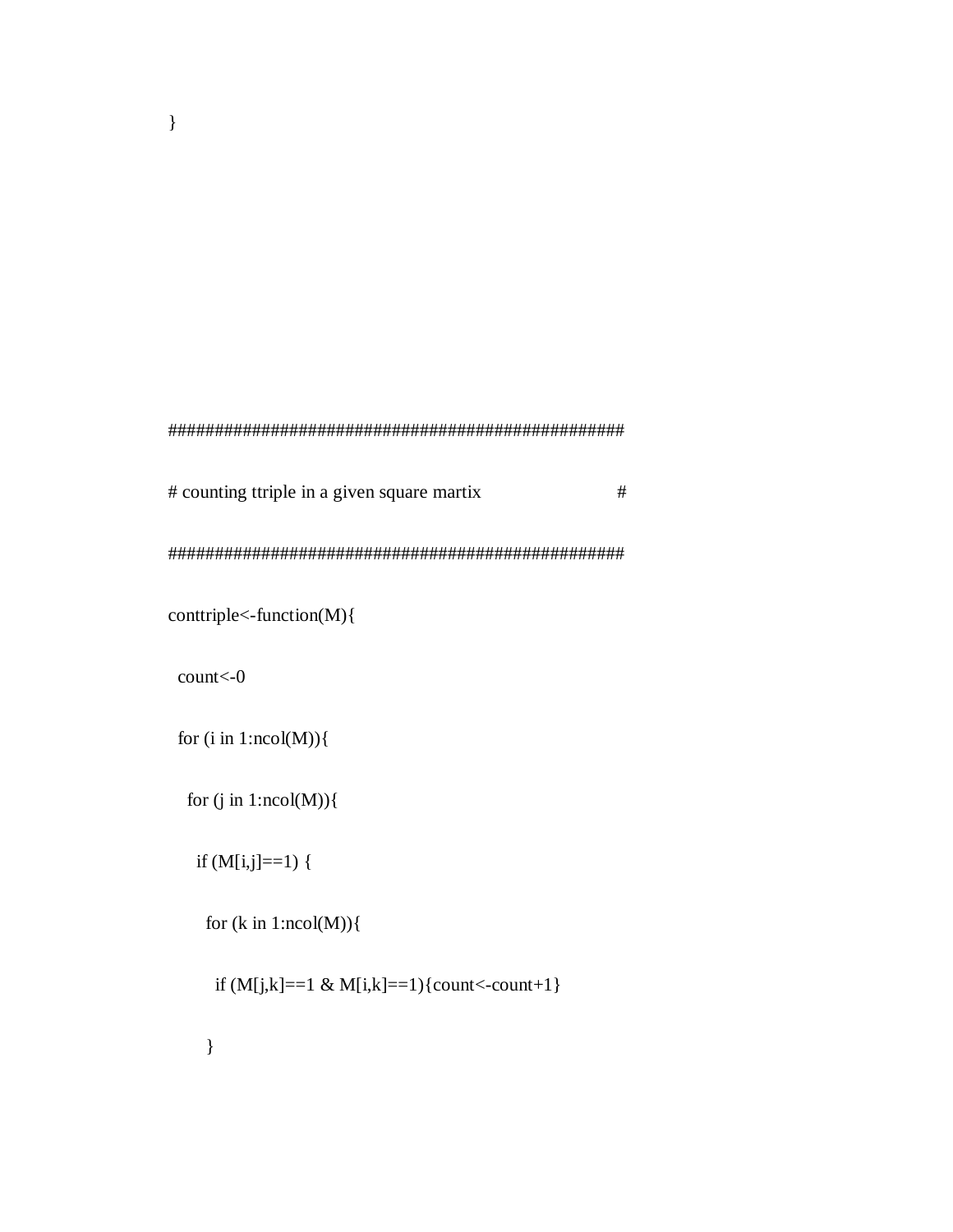```
}
```

```
##################################################
# counting ttriple in a given square martix                    #
##################################################
conttriple<-function(M){
  count<-0
  for (i in 1:ncol(M)){
    for (j in 1:ncol(M)){
      if (M[i,j]==1) {
        for (k in 1:ncol(M)){
          if (M[j,k]==1 & M[i,k]==1){count<-count+1}
        }
```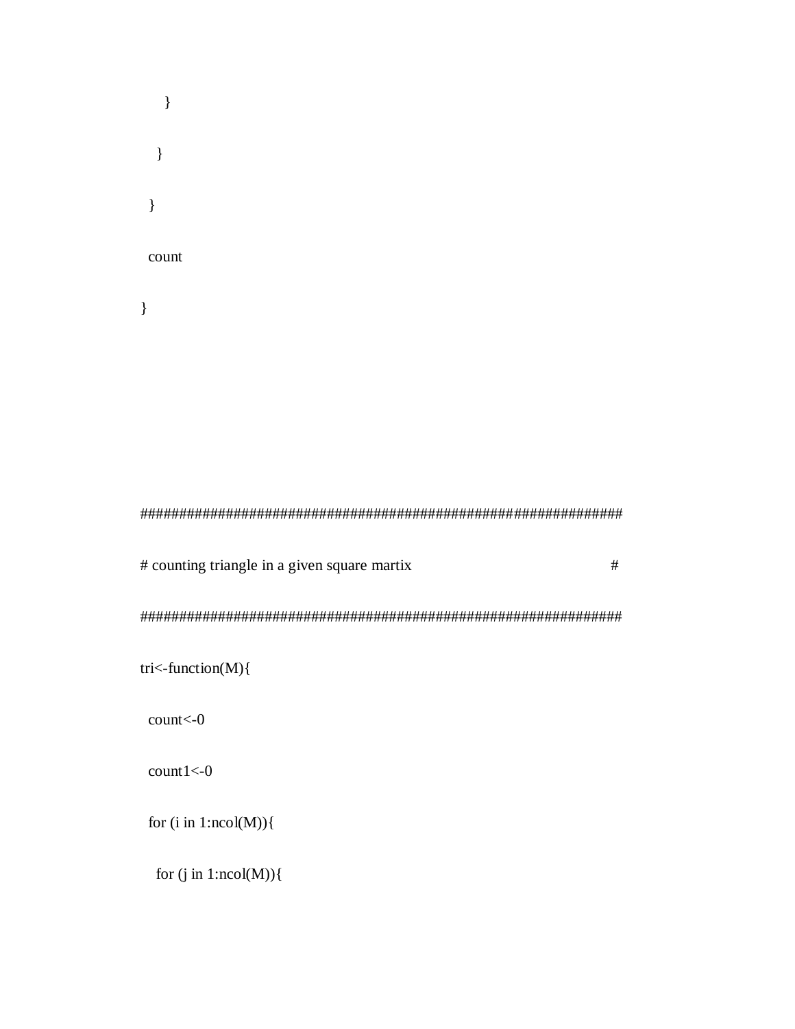```
      }
    }
  }
  count
}




################################################################
# counting triangle in a given square martix                   #
################################################################
tri<-function(M){
  count<-0
  count1<-0
  for (i in 1:ncol(M)){
    for (j in 1:ncol(M)){
```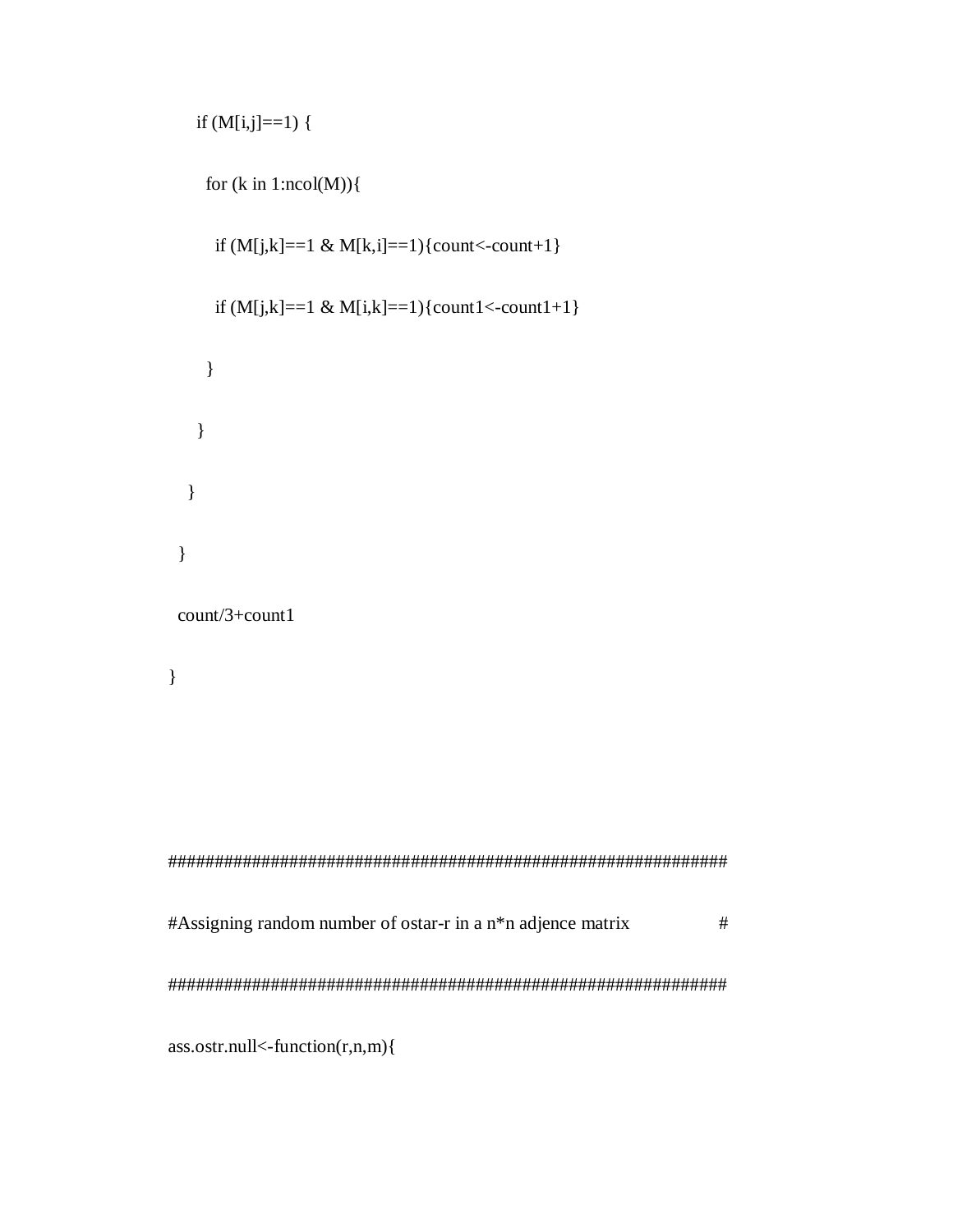```
      if (M[i,j]==1) {

        for (k in 1:ncol(M)){

          if (M[j,k]==1 & M[k,i]==1){count<-count+1}

          if (M[j,k]==1 & M[i,k]==1){count1<-count1+1}

        }

      }

    }

  }

  count/3+count1

}




#############################################################

#Assigning random number of ostar-r in a n*n adjence matrix                #

#############################################################

ass.ostr.null<-function(r,n,m){
```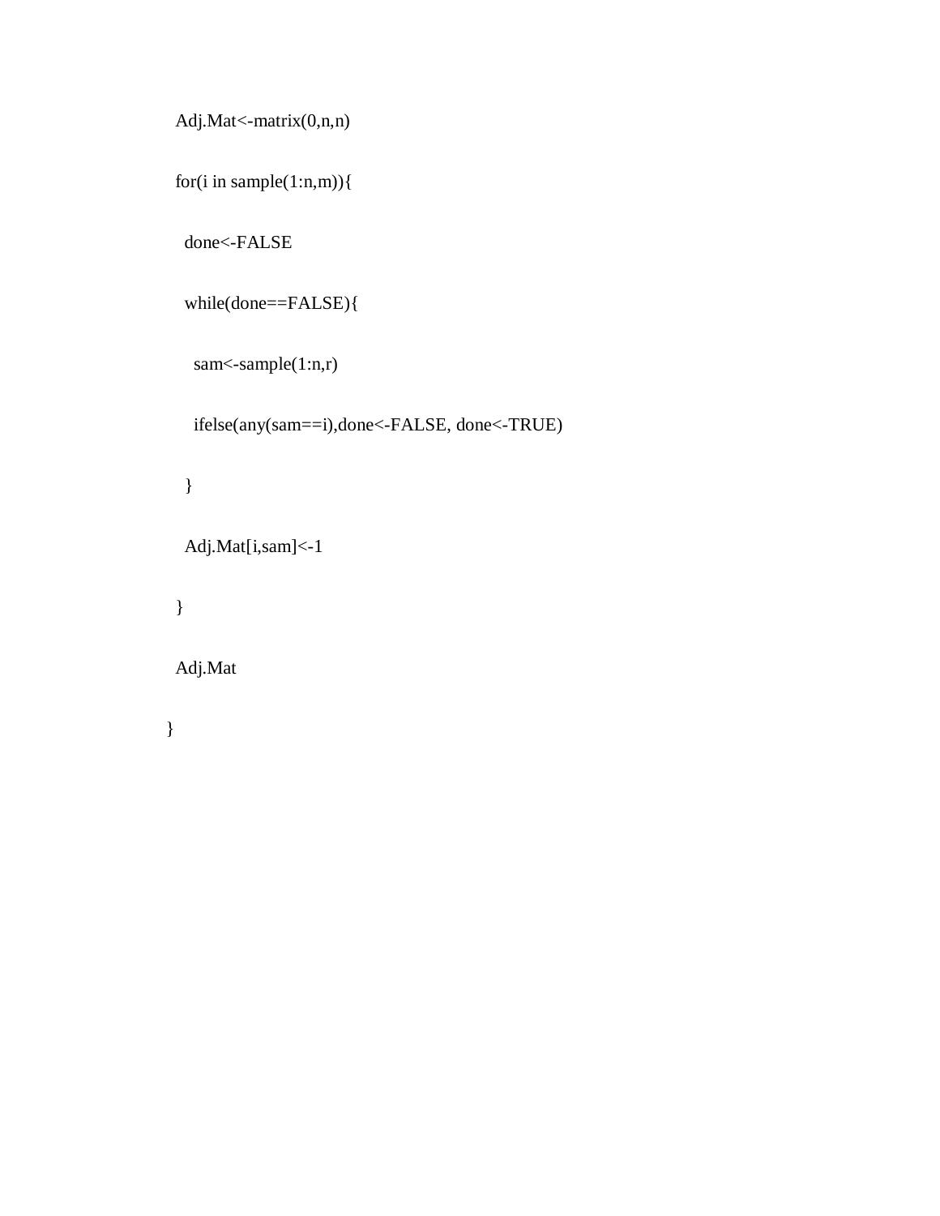```
  Adj.Mat<-matrix(0,n,n)

  for(i in sample(1:n,m)){

    done<-FALSE

    while(done==FALSE){

      sam<-sample(1:n,r)

      ifelse(any(sam==i),done<-FALSE, done<-TRUE)

    }

    Adj.Mat[i,sam]<-1

  }

  Adj.Mat

}
```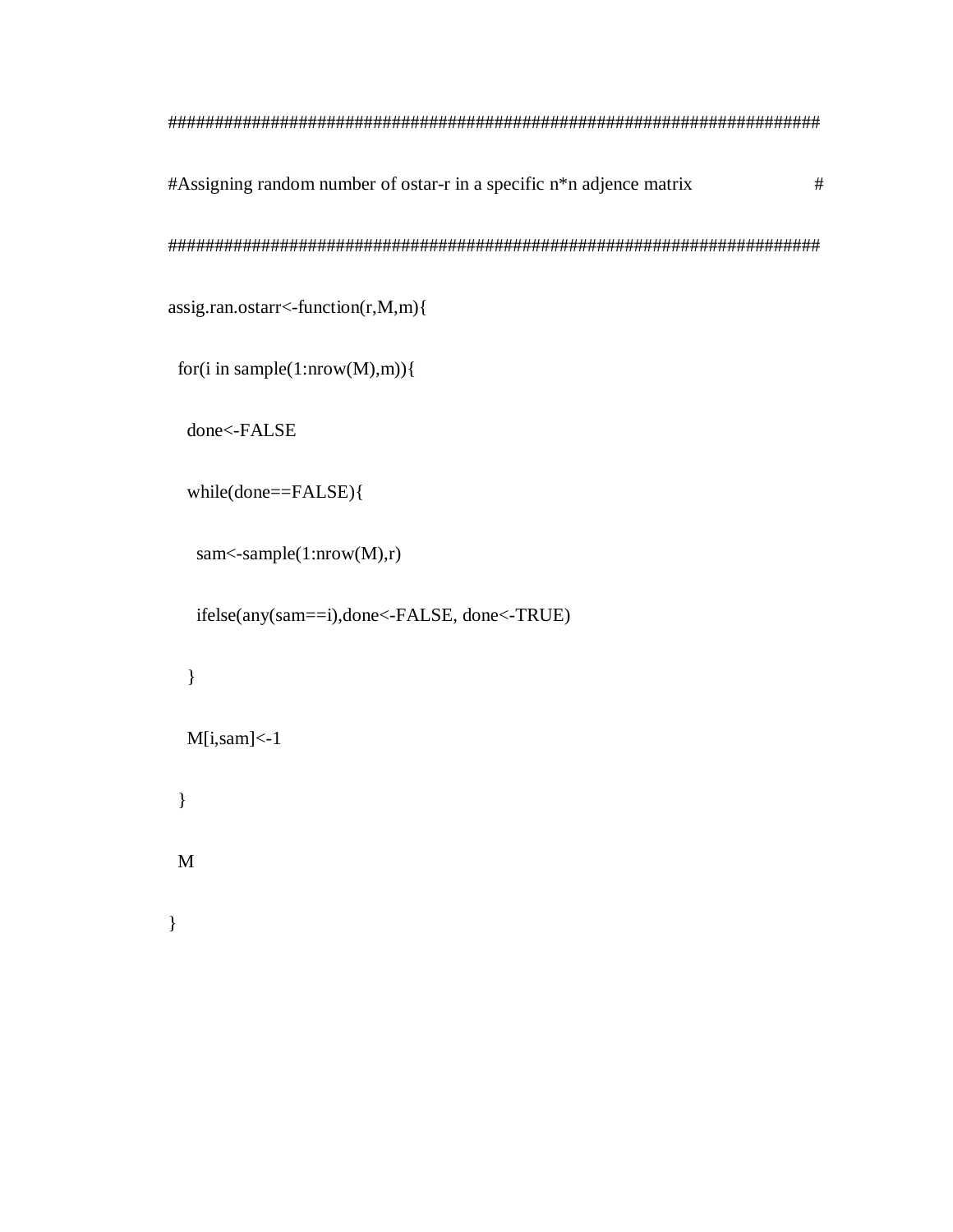```
##########################################################################
#Assigning random number of ostar-r in a specific n*n adjence matrix                #
##########################################################################
assig.ran.ostarr<-function(r,M,m){
  for(i in sample(1:nrow(M),m)){
    done<-FALSE
    while(done==FALSE){
      sam<-sample(1:nrow(M),r)
      ifelse(any(sam==i),done<-FALSE, done<-TRUE)
    }
    M[i,sam]<-1
  }
  M
}
```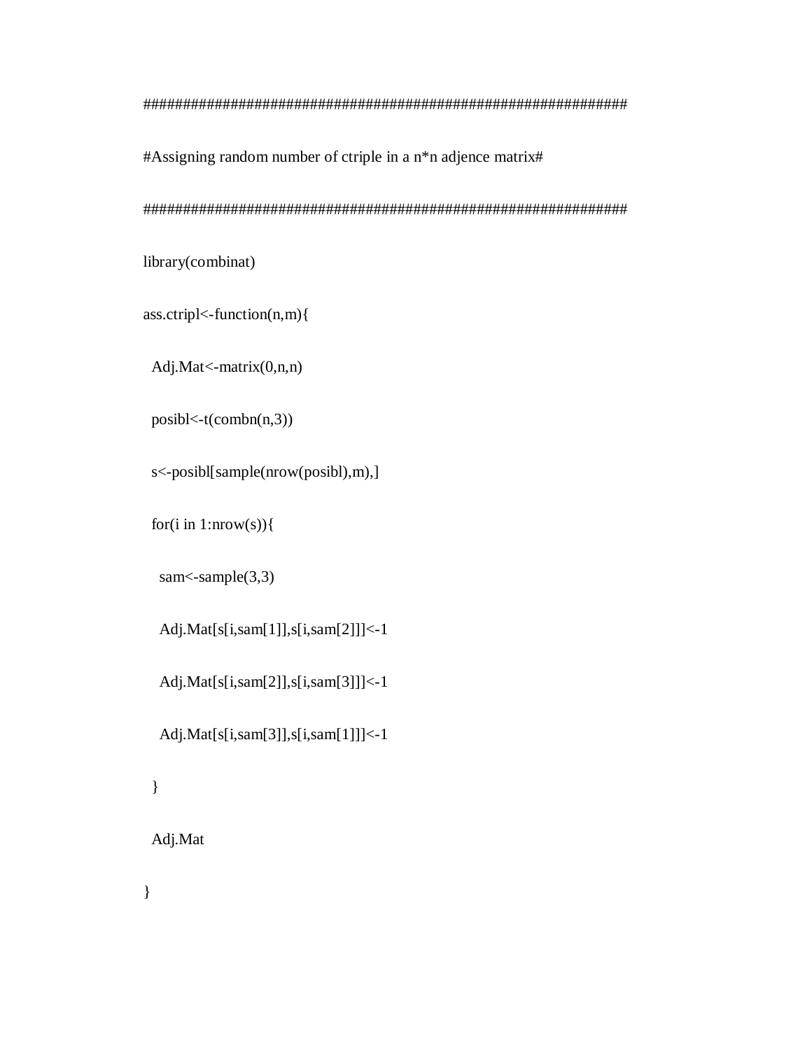```
###############################################################
#Assigning random number of ctriple in a n*n adjence matrix#
###############################################################
library(combinat)
ass.ctripl<-function(n,m){
  Adj.Mat<-matrix(0,n,n)
  posibl<-t(combn(n,3))
  s<-posibl[sample(nrow(posibl),m),]
  for(i in 1:nrow(s)){
    sam<-sample(3,3)
    Adj.Mat[s[i,sam[1]],s[i,sam[2]]]<-1
    Adj.Mat[s[i,sam[2]],s[i,sam[3]]]<-1
    Adj.Mat[s[i,sam[3]],s[i,sam[1]]]<-1
  }
  Adj.Mat
}
```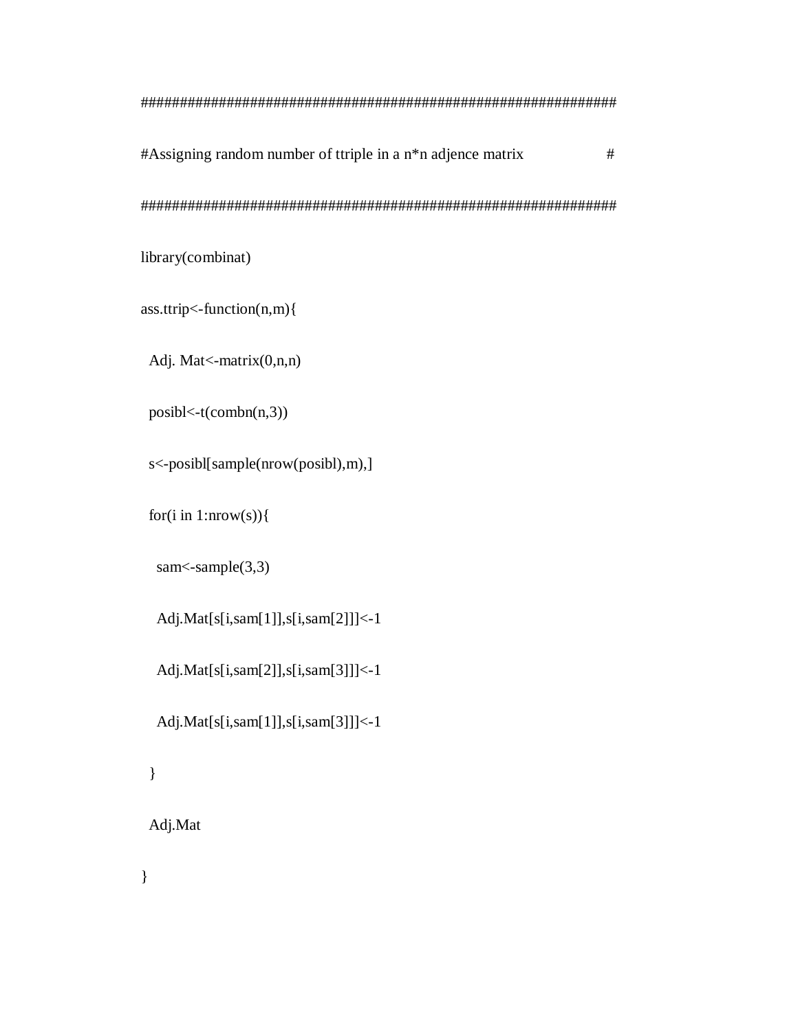```
################################################################
#Assigning random number of ttriple in a n*n adjence matrix                    #
################################################################
library(combinat)
ass.ttrip<-function(n,m){
  Adj. Mat<-matrix(0,n,n)
  posibl<-t(combn(n,3))
  s<-posibl[sample(nrow(posibl),m),]
  for(i in 1:nrow(s)){
    sam<-sample(3,3)
    Adj.Mat[s[i,sam[1]],s[i,sam[2]]]<-1
    Adj.Mat[s[i,sam[2]],s[i,sam[3]]]<-1
    Adj.Mat[s[i,sam[1]],s[i,sam[3]]]<-1
  }
  Adj.Mat
}
```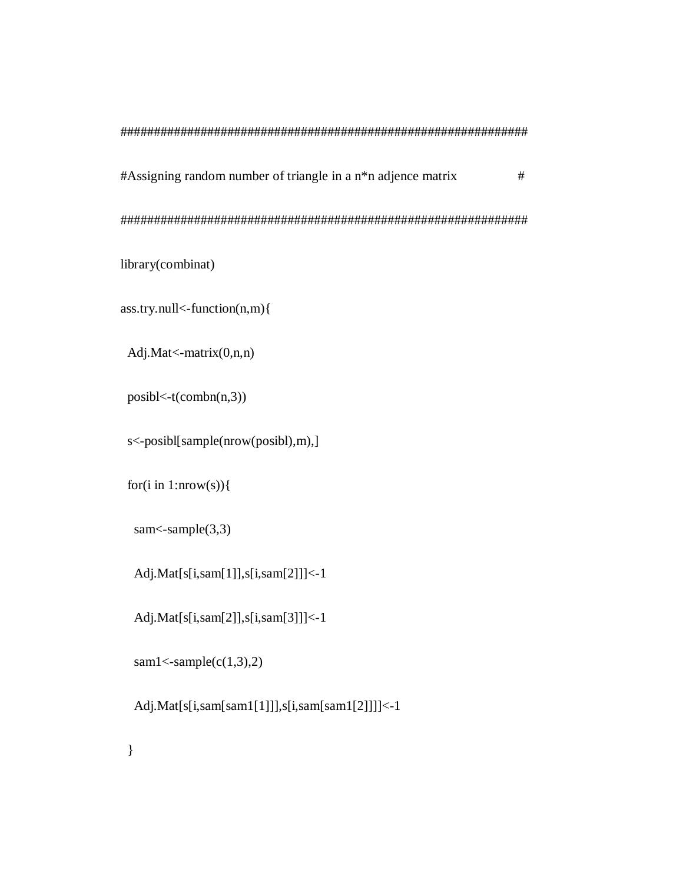```
###############################################################
#Assigning random number of triangle in a n*n adjence matrix                #
###############################################################
library(combinat)
ass.try.null<-function(n,m){
  Adj.Mat<-matrix(0,n,n)
  posibl<-t(combn(n,3))
  s<-posibl[sample(nrow(posibl),m),]
  for(i in 1:nrow(s)){
    sam<-sample(3,3)
    Adj.Mat[s[i,sam[1]],s[i,sam[2]]]<-1
    Adj.Mat[s[i,sam[2]],s[i,sam[3]]]<-1
    sam1<-sample(c(1,3),2)
    Adj.Mat[s[i,sam[sam1[1]]],s[i,sam[sam1[2]]]]<-1
  }
```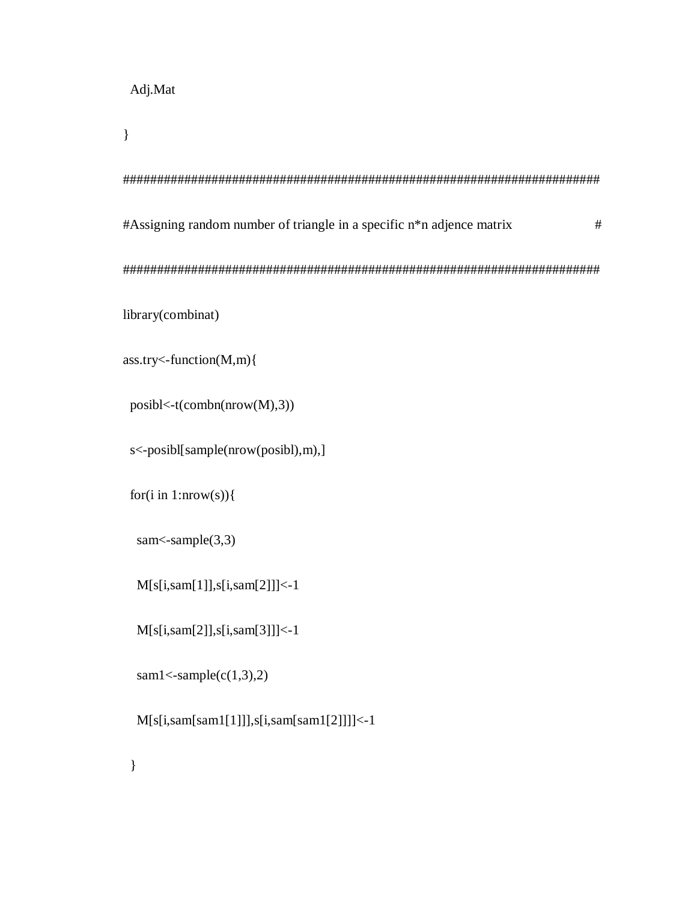```
  Adj.Mat

}

########################################################################

#Assigning random number of triangle in a specific n*n adjence matrix                    #

########################################################################

library(combinat)

ass.try<-function(M,m){

  posibl<-t(combn(nrow(M),3))

  s<-posibl[sample(nrow(posibl),m),]

  for(i in 1:nrow(s)){

    sam<-sample(3,3)

    M[s[i,sam[1]],s[i,sam[2]]]<-1

    M[s[i,sam[2]],s[i,sam[3]]]<-1

    sam1<-sample(c(1,3),2)

    M[s[i,sam[sam1[1]]],s[i,sam[sam1[2]]]]<-1

  }
```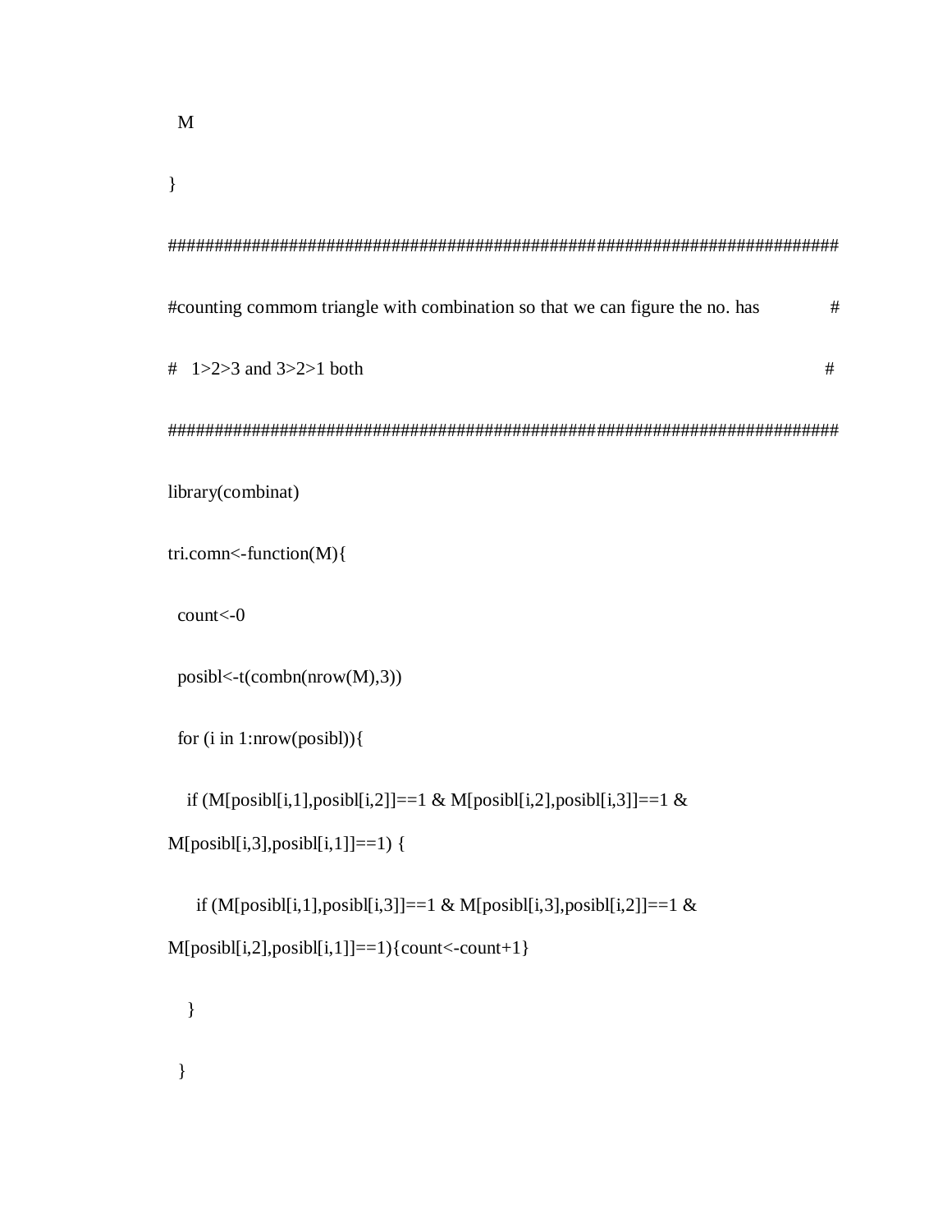```
  M
}
##########################################################################
#counting commom triangle with combination so that we can figure the no. has              #
#   1>2>3 and 3>2>1 both                                                                                   #
##########################################################################
library(combinat)
tri.comn<-function(M){
  count<-0
  posibl<-t(combn(nrow(M),3))
  for (i in 1:nrow(posibl)){
    if (M[posibl[i,1],posibl[i,2]]==1 & M[posibl[i,2],posibl[i,3]]==1 &
M[posibl[i,3],posibl[i,1]]==1) {
      if (M[posibl[i,1],posibl[i,3]]==1 & M[posibl[i,3],posibl[i,2]]==1 &
M[posibl[i,2],posibl[i,1]]==1){count<-count+1}
    }
  }
```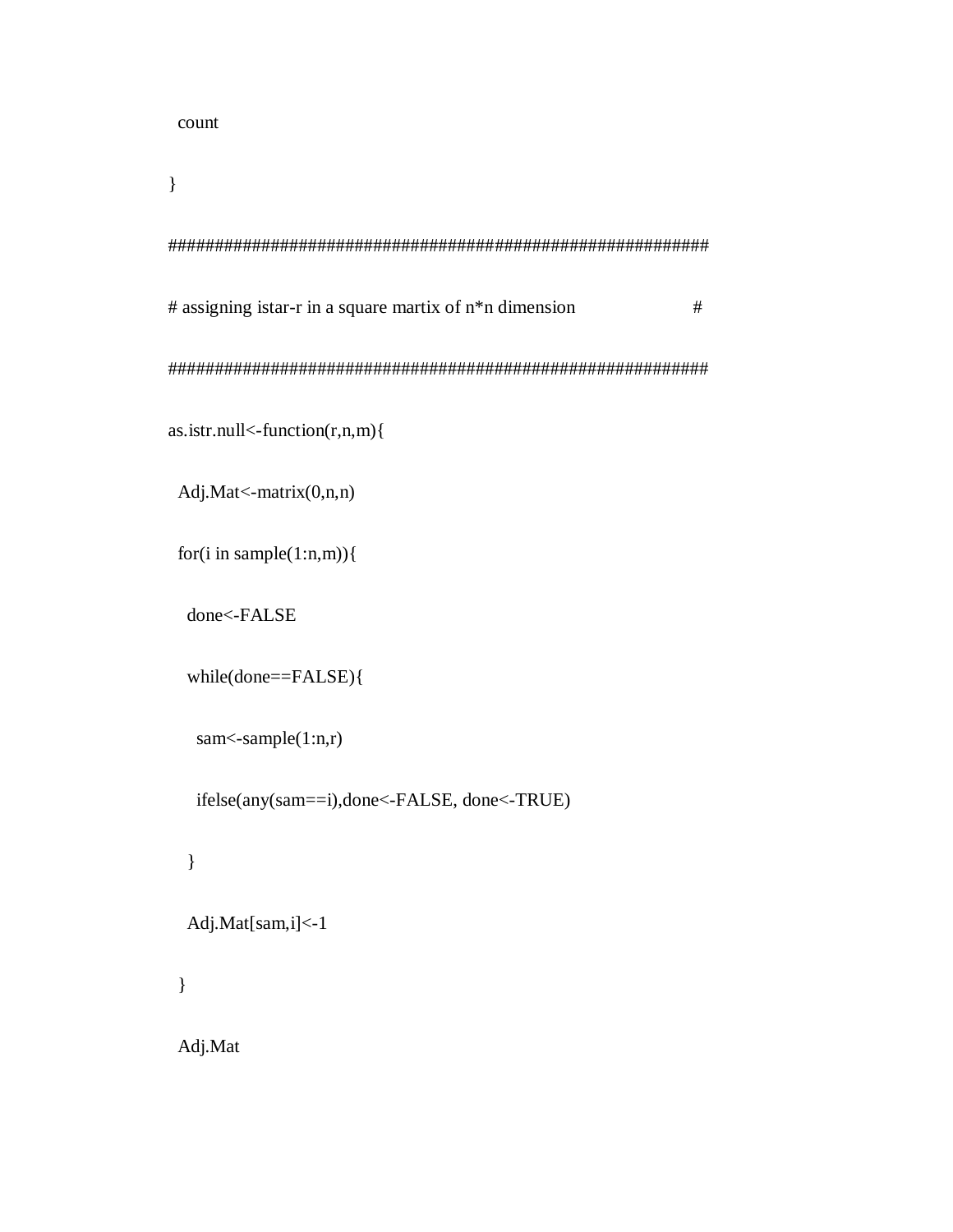```
  count
}
##########################################################
# assigning istar-r in a square martix of n*n dimension                    #
##########################################################
as.istr.null<-function(r,n,m){
  Adj.Mat<-matrix(0,n,n)
  for(i in sample(1:n,m)){
    done<-FALSE
    while(done==FALSE){
      sam<-sample(1:n,r)
      ifelse(any(sam==i),done<-FALSE, done<-TRUE)
    }
    Adj.Mat[sam,i]<-1
  }
  Adj.Mat
```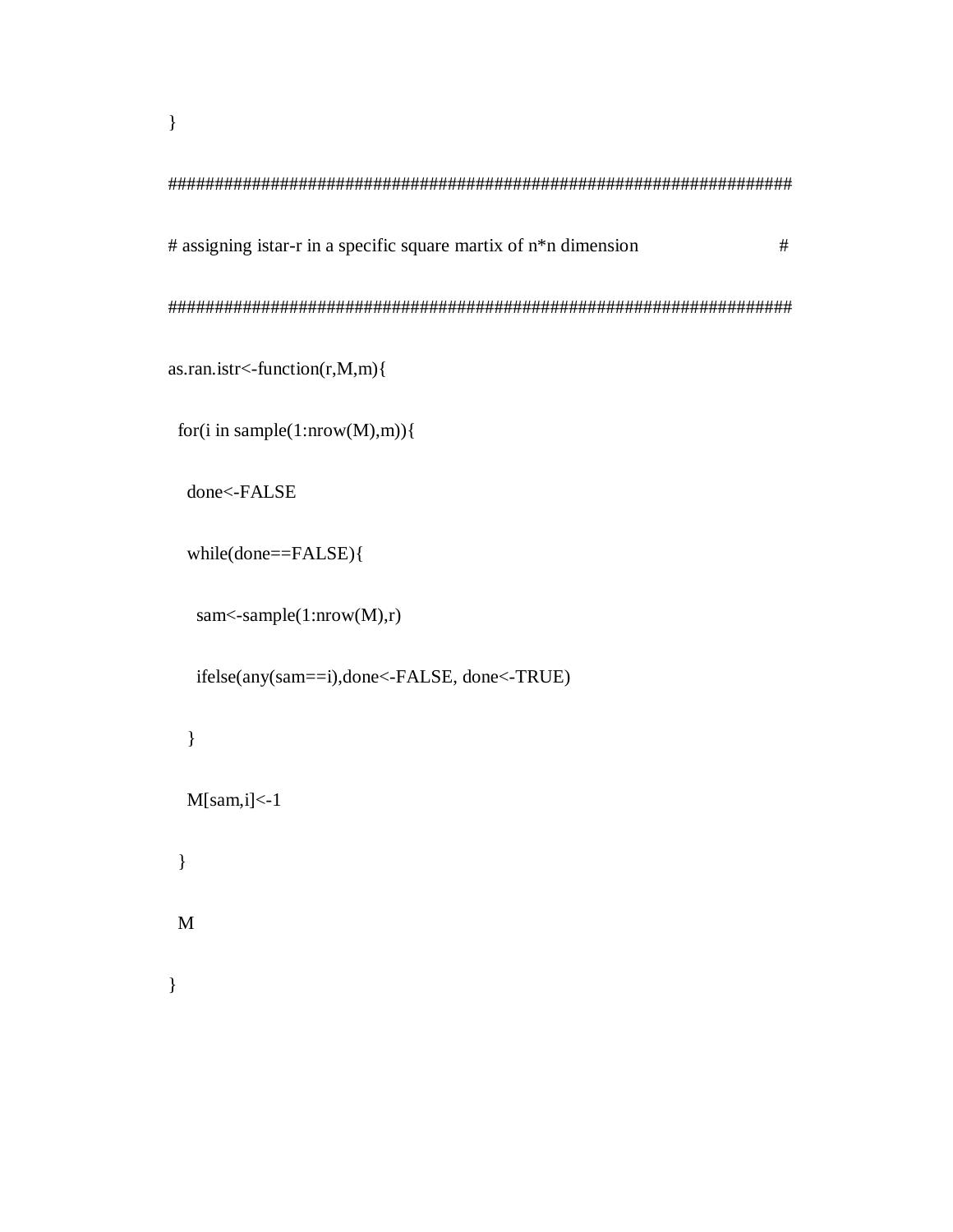```
}

####################################################################

# assigning istar-r in a specific square martix of n*n dimension                    #

####################################################################

as.ran.istr<-function(r,M,m){

  for(i in sample(1:nrow(M),m)){

    done<-FALSE

    while(done==FALSE){

      sam<-sample(1:nrow(M),r)

      ifelse(any(sam==i),done<-FALSE, done<-TRUE)

    }

    M[sam,i]<-1

  }

  M

}
```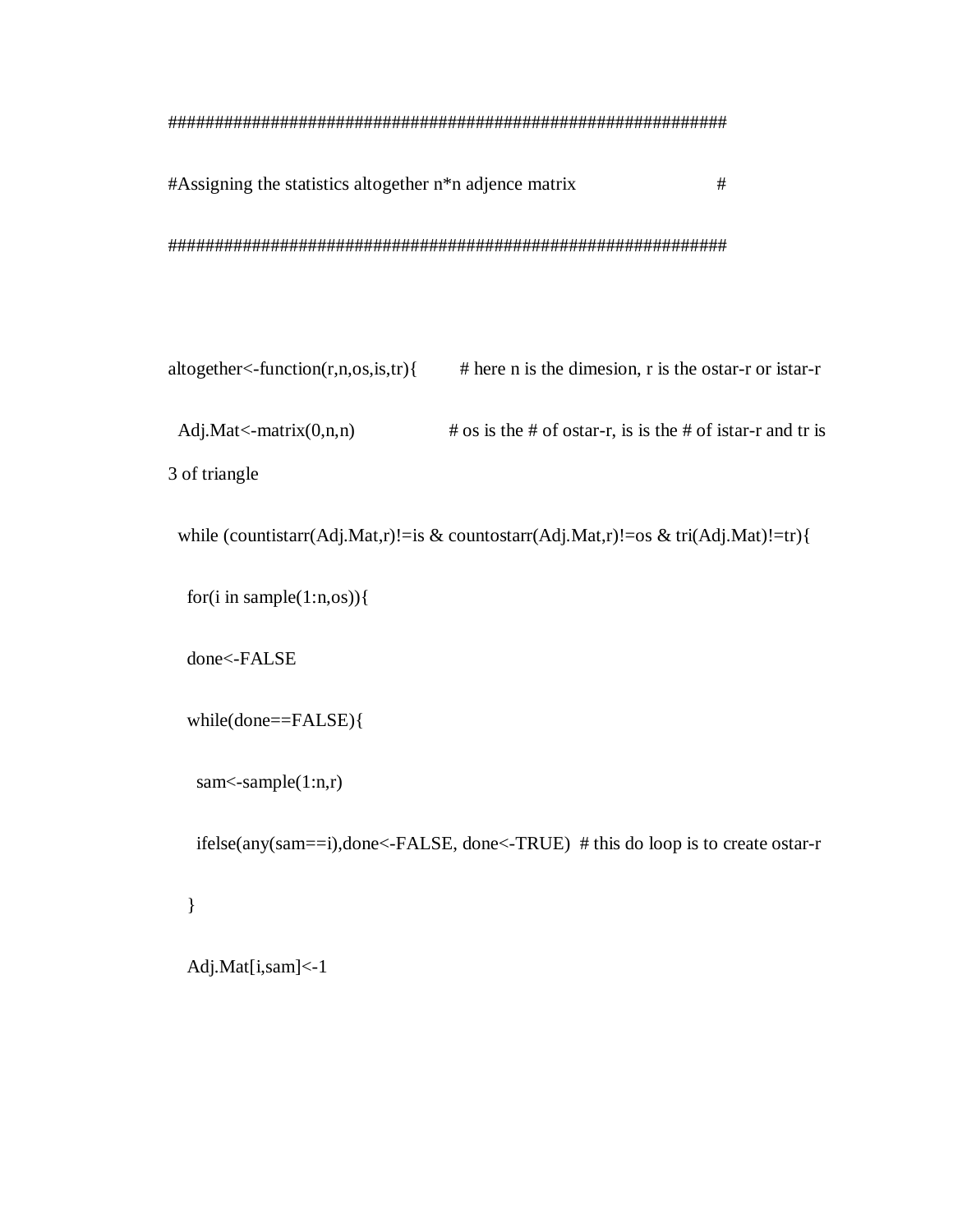```
############################################################
#Assigning the statistics altogether n*n adjence matrix                    #
############################################################


altogether<-function(r,n,os,is,tr){        # here n is the dimesion, r is the ostar-r or istar-r
  Adj.Mat<-matrix(0,n,n)                   # os is the # of ostar-r, is is the # of istar-r and tr is
3 of triangle
  while (countistarr(Adj.Mat,r)!=is & countostarr(Adj.Mat,r)!=os & tri(Adj.Mat)!=tr){
    for(i in sample(1:n,os)){
    done<-FALSE
    while(done==FALSE){
      sam<-sample(1:n,r)
      ifelse(any(sam==i),done<-FALSE, done<-TRUE)  # this do loop is to create ostar-r
    }
    Adj.Mat[i,sam]<-1
```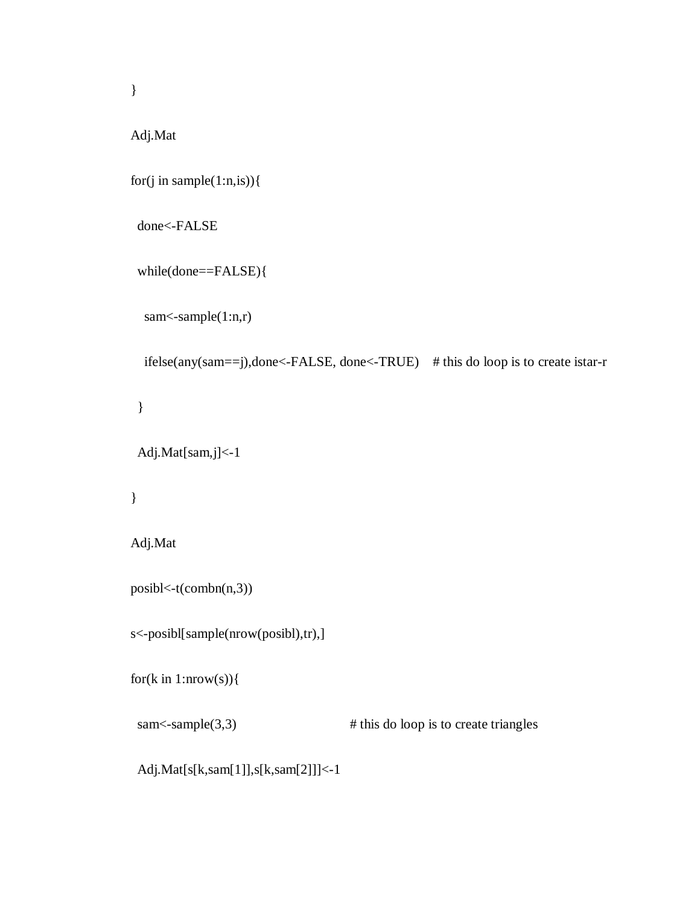```
}

Adj.Mat

for(j in sample(1:n,is)){

  done<-FALSE

  while(done==FALSE){

    sam<-sample(1:n,r)

    ifelse(any(sam==j),done<-FALSE, done<-TRUE)    # this do loop is to create istar-r

  }

  Adj.Mat[sam,j]<-1

}

Adj.Mat

posibl<-t(combn(n,3))

s<-posibl[sample(nrow(posibl),tr),]

for(k in 1:nrow(s)){

  sam<-sample(3,3)                              # this do loop is to create triangles

  Adj.Mat[s[k,sam[1]],s[k,sam[2]]]<-1
```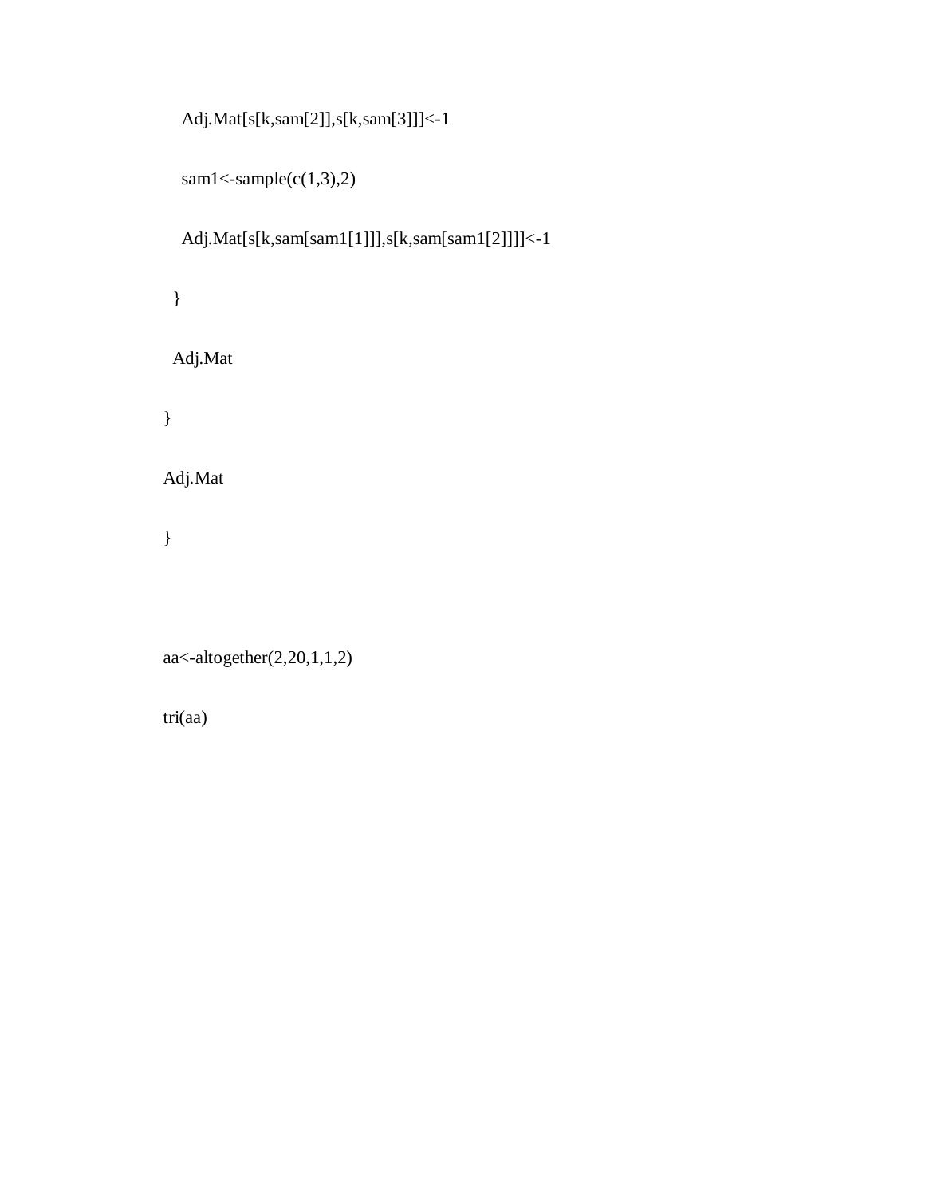```
    Adj.Mat[s[k,sam[2]],s[k,sam[3]]]<-1

    sam1<-sample(c(1,3),2)

    Adj.Mat[s[k,sam[sam1[1]]],s[k,sam[sam1[2]]]]<-1

  }

  Adj.Mat

}

Adj.Mat

}



aa<-altogether(2,20,1,1,2)

tri(aa)
```